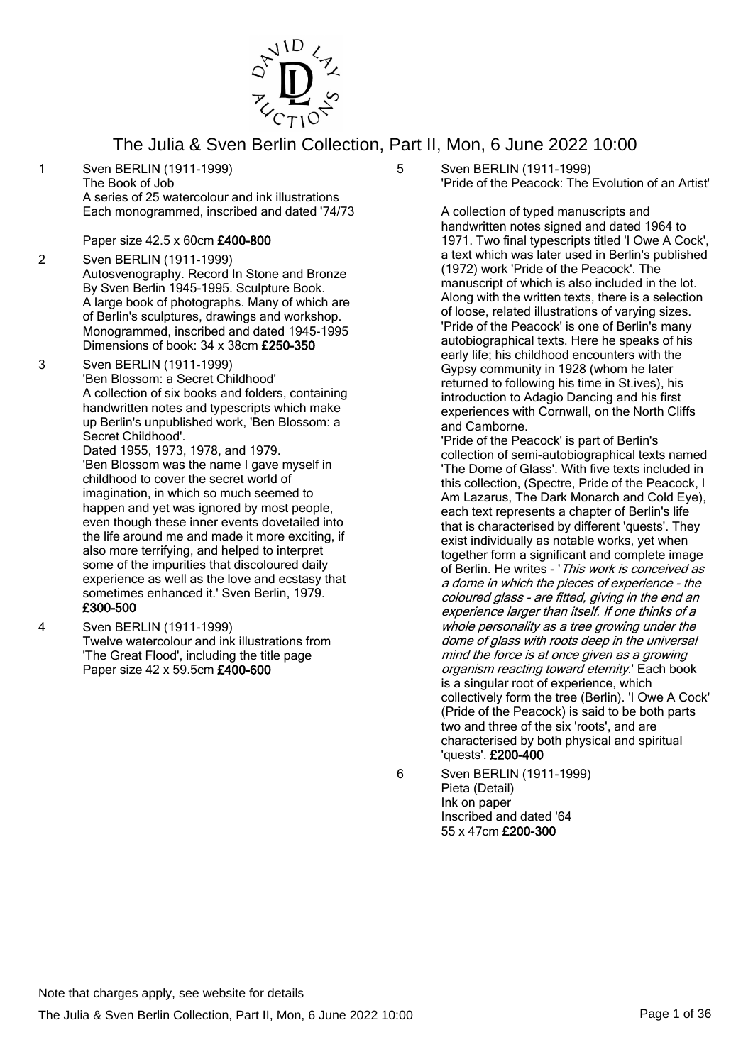# The Julia & Sven Berlin Collection, Part II, Mon, 6 June 2022 10:00

1 Sven BERLIN (1911-1999)
The Book of Job
A series of 25 watercolour and ink illustrations
Each monogrammed, inscribed and dated '74/73

Paper size 42.5 x 60cm **£400-800**

2 Sven BERLIN (1911-1999)
Autosvenography. Record In Stone and Bronze By Sven Berlin 1945-1995. Sculpture Book.
A large book of photographs. Many of which are of Berlin's sculptures, drawings and workshop.
Monogrammed, inscribed and dated 1945-1995
Dimensions of book: 34 x 38cm **£250-350**

3 Sven BERLIN (1911-1999)
'Ben Blossom: a Secret Childhood'
A collection of six books and folders, containing handwritten notes and typescripts which make up Berlin's unpublished work, 'Ben Blossom: a Secret Childhood'.
Dated 1955, 1973, 1978, and 1979.
'Ben Blossom was the name I gave myself in childhood to cover the secret world of imagination, in which so much seemed to happen and yet was ignored by most people, even though these inner events dovetailed into the life around me and made it more exciting, if also more terrifying, and helped to interpret some of the impurities that discoloured daily experience as well as the love and ecstasy that sometimes enhanced it.' Sven Berlin, 1979.
**£300-500**

4 Sven BERLIN (1911-1999)
Twelve watercolour and ink illustrations from 'The Great Flood', including the title page
Paper size 42 x 59.5cm **£400-600**

5 Sven BERLIN (1911-1999)
'Pride of the Peacock: The Evolution of an Artist'

A collection of typed manuscripts and handwritten notes signed and dated 1964 to 1971. Two final typescripts titled 'I Owe A Cock', a text which was later used in Berlin's published (1972) work 'Pride of the Peacock'. The manuscript of which is also included in the lot. Along with the written texts, there is a selection of loose, related illustrations of varying sizes. 'Pride of the Peacock' is one of Berlin's many autobiographical texts. Here he speaks of his early life; his childhood encounters with the Gypsy community in 1928 (whom he later returned to following his time in St.ives), his introduction to Adagio Dancing and his first experiences with Cornwall, on the North Cliffs and Camborne.
'Pride of the Peacock' is part of Berlin's collection of semi-autobiographical texts named 'The Dome of Glass'. With five texts included in this collection, (Spectre, Pride of the Peacock, I Am Lazarus, The Dark Monarch and Cold Eye), each text represents a chapter of Berlin's life that is characterised by different 'quests'. They exist individually as notable works, yet when together form a significant and complete image of Berlin. He writes - '*This work is conceived as a dome in which the pieces of experience - the coloured glass - are fitted, giving in the end an experience larger than itself. If one thinks of a whole personality as a tree growing under the dome of glass with roots deep in the universal mind the force is at once given as a growing organism reacting toward eternity.*' Each book is a singular root of experience, which collectively form the tree (Berlin). 'I Owe A Cock' (Pride of the Peacock) is said to be both parts two and three of the six 'roots', and are characterised by both physical and spiritual 'quests'. **£200-400**

6 Sven BERLIN (1911-1999)
Pieta (Detail)
Ink on paper
Inscribed and dated '64
55 x 47cm **£200-300**

Note that charges apply, see website for details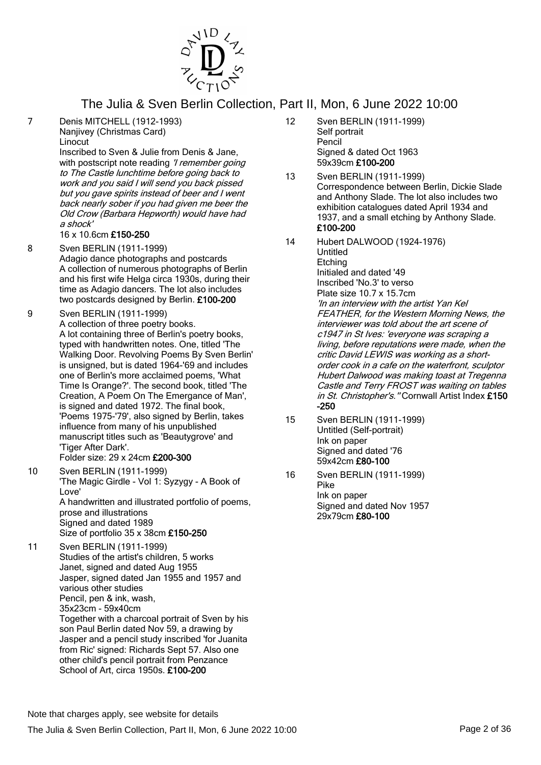7 Denis MITCHELL (1912-1993)
Nanjivey (Christmas Card)
Linocut
Inscribed to Sven & Julie from Denis & Jane, with postscript note reading *'I remember going to The Castle lunchtime before going back to work and you said I will send you back pissed but you gave spirits instead of beer and I went back nearly sober if you had given me beer the Old Crow (Barbara Hepworth) would have had a shock'*
16 x 10.6cm **£150-250**

8 Sven BERLIN (1911-1999)
Adagio dance photographs and postcards
A collection of numerous photographs of Berlin and his first wife Helga circa 1930s, during their time as Adagio dancers. The lot also includes two postcards designed by Berlin. **£100-200**

9 Sven BERLIN (1911-1999)
A collection of three poetry books.
A lot containing three of Berlin's poetry books, typed with handwritten notes. One, titled 'The Walking Door. Revolving Poems By Sven Berlin' is unsigned, but is dated 1964-'69 and includes one of Berlin's more acclaimed poems, 'What Time Is Orange?'. The second book, titled 'The Creation, A Poem On The Emergance of Man', is signed and dated 1972. The final book, 'Poems 1975-'79', also signed by Berlin, takes influence from many of his unpublished manuscript titles such as 'Beautygrove' and 'Tiger After Dark'.
Folder size: 29 x 24cm **£200-300**

10 Sven BERLIN (1911-1999)
'The Magic Girdle - Vol 1: Syzygy - A Book of Love'
A handwritten and illustrated portfolio of poems, prose and illustrations
Signed and dated 1989
Size of portfolio 35 x 38cm **£150-250**

11 Sven BERLIN (1911-1999)
Studies of the artist's children, 5 works
Janet, signed and dated Aug 1955
Jasper, signed dated Jan 1955 and 1957 and various other studies
Pencil, pen & ink, wash,
35x23cm - 59x40cm
Together with a charcoal portrait of Sven by his son Paul Berlin dated Nov 59, a drawing by Jasper and a pencil study inscribed 'for Juanita from Ric' signed: Richards Sept 57. Also one other child's pencil portrait from Penzance School of Art, circa 1950s. **£100-200**

12 Sven BERLIN (1911-1999)
Self portrait
Pencil
Signed & dated Oct 1963
59x39cm **£100-200**

13 Sven BERLIN (1911-1999)
Correspondence between Berlin, Dickie Slade and Anthony Slade. The lot also includes two exhibition catalogues dated April 1934 and 1937, and a small etching by Anthony Slade.
**£100-200**

14 Hubert DALWOOD (1924-1976)
Untitled
Etching
Initialed and dated '49
Inscribed 'No.3' to verso
Plate size 10.7 x 15.7cm
*'In an interview with the artist Yan Kel FEATHER, for the Western Morning News, the interviewer was told about the art scene of c1947 in St Ives: 'everyone was scraping a living, before reputations were made, when the critic David LEWIS was working as a short-order cook in a cafe on the waterfront, sculptor Hubert Dalwood was making toast at Tregenna Castle and Terry FROST was waiting on tables in St. Christopher's."* Cornwall Artist Index **£150-250**

15 Sven BERLIN (1911-1999)
Untitled (Self-portrait)
Ink on paper
Signed and dated '76
59x42cm **£80-100**

16 Sven BERLIN (1911-1999)
Pike
Ink on paper
Signed and dated Nov 1957
29x79cm **£80-100**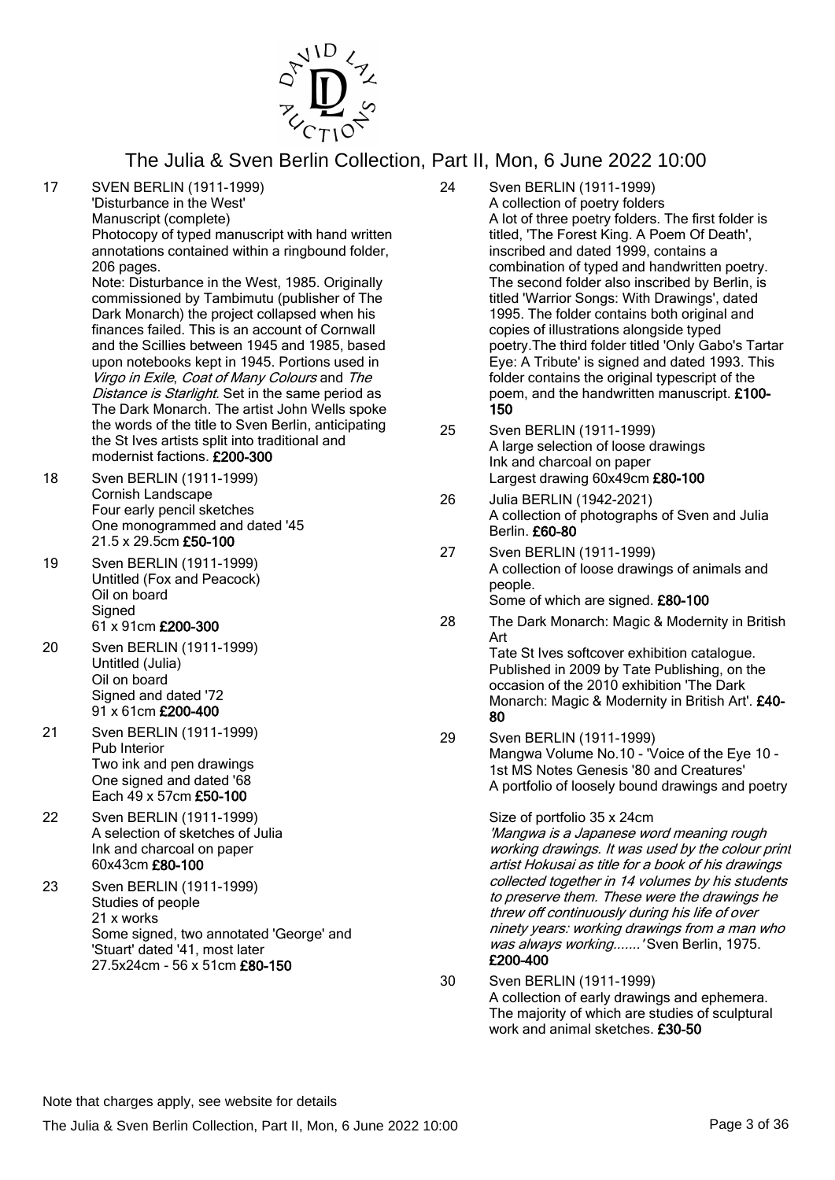17 SVEN BERLIN (1911-1999)
'Disturbance in the West'
Manuscript (complete)
Photocopy of typed manuscript with hand written annotations contained within a ringbound folder, 206 pages.
Note: Disturbance in the West, 1985. Originally commissioned by Tambimutu (publisher of The Dark Monarch) the project collapsed when his finances failed. This is an account of Cornwall and the Scillies between 1945 and 1985, based upon notebooks kept in 1945. Portions used in *Virgo in Exile*, *Coat of Many Colours* and *The Distance is Starlight*. Set in the same period as The Dark Monarch. The artist John Wells spoke the words of the title to Sven Berlin, anticipating the St Ives artists split into traditional and modernist factions. **£200-300**

18 Sven BERLIN (1911-1999)
Cornish Landscape
Four early pencil sketches
One monogrammed and dated '45
21.5 x 29.5cm **£50-100**

19 Sven BERLIN (1911-1999)
Untitled (Fox and Peacock)
Oil on board
Signed
61 x 91cm **£200-300**

20 Sven BERLIN (1911-1999)
Untitled (Julia)
Oil on board
Signed and dated '72
91 x 61cm **£200-400**

21 Sven BERLIN (1911-1999)
Pub Interior
Two ink and pen drawings
One signed and dated '68
Each 49 x 57cm **£50-100**

22 Sven BERLIN (1911-1999)
A selection of sketches of Julia
Ink and charcoal on paper
60x43cm **£80-100**

23 Sven BERLIN (1911-1999)
Studies of people
21 x works
Some signed, two annotated 'George' and 'Stuart' dated '41, most later
27.5x24cm - 56 x 51cm **£80-150**

24 Sven BERLIN (1911-1999)
A collection of poetry folders
A lot of three poetry folders. The first folder is titled, 'The Forest King. A Poem Of Death', inscribed and dated 1999, contains a combination of typed and handwritten poetry. The second folder also inscribed by Berlin, is titled 'Warrior Songs: With Drawings', dated 1995. The folder contains both original and copies of illustrations alongside typed poetry.The third folder titled 'Only Gabo's Tartar Eye: A Tribute' is signed and dated 1993. This folder contains the original typescript of the poem, and the handwritten manuscript. **£100-150**

25 Sven BERLIN (1911-1999)
A large selection of loose drawings
Ink and charcoal on paper
Largest drawing 60x49cm **£80-100**

26 Julia BERLIN (1942-2021)
A collection of photographs of Sven and Julia Berlin. **£60-80**

27 Sven BERLIN (1911-1999)
A collection of loose drawings of animals and people.
Some of which are signed. **£80-100**

28 The Dark Monarch: Magic & Modernity in British Art
Tate St Ives softcover exhibition catalogue. Published in 2009 by Tate Publishing, on the occasion of the 2010 exhibition 'The Dark Monarch: Magic & Modernity in British Art'. **£40-80**

29 Sven BERLIN (1911-1999)
Mangwa Volume No.10 - 'Voice of the Eye 10 - 1st MS Notes Genesis '80 and Creatures'
A portfolio of loosely bound drawings and poetry

Size of portfolio 35 x 24cm
*'Mangwa is a Japanese word meaning rough working drawings. It was used by the colour print artist Hokusai as title for a book of his drawings collected together in 14 volumes by his students to preserve them. These were the drawings he threw off continuously during his life of over ninety years: working drawings from a man who was always working.......'* Sven Berlin, 1975.
**£200-400**

30 Sven BERLIN (1911-1999)
A collection of early drawings and ephemera. The majority of which are studies of sculptural work and animal sketches. **£30-50**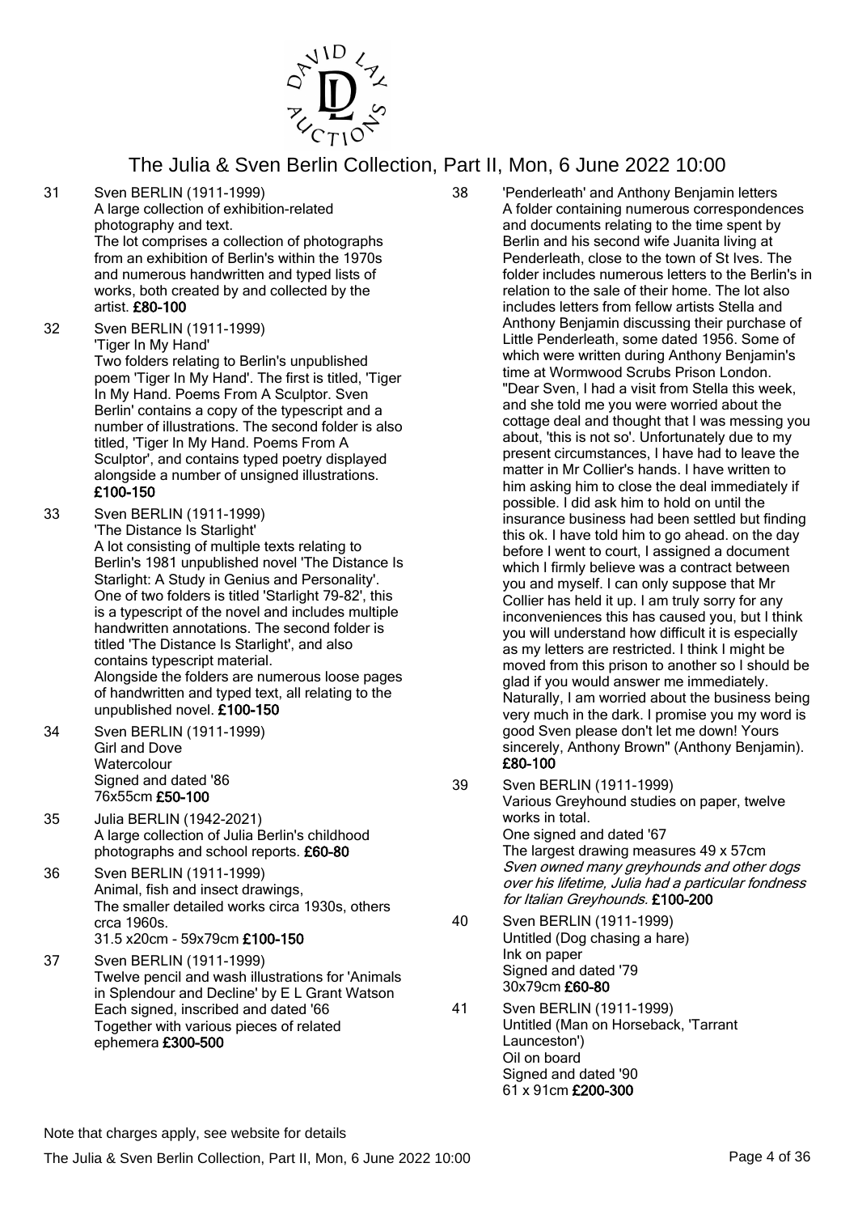31 Sven BERLIN (1911-1999)
A large collection of exhibition-related photography and text.
The lot comprises a collection of photographs from an exhibition of Berlin's within the 1970s and numerous handwritten and typed lists of works, both created by and collected by the artist. **£80-100**

32 Sven BERLIN (1911-1999)
'Tiger In My Hand'
Two folders relating to Berlin's unpublished poem 'Tiger In My Hand'. The first is titled, 'Tiger In My Hand. Poems From A Sculptor. Sven Berlin' contains a copy of the typescript and a number of illustrations. The second folder is also titled, 'Tiger In My Hand. Poems From A Sculptor', and contains typed poetry displayed alongside a number of unsigned illustrations. **£100-150**

33 Sven BERLIN (1911-1999)
'The Distance Is Starlight'
A lot consisting of multiple texts relating to Berlin's 1981 unpublished novel 'The Distance Is Starlight: A Study in Genius and Personality'. One of two folders is titled 'Starlight 79-82', this is a typescript of the novel and includes multiple handwritten annotations. The second folder is titled 'The Distance Is Starlight', and also contains typescript material.
Alongside the folders are numerous loose pages of handwritten and typed text, all relating to the unpublished novel. **£100-150**

34 Sven BERLIN (1911-1999)
Girl and Dove
Watercolour
Signed and dated '86
76x55cm **£50-100**

35 Julia BERLIN (1942-2021)
A large collection of Julia Berlin's childhood photographs and school reports. **£60-80**

36 Sven BERLIN (1911-1999)
Animal, fish and insect drawings,
The smaller detailed works circa 1930s, others crca 1960s.
31.5 x20cm - 59x79cm **£100-150**

37 Sven BERLIN (1911-1999)
Twelve pencil and wash illustrations for 'Animals in Splendour and Decline' by E L Grant Watson
Each signed, inscribed and dated '66
Together with various pieces of related ephemera **£300-500**

38 'Penderleath' and Anthony Benjamin letters
A folder containing numerous correspondences and documents relating to the time spent by Berlin and his second wife Juanita living at Penderleath, close to the town of St Ives. The folder includes numerous letters to the Berlin's in relation to the sale of their home. The lot also includes letters from fellow artists Stella and Anthony Benjamin discussing their purchase of Little Penderleath, some dated 1956. Some of which were written during Anthony Benjamin's time at Wormwood Scrubs Prison London.
"Dear Sven, I had a visit from Stella this week, and she told me you were worried about the cottage deal and thought that I was messing you about, 'this is not so'. Unfortunately due to my present circumstances, I have had to leave the matter in Mr Collier's hands. I have written to him asking him to close the deal immediately if possible. I did ask him to hold on until the insurance business had been settled but finding this ok. I have told him to go ahead. on the day before I went to court, I assigned a document which I firmly believe was a contract between you and myself. I can only suppose that Mr Collier has held it up. I am truly sorry for any inconveniences this has caused you, but I think you will understand how difficult it is especially as my letters are restricted. I think I might be moved from this prison to another so I should be glad if you would answer me immediately. Naturally, I am worried about the business being very much in the dark. I promise you my word is good Sven please don't let me down! Yours sincerely, Anthony Brown" (Anthony Benjamin). **£80-100**

39 Sven BERLIN (1911-1999)
Various Greyhound studies on paper, twelve works in total.
One signed and dated '67
The largest drawing measures 49 x 57cm
*Sven owned many greyhounds and other dogs over his lifetime, Julia had a particular fondness for Italian Greyhounds.* **£100-200**

40 Sven BERLIN (1911-1999)
Untitled (Dog chasing a hare)
Ink on paper
Signed and dated '79
30x79cm **£60-80**

41 Sven BERLIN (1911-1999)
Untitled (Man on Horseback, 'Tarrant Launceston')
Oil on board
Signed and dated '90
61 x 91cm **£200-300**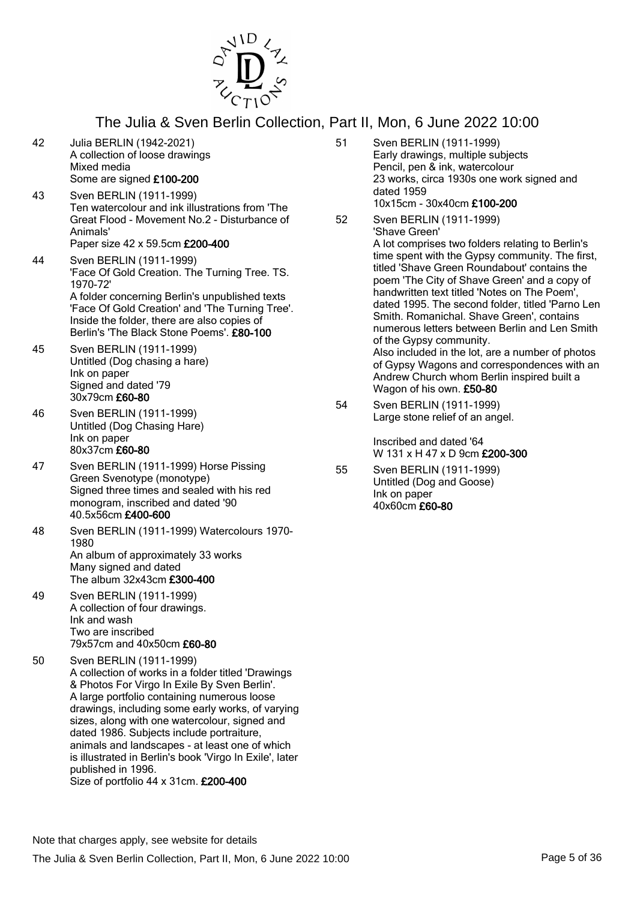42 Julia BERLIN (1942-2021)
A collection of loose drawings
Mixed media
Some are signed **£100-200**

43 Sven BERLIN (1911-1999)
Ten watercolour and ink illustrations from 'The Great Flood - Movement No.2 - Disturbance of Animals'
Paper size 42 x 59.5cm **£200-400**

44 Sven BERLIN (1911-1999)
'Face Of Gold Creation. The Turning Tree. TS. 1970-72'
A folder concerning Berlin's unpublished texts 'Face Of Gold Creation' and 'The Turning Tree'. Inside the folder, there are also copies of Berlin's 'The Black Stone Poems'. **£80-100**

45 Sven BERLIN (1911-1999)
Untitled (Dog chasing a hare)
Ink on paper
Signed and dated '79
30x79cm **£60-80**

46 Sven BERLIN (1911-1999)
Untitled (Dog Chasing Hare)
Ink on paper
80x37cm **£60-80**

47 Sven BERLIN (1911-1999) Horse Pissing Green Svenotype (monotype)
Signed three times and sealed with his red monogram, inscribed and dated '90
40.5x56cm **£400-600**

48 Sven BERLIN (1911-1999) Watercolours 1970-1980
An album of approximately 33 works
Many signed and dated
The album 32x43cm **£300-400**

49 Sven BERLIN (1911-1999)
A collection of four drawings.
Ink and wash
Two are inscribed
79x57cm and 40x50cm **£60-80**

50 Sven BERLIN (1911-1999)
A collection of works in a folder titled 'Drawings & Photos For Virgo In Exile By Sven Berlin'. A large portfolio containing numerous loose drawings, including some early works, of varying sizes, along with one watercolour, signed and dated 1986. Subjects include portraiture, animals and landscapes - at least one of which is illustrated in Berlin's book 'Virgo In Exile', later published in 1996.
Size of portfolio 44 x 31cm. **£200-400**

51 Sven BERLIN (1911-1999)
Early drawings, multiple subjects
Pencil, pen & ink, watercolour
23 works, circa 1930s one work signed and dated 1959
10x15cm - 30x40cm **£100-200**

52 Sven BERLIN (1911-1999)
'Shave Green'
A lot comprises two folders relating to Berlin's time spent with the Gypsy community. The first, titled 'Shave Green Roundabout' contains the poem 'The City of Shave Green' and a copy of handwritten text titled 'Notes on The Poem', dated 1995. The second folder, titled 'Parno Len Smith. Romanichal. Shave Green', contains numerous letters between Berlin and Len Smith of the Gypsy community.
Also included in the lot, are a number of photos of Gypsy Wagons and correspondences with an Andrew Church whom Berlin inspired built a Wagon of his own. **£50-80**

54 Sven BERLIN (1911-1999)
Large stone relief of an angel.

Inscribed and dated '64
W 131 x H 47 x D 9cm **£200-300**

55 Sven BERLIN (1911-1999)
Untitled (Dog and Goose)
Ink on paper
40x60cm **£60-80**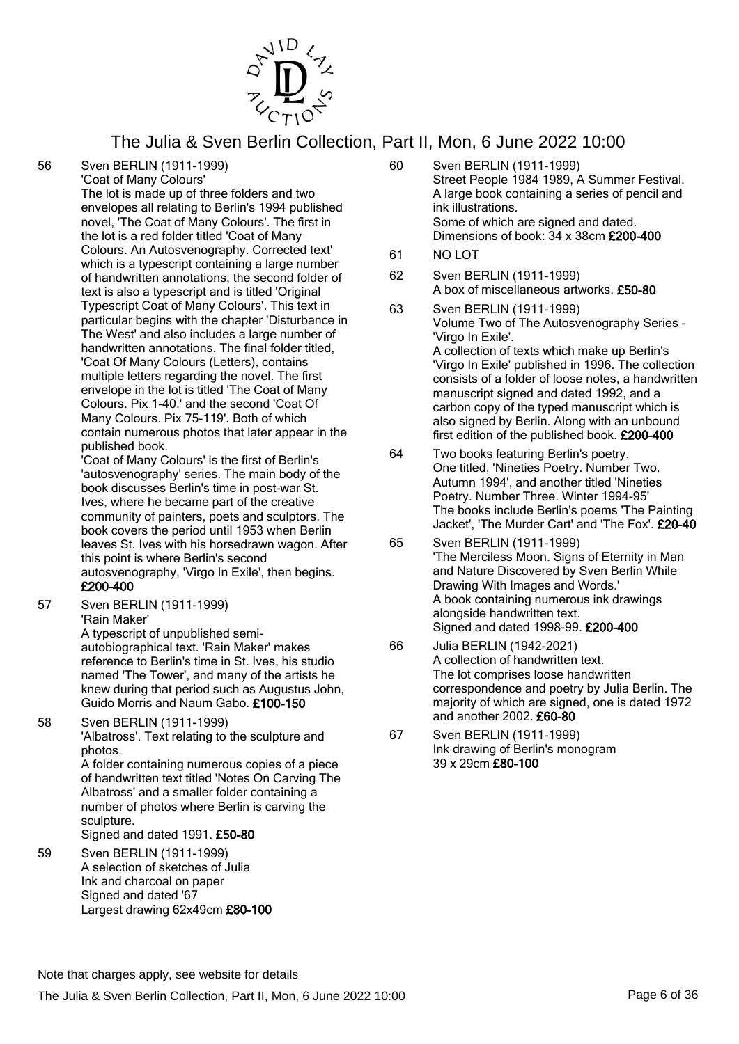56 Sven BERLIN (1911-1999)
'Coat of Many Colours'
The lot is made up of three folders and two envelopes all relating to Berlin's 1994 published novel, 'The Coat of Many Colours'. The first in the lot is a red folder titled 'Coat of Many Colours. An Autosvenography. Corrected text' which is a typescript containing a large number of handwritten annotations, the second folder of text is also a typescript and is titled 'Original Typescript Coat of Many Colours'. This text in particular begins with the chapter 'Disturbance in The West' and also includes a large number of handwritten annotations. The final folder titled, 'Coat Of Many Colours (Letters), contains multiple letters regarding the novel. The first envelope in the lot is titled 'The Coat of Many Colours. Pix 1-40.' and the second 'Coat Of Many Colours. Pix 75-119'. Both of which contain numerous photos that later appear in the published book.
'Coat of Many Colours' is the first of Berlin's 'autosvenography' series. The main body of the book discusses Berlin's time in post-war St. Ives, where he became part of the creative community of painters, poets and sculptors. The book covers the period until 1953 when Berlin leaves St. Ives with his horsedrawn wagon. After this point is where Berlin's second autosvenography, 'Virgo In Exile', then begins.
**£200-400**

57 Sven BERLIN (1911-1999)
'Rain Maker'
A typescript of unpublished semi-autobiographical text. 'Rain Maker' makes reference to Berlin's time in St. Ives, his studio named 'The Tower', and many of the artists he knew during that period such as Augustus John, Guido Morris and Naum Gabo. **£100-150**

58 Sven BERLIN (1911-1999)
'Albatross'. Text relating to the sculpture and photos.
A folder containing numerous copies of a piece of handwritten text titled 'Notes On Carving The Albatross' and a smaller folder containing a number of photos where Berlin is carving the sculpture.
Signed and dated 1991. **£50-80**

59 Sven BERLIN (1911-1999)
A selection of sketches of Julia
Ink and charcoal on paper
Signed and dated '67
Largest drawing 62x49cm **£80-100**

60 Sven BERLIN (1911-1999)
Street People 1984 1989, A Summer Festival.
A large book containing a series of pencil and ink illustrations.
Some of which are signed and dated.
Dimensions of book: 34 x 38cm **£200-400**

61 NO LOT

62 Sven BERLIN (1911-1999)
A box of miscellaneous artworks. **£50-80**

63 Sven BERLIN (1911-1999)
Volume Two of The Autosvenography Series - 'Virgo In Exile'.
A collection of texts which make up Berlin's 'Virgo In Exile' published in 1996. The collection consists of a folder of loose notes, a handwritten manuscript signed and dated 1992, and a carbon copy of the typed manuscript which is also signed by Berlin. Along with an unbound first edition of the published book. **£200-400**

64 Two books featuring Berlin's poetry.
One titled, 'Nineties Poetry. Number Two. Autumn 1994', and another titled 'Nineties Poetry. Number Three. Winter 1994-95'
The books include Berlin's poems 'The Painting Jacket', 'The Murder Cart' and 'The Fox'. **£20-40**

65 Sven BERLIN (1911-1999)
'The Merciless Moon. Signs of Eternity in Man and Nature Discovered by Sven Berlin While Drawing With Images and Words.'
A book containing numerous ink drawings alongside handwritten text.
Signed and dated 1998-99. **£200-400**

66 Julia BERLIN (1942-2021)
A collection of handwritten text.
The lot comprises loose handwritten correspondence and poetry by Julia Berlin. The majority of which are signed, one is dated 1972 and another 2002. **£60-80**

67 Sven BERLIN (1911-1999)
Ink drawing of Berlin's monogram
39 x 29cm **£80-100**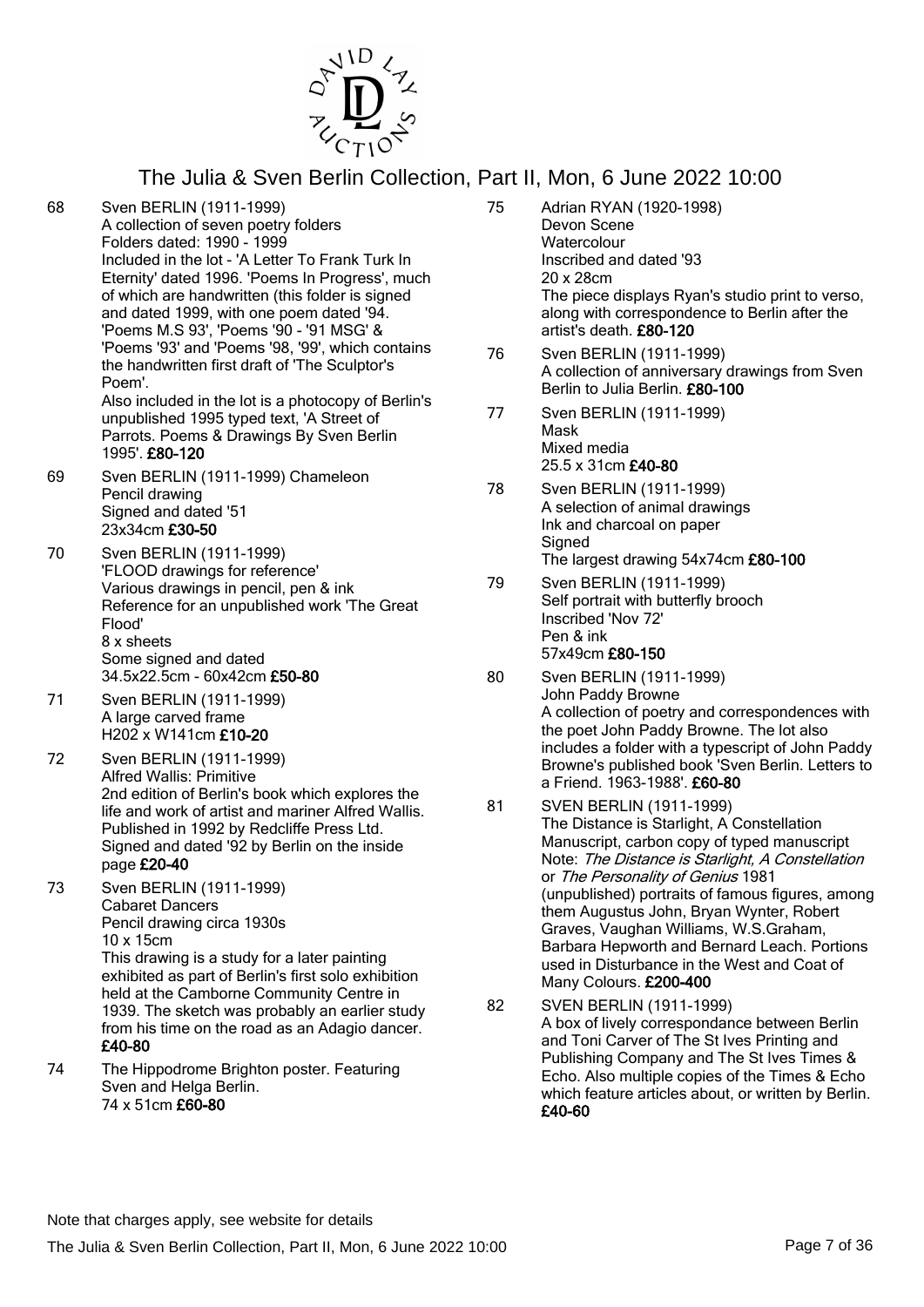68 Sven BERLIN (1911-1999)
A collection of seven poetry folders
Folders dated: 1990 - 1999
Included in the lot - 'A Letter To Frank Turk In Eternity' dated 1996. 'Poems In Progress', much of which are handwritten (this folder is signed and dated 1999, with one poem dated '94. 'Poems M.S 93', 'Poems '90 - '91 MSG' & 'Poems '93' and 'Poems '98, '99', which contains the handwritten first draft of 'The Sculptor's Poem'.
Also included in the lot is a photocopy of Berlin's unpublished 1995 typed text, 'A Street of Parrots. Poems & Drawings By Sven Berlin 1995'. **£80-120**

69 Sven BERLIN (1911-1999) Chameleon
Pencil drawing
Signed and dated '51
23x34cm **£30-50**

70 Sven BERLIN (1911-1999)
'FLOOD drawings for reference'
Various drawings in pencil, pen & ink
Reference for an unpublished work 'The Great Flood'
8 x sheets
Some signed and dated
34.5x22.5cm - 60x42cm **£50-80**

71 Sven BERLIN (1911-1999)
A large carved frame
H202 x W141cm **£10-20**

72 Sven BERLIN (1911-1999)
Alfred Wallis: Primitive
2nd edition of Berlin's book which explores the life and work of artist and mariner Alfred Wallis. Published in 1992 by Redcliffe Press Ltd.
Signed and dated '92 by Berlin on the inside page **£20-40**

73 Sven BERLIN (1911-1999)
Cabaret Dancers
Pencil drawing circa 1930s
10 x 15cm
This drawing is a study for a later painting exhibited as part of Berlin's first solo exhibition held at the Camborne Community Centre in 1939. The sketch was probably an earlier study from his time on the road as an Adagio dancer. **£40-80**

74 The Hippodrome Brighton poster. Featuring Sven and Helga Berlin.
74 x 51cm **£60-80**

75 Adrian RYAN (1920-1998)
Devon Scene
Watercolour
Inscribed and dated '93
20 x 28cm
The piece displays Ryan's studio print to verso, along with correspondence to Berlin after the artist's death. **£80-120**

76 Sven BERLIN (1911-1999)
A collection of anniversary drawings from Sven Berlin to Julia Berlin. **£80-100**

77 Sven BERLIN (1911-1999)
Mask
Mixed media
25.5 x 31cm **£40-80**

78 Sven BERLIN (1911-1999)
A selection of animal drawings
Ink and charcoal on paper
Signed
The largest drawing 54x74cm **£80-100**

79 Sven BERLIN (1911-1999)
Self portrait with butterfly brooch
Inscribed 'Nov 72'
Pen & ink
57x49cm **£80-150**

80 Sven BERLIN (1911-1999)
John Paddy Browne
A collection of poetry and correspondences with the poet John Paddy Browne. The lot also includes a folder with a typescript of John Paddy Browne's published book 'Sven Berlin. Letters to a Friend. 1963-1988'. **£60-80**

81 SVEN BERLIN (1911-1999)
The Distance is Starlight, A Constellation
Manuscript, carbon copy of typed manuscript
Note: *The Distance is Starlight, A Constellation* or *The Personality of Genius* 1981 (unpublished) portraits of famous figures, among them Augustus John, Bryan Wynter, Robert Graves, Vaughan Williams, W.S.Graham, Barbara Hepworth and Bernard Leach. Portions used in Disturbance in the West and Coat of Many Colours. **£200-400**

82 SVEN BERLIN (1911-1999)
A box of lively correspondance between Berlin and Toni Carver of The St Ives Printing and Publishing Company and The St Ives Times & Echo. Also multiple copies of the Times & Echo which feature articles about, or written by Berlin. **£40-60**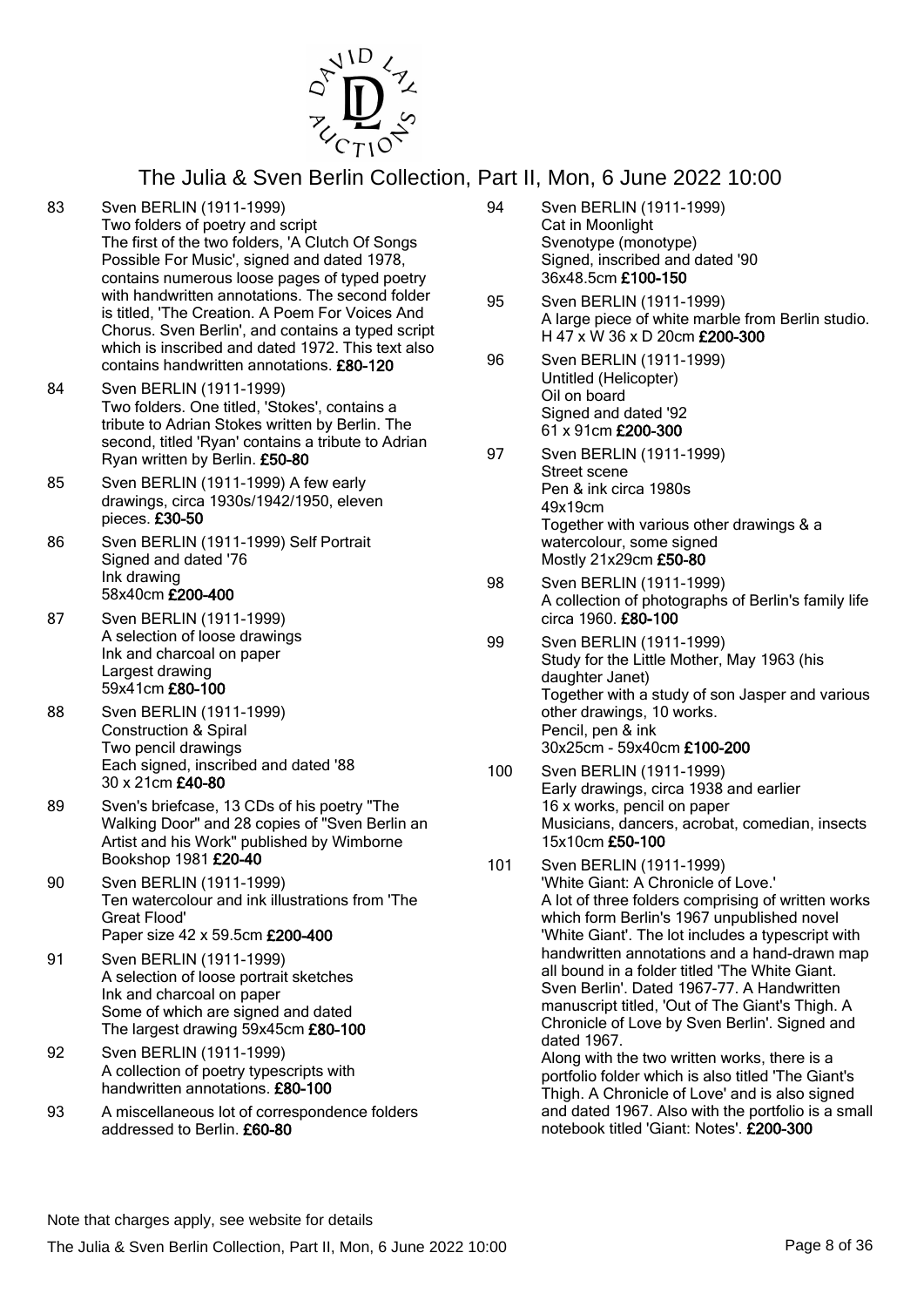83 Sven BERLIN (1911-1999)
Two folders of poetry and script
The first of the two folders, 'A Clutch Of Songs Possible For Music', signed and dated 1978, contains numerous loose pages of typed poetry with handwritten annotations. The second folder is titled, 'The Creation. A Poem For Voices And Chorus. Sven Berlin', and contains a typed script which is inscribed and dated 1972. This text also contains handwritten annotations. **£80-120**

84 Sven BERLIN (1911-1999)
Two folders. One titled, 'Stokes', contains a tribute to Adrian Stokes written by Berlin. The second, titled 'Ryan' contains a tribute to Adrian Ryan written by Berlin. **£50-80**

85 Sven BERLIN (1911-1999) A few early drawings, circa 1930s/1942/1950, eleven pieces. **£30-50**

86 Sven BERLIN (1911-1999) Self Portrait
Signed and dated '76
Ink drawing
58x40cm **£200-400**

87 Sven BERLIN (1911-1999)
A selection of loose drawings
Ink and charcoal on paper
Largest drawing
59x41cm **£80-100**

88 Sven BERLIN (1911-1999)
Construction & Spiral
Two pencil drawings
Each signed, inscribed and dated '88
30 x 21cm **£40-80**

89 Sven's briefcase, 13 CDs of his poetry "The Walking Door" and 28 copies of "Sven Berlin an Artist and his Work" published by Wimborne Bookshop 1981 **£20-40**

90 Sven BERLIN (1911-1999)
Ten watercolour and ink illustrations from 'The Great Flood'
Paper size 42 x 59.5cm **£200-400**

91 Sven BERLIN (1911-1999)
A selection of loose portrait sketches
Ink and charcoal on paper
Some of which are signed and dated
The largest drawing 59x45cm **£80-100**

92 Sven BERLIN (1911-1999)
A collection of poetry typescripts with handwritten annotations. **£80-100**

93 A miscellaneous lot of correspondence folders addressed to Berlin. **£60-80**

94 Sven BERLIN (1911-1999)
Cat in Moonlight
Svenotype (monotype)
Signed, inscribed and dated '90
36x48.5cm **£100-150**

95 Sven BERLIN (1911-1999)
A large piece of white marble from Berlin studio.
H 47 x W 36 x D 20cm **£200-300**

96 Sven BERLIN (1911-1999)
Untitled (Helicopter)
Oil on board
Signed and dated '92
61 x 91cm **£200-300**

97 Sven BERLIN (1911-1999)
Street scene
Pen & ink circa 1980s
49x19cm
Together with various other drawings & a watercolour, some signed
Mostly 21x29cm **£50-80**

98 Sven BERLIN (1911-1999)
A collection of photographs of Berlin's family life circa 1960. **£80-100**

99 Sven BERLIN (1911-1999)
Study for the Little Mother, May 1963 (his daughter Janet)
Together with a study of son Jasper and various other drawings, 10 works.
Pencil, pen & ink
30x25cm - 59x40cm **£100-200**

100 Sven BERLIN (1911-1999)
Early drawings, circa 1938 and earlier
16 x works, pencil on paper
Musicians, dancers, acrobat, comedian, insects
15x10cm **£50-100**

101 Sven BERLIN (1911-1999)
'White Giant: A Chronicle of Love.'
A lot of three folders comprising of written works which form Berlin's 1967 unpublished novel 'White Giant'. The lot includes a typescript with handwritten annotations and a hand-drawn map all bound in a folder titled 'The White Giant. Sven Berlin'. Dated 1967-77. A Handwritten manuscript titled, 'Out of The Giant's Thigh. A Chronicle of Love by Sven Berlin'. Signed and dated 1967.
Along with the two written works, there is a portfolio folder which is also titled 'The Giant's Thigh. A Chronicle of Love' and is also signed and dated 1967. Also with the portfolio is a small notebook titled 'Giant: Notes'. **£200-300**

Note that charges apply, see website for details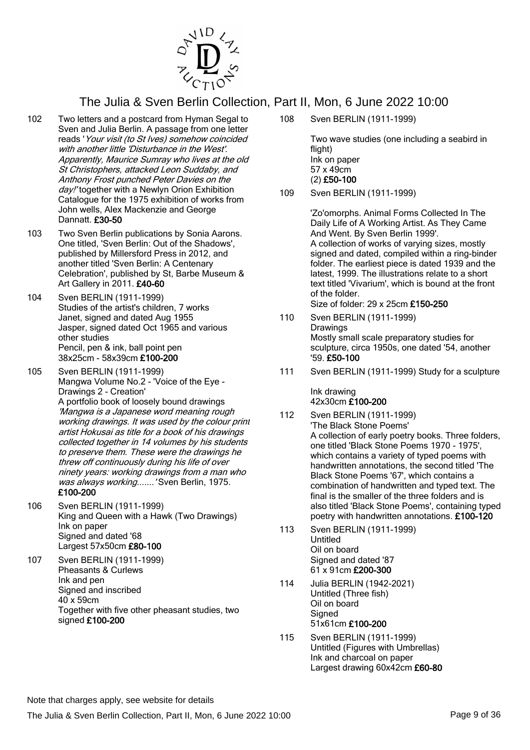102 Two letters and a postcard from Hyman Segal to Sven and Julia Berlin. A passage from one letter reads '*Your visit (to St Ives) somehow coincided with another little 'Disturbance in the West'. Apparently, Maurice Sumray who lives at the old St Christophers, attacked Leon Suddaby, and Anthony Frost punched Peter Davies on the day!*' together with a Newlyn Orion Exhibition Catalogue for the 1975 exhibition of works from John wells, Alex Mackenzie and George Dannatt. **£30-50**

103 Two Sven Berlin publications by Sonia Aarons. One titled, 'Sven Berlin: Out of the Shadows', published by Millersford Press in 2012, and another titled 'Sven Berlin: A Centenary Celebration', published by St, Barbe Museum & Art Gallery in 2011. **£40-60**

104 Sven BERLIN (1911-1999)
Studies of the artist's children, 7 works
Janet, signed and dated Aug 1955
Jasper, signed dated Oct 1965 and various other studies
Pencil, pen & ink, ball point pen
38x25cm - 58x39cm **£100-200**

105 Sven BERLIN (1911-1999)
Mangwa Volume No.2 - 'Voice of the Eye - Drawings 2 - Creation'
A portfolio book of loosely bound drawings
*'Mangwa is a Japanese word meaning rough working drawings. It was used by the colour print artist Hokusai as title for a book of his drawings collected together in 14 volumes by his students to preserve them. These were the drawings he threw off continuously during his life of over ninety years: working drawings from a man who was always working.......'* Sven Berlin, 1975. **£100-200**

106 Sven BERLIN (1911-1999)
King and Queen with a Hawk (Two Drawings)
Ink on paper
Signed and dated '68
Largest 57x50cm **£80-100**

107 Sven BERLIN (1911-1999)
Pheasants & Curlews
Ink and pen
Signed and inscribed
40 x 59cm
Together with five other pheasant studies, two signed **£100-200**

108 Sven BERLIN (1911-1999)

Two wave studies (one including a seabird in flight)
Ink on paper
57 x 49cm
(2) **£50-100**

109 Sven BERLIN (1911-1999)

'Zo'omorphs. Animal Forms Collected In The Daily Life of A Working Artist. As They Came And Went. By Sven Berlin 1999'.
A collection of works of varying sizes, mostly signed and dated, compiled within a ring-binder folder. The earliest piece is dated 1939 and the latest, 1999. The illustrations relate to a short text titled 'Vivarium', which is bound at the front of the folder.
Size of folder: 29 x 25cm **£150-250**

110 Sven BERLIN (1911-1999)
Drawings
Mostly small scale preparatory studies for sculpture, circa 1950s, one dated '54, another '59. **£50-100**

111 Sven BERLIN (1911-1999) Study for a sculpture

Ink drawing
42x30cm **£100-200**

112 Sven BERLIN (1911-1999)
'The Black Stone Poems'
A collection of early poetry books. Three folders, one titled 'Black Stone Poems 1970 - 1975', which contains a variety of typed poems with handwritten annotations, the second titled 'The Black Stone Poems '67', which contains a combination of handwritten and typed text. The final is the smaller of the three folders and is also titled 'Black Stone Poems', containing typed poetry with handwritten annotations. **£100-120**

113 Sven BERLIN (1911-1999)
Untitled
Oil on board
Signed and dated '87
61 x 91cm **£200-300**

114 Julia BERLIN (1942-2021)
Untitled (Three fish)
Oil on board
Signed
51x61cm **£100-200**

115 Sven BERLIN (1911-1999)
Untitled (Figures with Umbrellas)
Ink and charcoal on paper
Largest drawing 60x42cm **£60-80**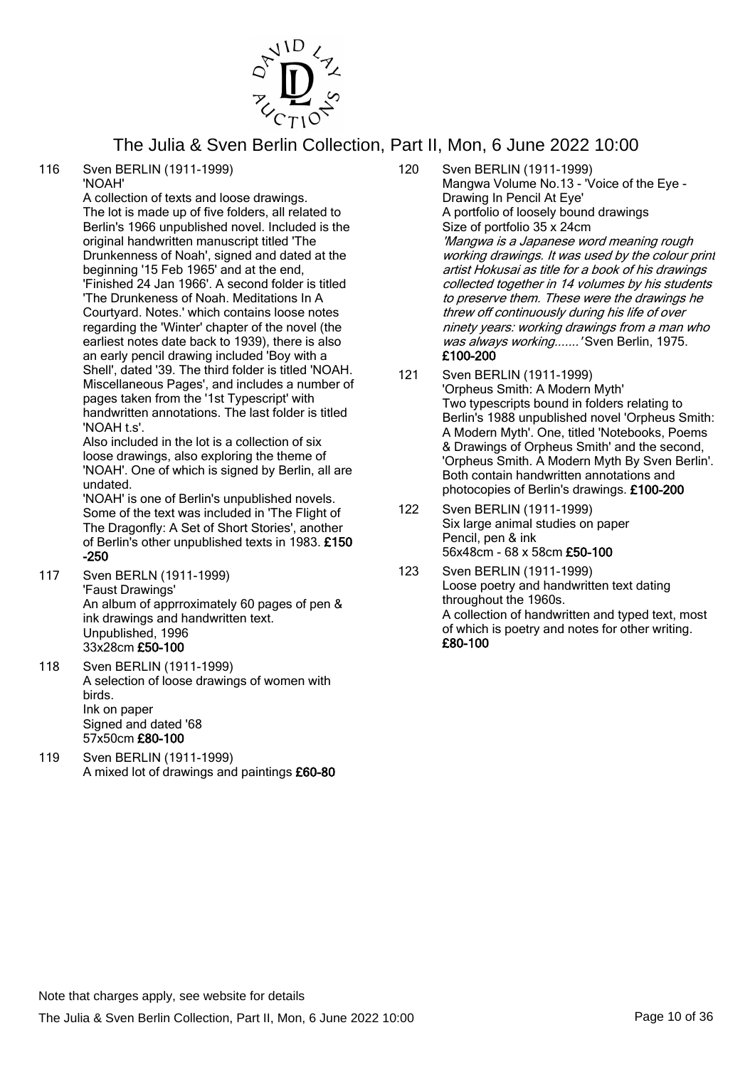116 Sven BERLIN (1911-1999)
'NOAH'
A collection of texts and loose drawings.
The lot is made up of five folders, all related to Berlin's 1966 unpublished novel. Included is the original handwritten manuscript titled 'The Drunkenness of Noah', signed and dated at the beginning '15 Feb 1965' and at the end, 'Finished 24 Jan 1966'. A second folder is titled 'The Drunkeness of Noah. Meditations In A Courtyard. Notes.' which contains loose notes regarding the 'Winter' chapter of the novel (the earliest notes date back to 1939), there is also an early pencil drawing included 'Boy with a Shell', dated '39. The third folder is titled 'NOAH. Miscellaneous Pages', and includes a number of pages taken from the '1st Typescript' with handwritten annotations. The last folder is titled 'NOAH t.s'.
Also included in the lot is a collection of six loose drawings, also exploring the theme of 'NOAH'. One of which is signed by Berlin, all are undated.
'NOAH' is one of Berlin's unpublished novels. Some of the text was included in 'The Flight of The Dragonfly: A Set of Short Stories', another of Berlin's other unpublished texts in 1983. **£150-250**

117 Sven BERLN (1911-1999)
'Faust Drawings'
An album of apprroximately 60 pages of pen & ink drawings and handwritten text.
Unpublished, 1996
33x28cm **£50-100**

118 Sven BERLIN (1911-1999)
A selection of loose drawings of women with birds.
Ink on paper
Signed and dated '68
57x50cm **£80-100**

119 Sven BERLIN (1911-1999)
A mixed lot of drawings and paintings **£60-80**

120 Sven BERLIN (1911-1999)
Mangwa Volume No.13 - 'Voice of the Eye - Drawing In Pencil At Eye'
A portfolio of loosely bound drawings
Size of portfolio 35 x 24cm
*'Mangwa is a Japanese word meaning rough working drawings. It was used by the colour print artist Hokusai as title for a book of his drawings collected together in 14 volumes by his students to preserve them. These were the drawings he threw off continuously during his life of over ninety years: working drawings from a man who was always working.......'* Sven Berlin, 1975.
**£100-200**

121 Sven BERLIN (1911-1999)
'Orpheus Smith: A Modern Myth'
Two typescripts bound in folders relating to Berlin's 1988 unpublished novel 'Orpheus Smith: A Modern Myth'. One, titled 'Notebooks, Poems & Drawings of Orpheus Smith' and the second, 'Orpheus Smith. A Modern Myth By Sven Berlin'. Both contain handwritten annotations and photocopies of Berlin's drawings. **£100-200**

122 Sven BERLIN (1911-1999)
Six large animal studies on paper
Pencil, pen & ink
56x48cm - 68 x 58cm **£50-100**

123 Sven BERLIN (1911-1999)
Loose poetry and handwritten text dating throughout the 1960s.
A collection of handwritten and typed text, most of which is poetry and notes for other writing.
**£80-100**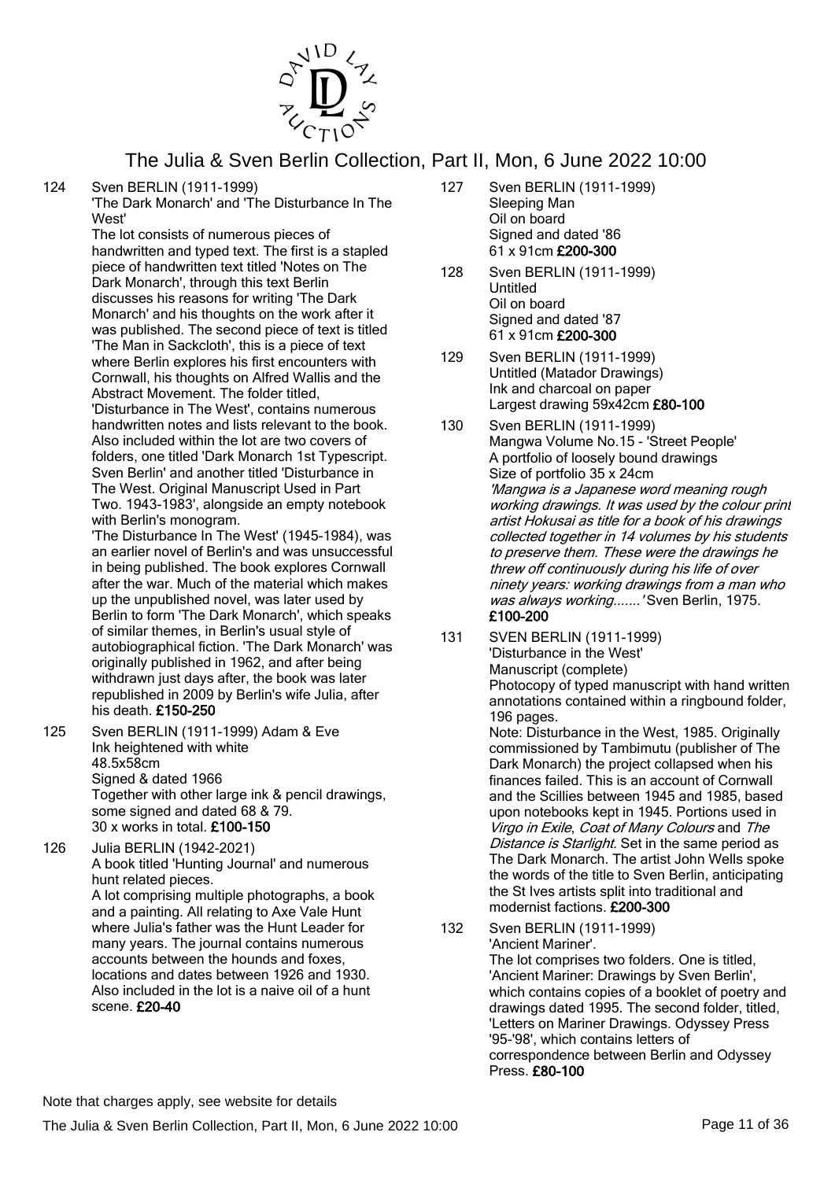124 Sven BERLIN (1911-1999)
'The Dark Monarch' and 'The Disturbance In The West'
The lot consists of numerous pieces of handwritten and typed text. The first is a stapled piece of handwritten text titled 'Notes on The Dark Monarch', through this text Berlin discusses his reasons for writing 'The Dark Monarch' and his thoughts on the work after it was published. The second piece of text is titled 'The Man in Sackcloth', this is a piece of text where Berlin explores his first encounters with Cornwall, his thoughts on Alfred Wallis and the Abstract Movement. The folder titled, 'Disturbance in The West', contains numerous handwritten notes and lists relevant to the book. Also included within the lot are two covers of folders, one titled 'Dark Monarch 1st Typescript. Sven Berlin' and another titled 'Disturbance in The West. Original Manuscript Used in Part Two. 1943-1983', alongside an empty notebook with Berlin's monogram.
'The Disturbance In The West' (1945-1984), was an earlier novel of Berlin's and was unsuccessful in being published. The book explores Cornwall after the war. Much of the material which makes up the unpublished novel, was later used by Berlin to form 'The Dark Monarch', which speaks of similar themes, in Berlin's usual style of autobiographical fiction. 'The Dark Monarch' was originally published in 1962, and after being withdrawn just days after, the book was later republished in 2009 by Berlin's wife Julia, after his death. **£150-250**

125 Sven BERLIN (1911-1999) Adam & Eve
Ink heightened with white
48.5x58cm
Signed & dated 1966
Together with other large ink & pencil drawings, some signed and dated 68 & 79.
30 x works in total. **£100-150**

126 Julia BERLIN (1942-2021)
A book titled 'Hunting Journal' and numerous hunt related pieces.
A lot comprising multiple photographs, a book and a painting. All relating to Axe Vale Hunt where Julia's father was the Hunt Leader for many years. The journal contains numerous accounts between the hounds and foxes, locations and dates between 1926 and 1930. Also included in the lot is a naive oil of a hunt scene. **£20-40**

127 Sven BERLIN (1911-1999)
Sleeping Man
Oil on board
Signed and dated '86
61 x 91cm **£200-300**

128 Sven BERLIN (1911-1999)
Untitled
Oil on board
Signed and dated '87
61 x 91cm **£200-300**

129 Sven BERLIN (1911-1999)
Untitled (Matador Drawings)
Ink and charcoal on paper
Largest drawing 59x42cm **£80-100**

130 Sven BERLIN (1911-1999)
Mangwa Volume No.15 - 'Street People'
A portfolio of loosely bound drawings
Size of portfolio 35 x 24cm
*'Mangwa is a Japanese word meaning rough working drawings. It was used by the colour print artist Hokusai as title for a book of his drawings collected together in 14 volumes by his students to preserve them. These were the drawings he threw off continuously during his life of over ninety years: working drawings from a man who was always working.......'* Sven Berlin, 1975.
**£100-200**

131 SVEN BERLIN (1911-1999)
'Disturbance in the West'
Manuscript (complete)
Photocopy of typed manuscript with hand written annotations contained within a ringbound folder, 196 pages.
Note: Disturbance in the West, 1985. Originally commissioned by Tambimutu (publisher of The Dark Monarch) the project collapsed when his finances failed. This is an account of Cornwall and the Scillies between 1945 and 1985, based upon notebooks kept in 1945. Portions used in *Virgo in Exile*, *Coat of Many Colours* and *The Distance is Starlight*. Set in the same period as The Dark Monarch. The artist John Wells spoke the words of the title to Sven Berlin, anticipating the St Ives artists split into traditional and modernist factions. **£200-300**

132 Sven BERLIN (1911-1999)
'Ancient Mariner'.
The lot comprises two folders. One is titled, 'Ancient Mariner: Drawings by Sven Berlin', which contains copies of a booklet of poetry and drawings dated 1995. The second folder, titled, 'Letters on Mariner Drawings. Odyssey Press '95-'98', which contains letters of correspondence between Berlin and Odyssey Press. **£80-100**

Note that charges apply, see website for details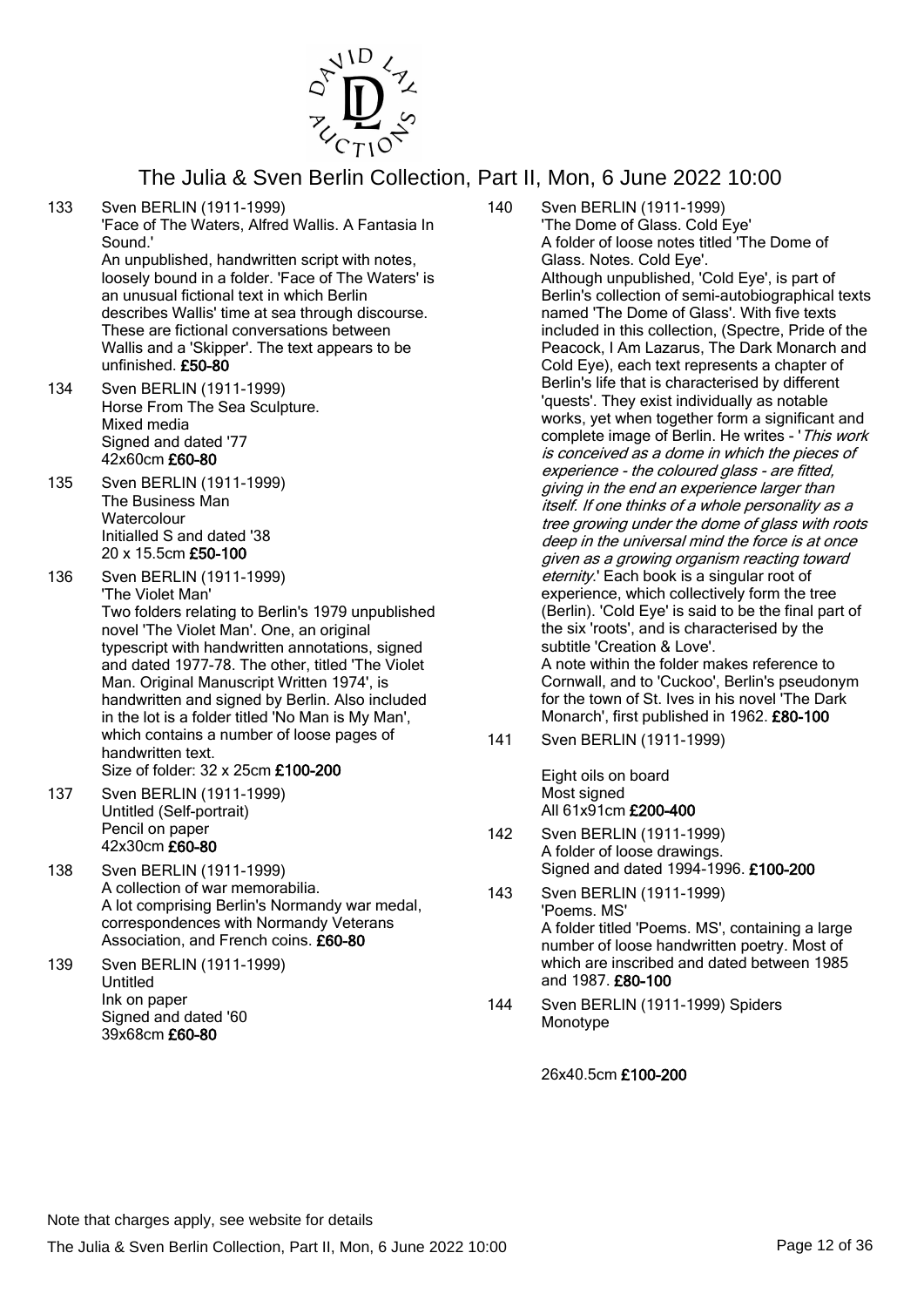133 Sven BERLIN (1911-1999)
'Face of The Waters, Alfred Wallis. A Fantasia In Sound.'
An unpublished, handwritten script with notes, loosely bound in a folder. 'Face of The Waters' is an unusual fictional text in which Berlin describes Wallis' time at sea through discourse. These are fictional conversations between Wallis and a 'Skipper'. The text appears to be unfinished. **£50-80**

134 Sven BERLIN (1911-1999)
Horse From The Sea Sculpture.
Mixed media
Signed and dated '77
42x60cm **£60-80**

135 Sven BERLIN (1911-1999)
The Business Man
Watercolour
Initialled S and dated '38
20 x 15.5cm **£50-100**

136 Sven BERLIN (1911-1999)
'The Violet Man'
Two folders relating to Berlin's 1979 unpublished novel 'The Violet Man'. One, an original typescript with handwritten annotations, signed and dated 1977-78. The other, titled 'The Violet Man. Original Manuscript Written 1974', is handwritten and signed by Berlin. Also included in the lot is a folder titled 'No Man is My Man', which contains a number of loose pages of handwritten text.
Size of folder: 32 x 25cm **£100-200**

137 Sven BERLIN (1911-1999)
Untitled (Self-portrait)
Pencil on paper
42x30cm **£60-80**

138 Sven BERLIN (1911-1999)
A collection of war memorabilia.
A lot comprising Berlin's Normandy war medal, correspondences with Normandy Veterans Association, and French coins. **£60-80**

139 Sven BERLIN (1911-1999)
Untitled
Ink on paper
Signed and dated '60
39x68cm **£60-80**

140 Sven BERLIN (1911-1999)
'The Dome of Glass. Cold Eye'
A folder of loose notes titled 'The Dome of Glass. Notes. Cold Eye'.
Although unpublished, 'Cold Eye', is part of Berlin's collection of semi-autobiographical texts named 'The Dome of Glass'. With five texts included in this collection, (Spectre, Pride of the Peacock, I Am Lazarus, The Dark Monarch and Cold Eye), each text represents a chapter of Berlin's life that is characterised by different 'quests'. They exist individually as notable works, yet when together form a significant and complete image of Berlin. He writes - '*This work is conceived as a dome in which the pieces of experience - the coloured glass - are fitted, giving in the end an experience larger than itself. If one thinks of a whole personality as a tree growing under the dome of glass with roots deep in the universal mind the force is at once given as a growing organism reacting toward eternity.*' Each book is a singular root of experience, which collectively form the tree (Berlin). 'Cold Eye' is said to be the final part of the six 'roots', and is characterised by the subtitle 'Creation & Love'.
A note within the folder makes reference to Cornwall, and to 'Cuckoo', Berlin's pseudonym for the town of St. Ives in his novel 'The Dark Monarch', first published in 1962. **£80-100**

141 Sven BERLIN (1911-1999)

Eight oils on board
Most signed
All 61x91cm **£200-400**

142 Sven BERLIN (1911-1999)
A folder of loose drawings.
Signed and dated 1994-1996. **£100-200**

143 Sven BERLIN (1911-1999)
'Poems. MS'
A folder titled 'Poems. MS', containing a large number of loose handwritten poetry. Most of which are inscribed and dated between 1985 and 1987. **£80-100**

144 Sven BERLIN (1911-1999) Spiders
Monotype

26x40.5cm **£100-200**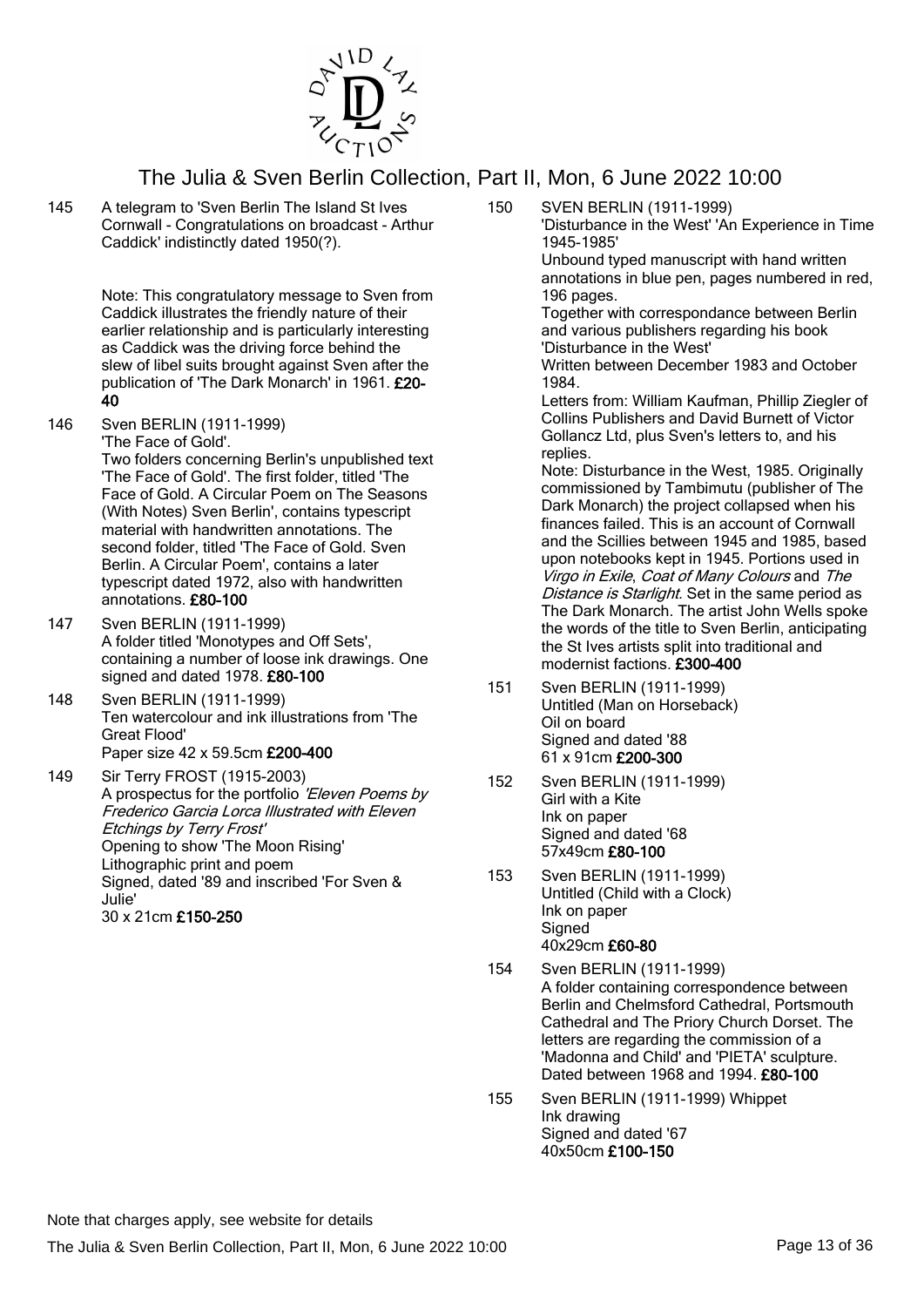145 A telegram to 'Sven Berlin The Island St Ives Cornwall - Congratulations on broadcast - Arthur Caddick' indistinctly dated 1950(?).

Note: This congratulatory message to Sven from Caddick illustrates the friendly nature of their earlier relationship and is particularly interesting as Caddick was the driving force behind the slew of libel suits brought against Sven after the publication of 'The Dark Monarch' in 1961. **£20-40**

146 Sven BERLIN (1911-1999)
'The Face of Gold'.
Two folders concerning Berlin's unpublished text 'The Face of Gold'. The first folder, titled 'The Face of Gold. A Circular Poem on The Seasons (With Notes) Sven Berlin', contains typescript material with handwritten annotations. The second folder, titled 'The Face of Gold. Sven Berlin. A Circular Poem', contains a later typescript dated 1972, also with handwritten annotations. **£80-100**

147 Sven BERLIN (1911-1999)
A folder titled 'Monotypes and Off Sets', containing a number of loose ink drawings. One signed and dated 1978. **£80-100**

148 Sven BERLIN (1911-1999)
Ten watercolour and ink illustrations from 'The Great Flood'
Paper size 42 x 59.5cm **£200-400**

149 Sir Terry FROST (1915-2003)
A prospectus for the portfolio *'Eleven Poems by Frederico Garcia Lorca Illustrated with Eleven Etchings by Terry Frost'*
Opening to show 'The Moon Rising'
Lithographic print and poem
Signed, dated '89 and inscribed 'For Sven & Julie'
30 x 21cm **£150-250**

150 SVEN BERLIN (1911-1999)
'Disturbance in the West' 'An Experience in Time 1945-1985'
Unbound typed manuscript with hand written annotations in blue pen, pages numbered in red, 196 pages.
Together with correspondance between Berlin and various publishers regarding his book 'Disturbance in the West'
Written between December 1983 and October 1984.
Letters from: William Kaufman, Phillip Ziegler of Collins Publishers and David Burnett of Victor Gollancz Ltd, plus Sven's letters to, and his replies.
Note: Disturbance in the West, 1985. Originally commissioned by Tambimutu (publisher of The Dark Monarch) the project collapsed when his finances failed. This is an account of Cornwall and the Scillies between 1945 and 1985, based upon notebooks kept in 1945. Portions used in *Virgo in Exile*, *Coat of Many Colours* and *The Distance is Starlight*. Set in the same period as The Dark Monarch. The artist John Wells spoke the words of the title to Sven Berlin, anticipating the St Ives artists split into traditional and modernist factions. **£300-400**

151 Sven BERLIN (1911-1999)
Untitled (Man on Horseback)
Oil on board
Signed and dated '88
61 x 91cm **£200-300**

152 Sven BERLIN (1911-1999)
Girl with a Kite
Ink on paper
Signed and dated '68
57x49cm **£80-100**

153 Sven BERLIN (1911-1999)
Untitled (Child with a Clock)
Ink on paper
Signed
40x29cm **£60-80**

154 Sven BERLIN (1911-1999)
A folder containing correspondence between Berlin and Chelmsford Cathedral, Portsmouth Cathedral and The Priory Church Dorset. The letters are regarding the commission of a 'Madonna and Child' and 'PIETA' sculpture. Dated between 1968 and 1994. **£80-100**

155 Sven BERLIN (1911-1999) Whippet
Ink drawing
Signed and dated '67
40x50cm **£100-150**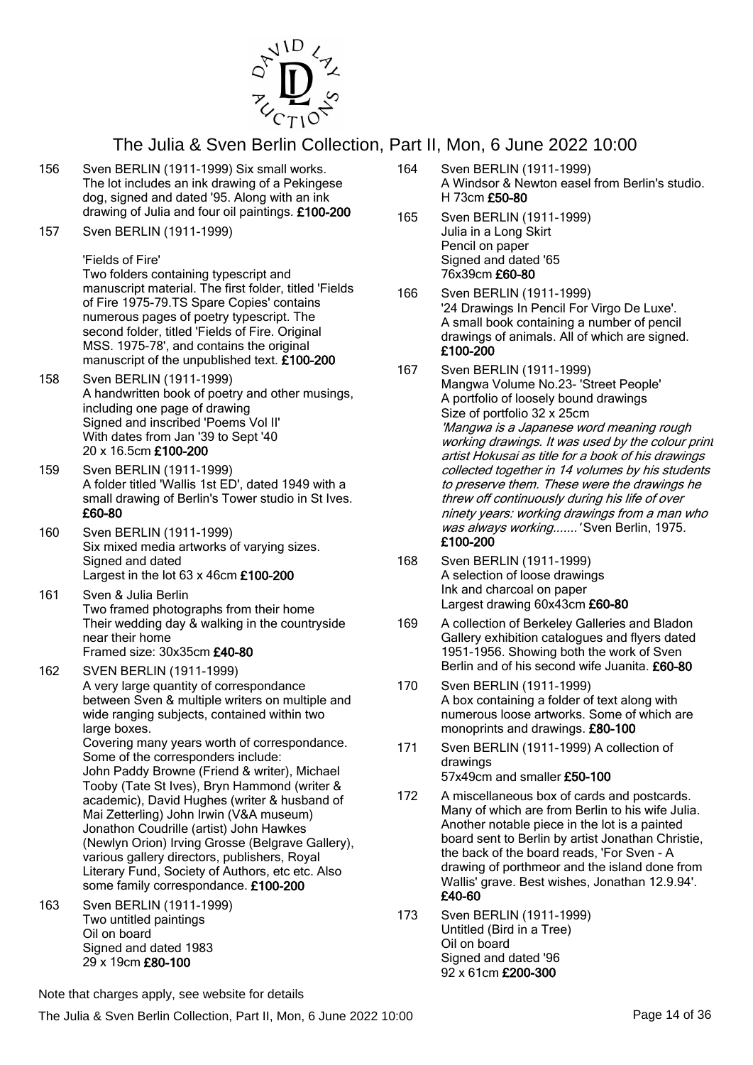# The Julia & Sven Berlin Collection, Part II, Mon, 6 June 2022 10:00

156 Sven BERLIN (1911-1999) Six small works. The lot includes an ink drawing of a Pekingese dog, signed and dated '95. Along with an ink drawing of Julia and four oil paintings. **£100-200**

157 Sven BERLIN (1911-1999)

'Fields of Fire'
Two folders containing typescript and manuscript material. The first folder, titled 'Fields of Fire 1975-79.TS Spare Copies' contains numerous pages of poetry typescript. The second folder, titled 'Fields of Fire. Original MSS. 1975-78', and contains the original manuscript of the unpublished text. **£100-200**

158 Sven BERLIN (1911-1999)
A handwritten book of poetry and other musings, including one page of drawing
Signed and inscribed 'Poems Vol II'
With dates from Jan '39 to Sept '40
20 x 16.5cm **£100-200**

159 Sven BERLIN (1911-1999)
A folder titled 'Wallis 1st ED', dated 1949 with a small drawing of Berlin's Tower studio in St Ives. **£60-80**

160 Sven BERLIN (1911-1999)
Six mixed media artworks of varying sizes.
Signed and dated
Largest in the lot 63 x 46cm **£100-200**

161 Sven & Julia Berlin
Two framed photographs from their home
Their wedding day & walking in the countryside near their home
Framed size: 30x35cm **£40-80**

162 SVEN BERLIN (1911-1999)
A very large quantity of correspondance between Sven & multiple writers on multiple and wide ranging subjects, contained within two large boxes.
Covering many years worth of correspondance.
Some of the corresponders include:
John Paddy Browne (Friend & writer), Michael Tooby (Tate St Ives), Bryn Hammond (writer & academic), David Hughes (writer & husband of Mai Zetterling) John Irwin (V&A museum) Jonathon Coudrille (artist) John Hawkes (Newlyn Orion) Irving Grosse (Belgrave Gallery), various gallery directors, publishers, Royal Literary Fund, Society of Authors, etc etc. Also some family correspondance. **£100-200**

163 Sven BERLIN (1911-1999)
Two untitled paintings
Oil on board
Signed and dated 1983
29 x 19cm **£80-100**

164 Sven BERLIN (1911-1999)
A Windsor & Newton easel from Berlin's studio.
H 73cm **£50-80**

165 Sven BERLIN (1911-1999)
Julia in a Long Skirt
Pencil on paper
Signed and dated '65
76x39cm **£60-80**

166 Sven BERLIN (1911-1999)
'24 Drawings In Pencil For Virgo De Luxe'.
A small book containing a number of pencil drawings of animals. All of which are signed.
**£100-200**

167 Sven BERLIN (1911-1999)
Mangwa Volume No.23- 'Street People'
A portfolio of loosely bound drawings
Size of portfolio 32 x 25cm
*'Mangwa is a Japanese word meaning rough working drawings. It was used by the colour print artist Hokusai as title for a book of his drawings collected together in 14 volumes by his students to preserve them. These were the drawings he threw off continuously during his life of over ninety years: working drawings from a man who was always working.......'* Sven Berlin, 1975.
**£100-200**

168 Sven BERLIN (1911-1999)
A selection of loose drawings
Ink and charcoal on paper
Largest drawing 60x43cm **£60-80**

169 A collection of Berkeley Galleries and Bladon Gallery exhibition catalogues and flyers dated 1951-1956. Showing both the work of Sven Berlin and of his second wife Juanita. **£60-80**

170 Sven BERLIN (1911-1999)
A box containing a folder of text along with numerous loose artworks. Some of which are monoprints and drawings. **£80-100**

171 Sven BERLIN (1911-1999) A collection of drawings
57x49cm and smaller **£50-100**

172 A miscellaneous box of cards and postcards. Many of which are from Berlin to his wife Julia. Another notable piece in the lot is a painted board sent to Berlin by artist Jonathan Christie, the back of the board reads, 'For Sven - A drawing of porthmeor and the island done from Wallis' grave. Best wishes, Jonathan 12.9.94'.
**£40-60**

173 Sven BERLIN (1911-1999)
Untitled (Bird in a Tree)
Oil on board
Signed and dated '96
92 x 61cm **£200-300**

Note that charges apply, see website for details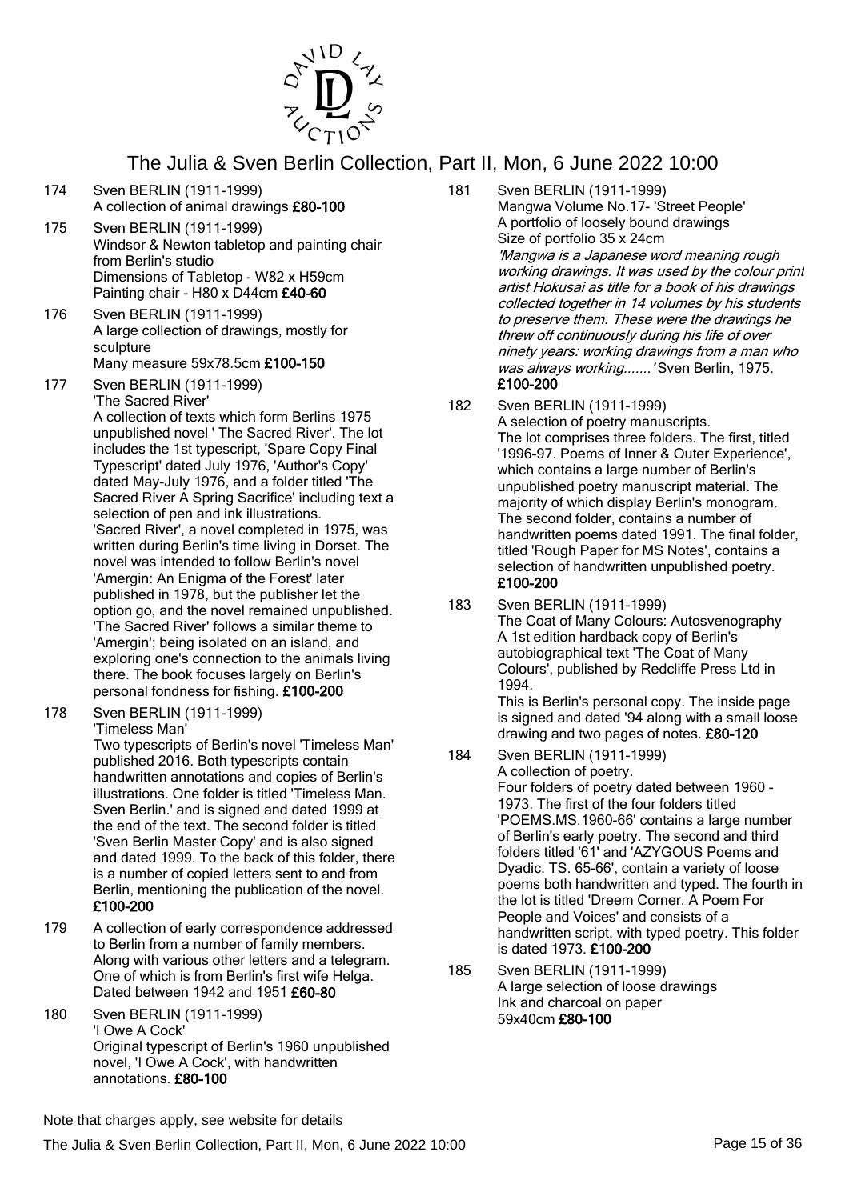174 Sven BERLIN (1911-1999)
A collection of animal drawings **£80-100**

175 Sven BERLIN (1911-1999)
Windsor & Newton tabletop and painting chair from Berlin's studio
Dimensions of Tabletop - W82 x H59cm
Painting chair - H80 x D44cm **£40-60**

176 Sven BERLIN (1911-1999)
A large collection of drawings, mostly for sculpture
Many measure 59x78.5cm **£100-150**

177 Sven BERLIN (1911-1999)
'The Sacred River'
A collection of texts which form Berlins 1975 unpublished novel ' The Sacred River'. The lot includes the 1st typescript, 'Spare Copy Final Typescript' dated July 1976, 'Author's Copy' dated May-July 1976, and a folder titled 'The Sacred River A Spring Sacrifice' including text a selection of pen and ink illustrations.
'Sacred River', a novel completed in 1975, was written during Berlin's time living in Dorset. The novel was intended to follow Berlin's novel 'Amergin: An Enigma of the Forest' later published in 1978, but the publisher let the option go, and the novel remained unpublished. 'The Sacred River' follows a similar theme to 'Amergin'; being isolated on an island, and exploring one's connection to the animals living there. The book focuses largely on Berlin's personal fondness for fishing. **£100-200**

178 Sven BERLIN (1911-1999)
'Timeless Man'
Two typescripts of Berlin's novel 'Timeless Man' published 2016. Both typescripts contain handwritten annotations and copies of Berlin's illustrations. One folder is titled 'Timeless Man. Sven Berlin.' and is signed and dated 1999 at the end of the text. The second folder is titled 'Sven Berlin Master Copy' and is also signed and dated 1999. To the back of this folder, there is a number of copied letters sent to and from Berlin, mentioning the publication of the novel. **£100-200**

179 A collection of early correspondence addressed to Berlin from a number of family members. Along with various other letters and a telegram. One of which is from Berlin's first wife Helga. Dated between 1942 and 1951 **£60-80**

180 Sven BERLIN (1911-1999)
'I Owe A Cock'
Original typescript of Berlin's 1960 unpublished novel, 'I Owe A Cock', with handwritten annotations. **£80-100**

181 Sven BERLIN (1911-1999)
Mangwa Volume No.17- 'Street People'
A portfolio of loosely bound drawings
Size of portfolio 35 x 24cm
*'Mangwa is a Japanese word meaning rough working drawings. It was used by the colour print artist Hokusai as title for a book of his drawings collected together in 14 volumes by his students to preserve them. These were the drawings he threw off continuously during his life of over ninety years: working drawings from a man who was always working.......'* Sven Berlin, 1975. **£100-200**

182 Sven BERLIN (1911-1999)
A selection of poetry manuscripts.
The lot comprises three folders. The first, titled '1996-97. Poems of Inner & Outer Experience', which contains a large number of Berlin's unpublished poetry manuscript material. The majority of which display Berlin's monogram. The second folder, contains a number of handwritten poems dated 1991. The final folder, titled 'Rough Paper for MS Notes', contains a selection of handwritten unpublished poetry. **£100-200**

183 Sven BERLIN (1911-1999)
The Coat of Many Colours: Autosvenography
A 1st edition hardback copy of Berlin's autobiographical text 'The Coat of Many Colours', published by Redcliffe Press Ltd in 1994.
This is Berlin's personal copy. The inside page is signed and dated '94 along with a small loose drawing and two pages of notes. **£80-120**

184 Sven BERLIN (1911-1999)
A collection of poetry.
Four folders of poetry dated between 1960 - 1973. The first of the four folders titled 'POEMS.MS.1960-66' contains a large number of Berlin's early poetry. The second and third folders titled '61' and 'AZYGOUS Poems and Dyadic. TS. 65-66', contain a variety of loose poems both handwritten and typed. The fourth in the lot is titled 'Dreem Corner. A Poem For People and Voices' and consists of a handwritten script, with typed poetry. This folder is dated 1973. **£100-200**

185 Sven BERLIN (1911-1999)
A large selection of loose drawings
Ink and charcoal on paper
59x40cm **£80-100**

Note that charges apply, see website for details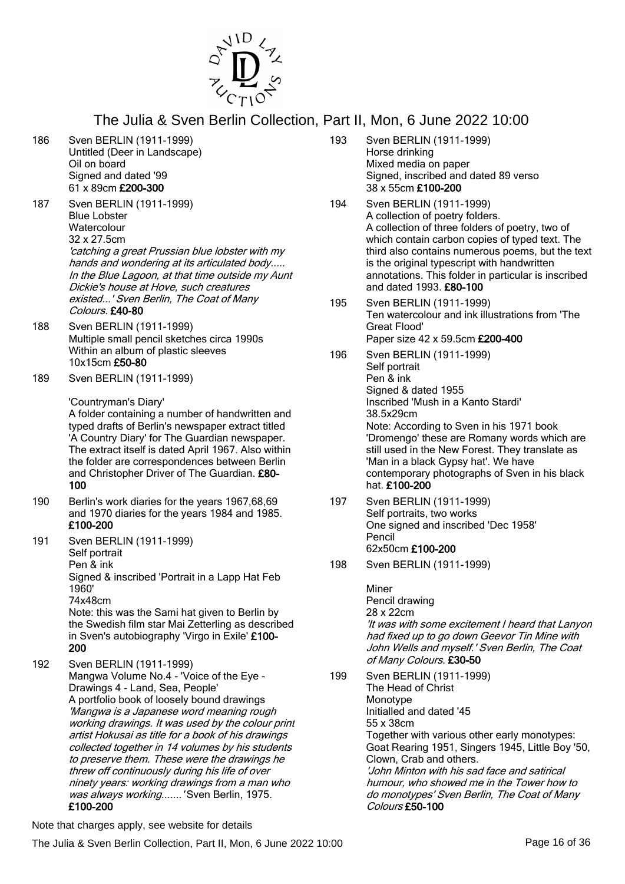# The Julia & Sven Berlin Collection, Part II, Mon, 6 June 2022 10:00

**186** Sven BERLIN (1911-1999)
Untitled (Deer in Landscape)
Oil on board
Signed and dated '99
61 x 89cm **£200-300**

**187** Sven BERLIN (1911-1999)
Blue Lobster
Watercolour
32 x 27.5cm
*'catching a great Prussian blue lobster with my hands and wondering at its articulated body..... In the Blue Lagoon, at that time outside my Aunt Dickie's house at Hove, such creatures existed...' Sven Berlin, The Coat of Many Colours.* **£40-80**

**188** Sven BERLIN (1911-1999)
Multiple small pencil sketches circa 1990s
Within an album of plastic sleeves
10x15cm **£50-80**

**189** Sven BERLIN (1911-1999)

'Countryman's Diary'
A folder containing a number of handwritten and typed drafts of Berlin's newspaper extract titled 'A Country Diary' for The Guardian newspaper. The extract itself is dated April 1967. Also within the folder are correspondences between Berlin and Christopher Driver of The Guardian. **£80-100**

**190** Berlin's work diaries for the years 1967,68,69 and 1970 diaries for the years 1984 and 1985. **£100-200**

**191** Sven BERLIN (1911-1999)
Self portrait
Pen & ink
Signed & inscribed 'Portrait in a Lapp Hat Feb 1960'
74x48cm
Note: this was the Sami hat given to Berlin by the Swedish film star Mai Zetterling as described in Sven's autobiography 'Virgo in Exile' **£100-200**

**192** Sven BERLIN (1911-1999)
Mangwa Volume No.4 - 'Voice of the Eye - Drawings 4 - Land, Sea, People'
A portfolio book of loosely bound drawings
*'Mangwa is a Japanese word meaning rough working drawings. It was used by the colour print artist Hokusai as title for a book of his drawings collected together in 14 volumes by his students to preserve them. These were the drawings he threw off continuously during his life of over ninety years: working drawings from a man who was always working.......'* Sven Berlin, 1975.
**£100-200**

**193** Sven BERLIN (1911-1999)
Horse drinking
Mixed media on paper
Signed, inscribed and dated 89 verso
38 x 55cm **£100-200**

**194** Sven BERLIN (1911-1999)
A collection of poetry folders.
A collection of three folders of poetry, two of which contain carbon copies of typed text. The third also contains numerous poems, but the text is the original typescript with handwritten annotations. This folder in particular is inscribed and dated 1993. **£80-100**

**195** Sven BERLIN (1911-1999)
Ten watercolour and ink illustrations from 'The Great Flood'
Paper size 42 x 59.5cm **£200-400**

**196** Sven BERLIN (1911-1999)
Self portrait
Pen & ink
Signed & dated 1955
Inscribed 'Mush in a Kanto Stardi'
38.5x29cm
Note: According to Sven in his 1971 book 'Dromengo' these are Romany words which are still used in the New Forest. They translate as 'Man in a black Gypsy hat'. We have contemporary photographs of Sven in his black hat. **£100-200**

**197** Sven BERLIN (1911-1999)
Self portraits, two works
One signed and inscribed 'Dec 1958'
Pencil
62x50cm **£100-200**

**198** Sven BERLIN (1911-1999)

Miner
Pencil drawing
28 x 22cm
*'It was with some excitement I heard that Lanyon had fixed up to go down Geevor Tin Mine with John Wells and myself.' Sven Berlin, The Coat of Many Colours.* **£30-50**

**199** Sven BERLIN (1911-1999)
The Head of Christ
Monotype
Initialled and dated '45
55 x 38cm
Together with various other early monotypes: Goat Rearing 1951, Singers 1945, Little Boy '50, Clown, Crab and others.
*'John Minton with his sad face and satirical humour, who showed me in the Tower how to do monotypes' Sven Berlin, The Coat of Many Colours* **£50-100**

Note that charges apply, see website for details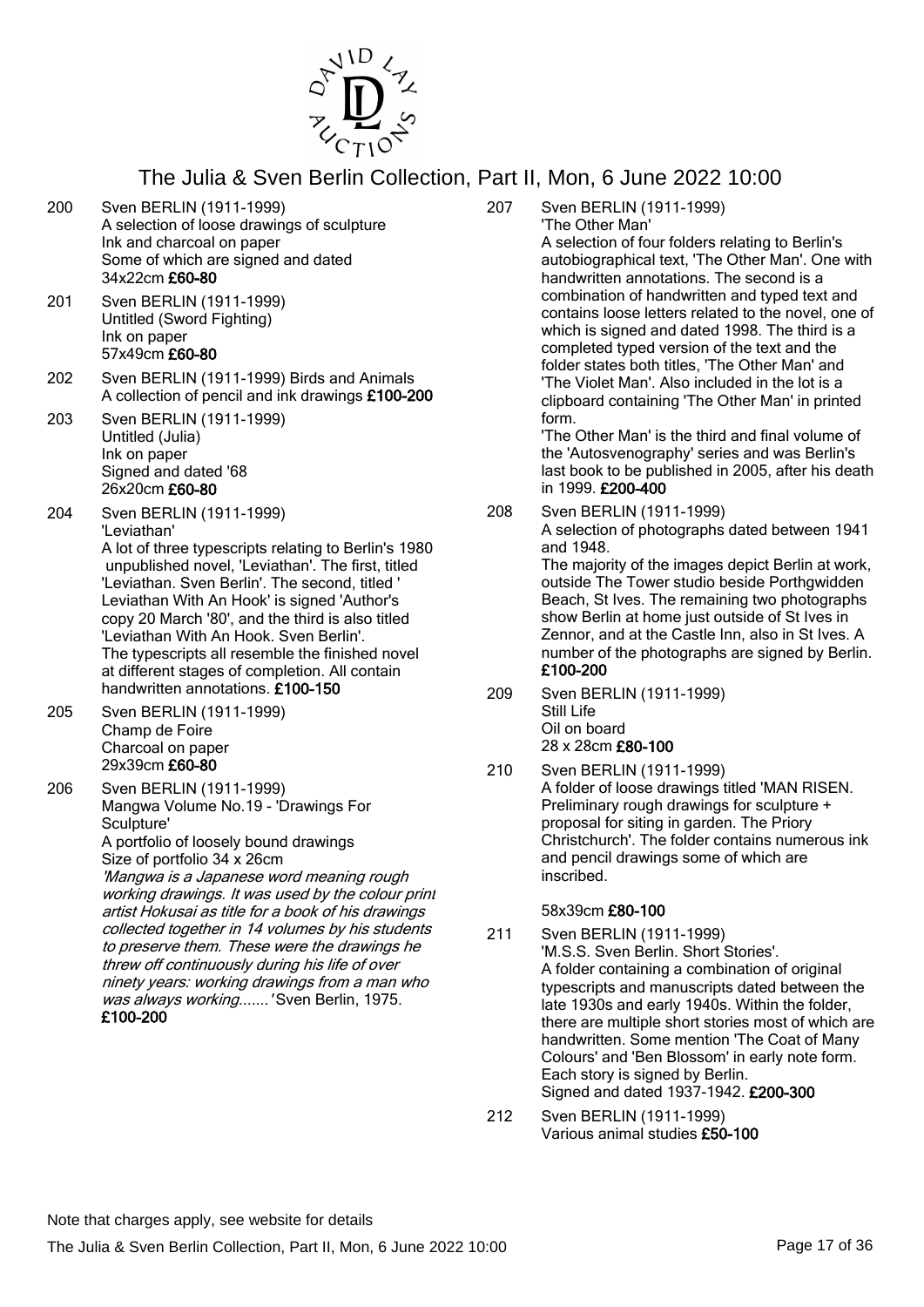200 Sven BERLIN (1911-1999)
A selection of loose drawings of sculpture
Ink and charcoal on paper
Some of which are signed and dated
34x22cm **£60-80**

201 Sven BERLIN (1911-1999)
Untitled (Sword Fighting)
Ink on paper
57x49cm **£60-80**

202 Sven BERLIN (1911-1999) Birds and Animals
A collection of pencil and ink drawings **£100-200**

203 Sven BERLIN (1911-1999)
Untitled (Julia)
Ink on paper
Signed and dated '68
26x20cm **£60-80**

204 Sven BERLIN (1911-1999)
'Leviathan'
A lot of three typescripts relating to Berlin's 1980 unpublished novel, 'Leviathan'. The first, titled 'Leviathan. Sven Berlin'. The second, titled ' Leviathan With An Hook' is signed 'Author's copy 20 March '80', and the third is also titled 'Leviathan With An Hook. Sven Berlin'.
The typescripts all resemble the finished novel at different stages of completion. All contain handwritten annotations. **£100-150**

205 Sven BERLIN (1911-1999)
Champ de Foire
Charcoal on paper
29x39cm **£60-80**

206 Sven BERLIN (1911-1999)
Mangwa Volume No.19 - 'Drawings For Sculpture'
A portfolio of loosely bound drawings
Size of portfolio 34 x 26cm
*'Mangwa is a Japanese word meaning rough working drawings. It was used by the colour print artist Hokusai as title for a book of his drawings collected together in 14 volumes by his students to preserve them. These were the drawings he threw off continuously during his life of over ninety years: working drawings from a man who was always working.......'* Sven Berlin, 1975.
**£100-200**

207 Sven BERLIN (1911-1999)
'The Other Man'
A selection of four folders relating to Berlin's autobiographical text, 'The Other Man'. One with handwritten annotations. The second is a combination of handwritten and typed text and contains loose letters related to the novel, one of which is signed and dated 1998. The third is a completed typed version of the text and the folder states both titles, 'The Other Man' and 'The Violet Man'. Also included in the lot is a clipboard containing 'The Other Man' in printed form.
'The Other Man' is the third and final volume of the 'Autosvenography' series and was Berlin's last book to be published in 2005, after his death in 1999. **£200-400**

208 Sven BERLIN (1911-1999)
A selection of photographs dated between 1941 and 1948.
The majority of the images depict Berlin at work, outside The Tower studio beside Porthgwidden Beach, St Ives. The remaining two photographs show Berlin at home just outside of St Ives in Zennor, and at the Castle Inn, also in St Ives. A number of the photographs are signed by Berlin. **£100-200**

209 Sven BERLIN (1911-1999)
Still Life
Oil on board
28 x 28cm **£80-100**

210 Sven BERLIN (1911-1999)
A folder of loose drawings titled 'MAN RISEN. Preliminary rough drawings for sculpture + proposal for siting in garden. The Priory Christchurch'. The folder contains numerous ink and pencil drawings some of which are inscribed.

58x39cm **£80-100**

211 Sven BERLIN (1911-1999)
'M.S.S. Sven Berlin. Short Stories'.
A folder containing a combination of original typescripts and manuscripts dated between the late 1930s and early 1940s. Within the folder, there are multiple short stories most of which are handwritten. Some mention 'The Coat of Many Colours' and 'Ben Blossom' in early note form. Each story is signed by Berlin.
Signed and dated 1937-1942. **£200-300**

212 Sven BERLIN (1911-1999)
Various animal studies **£50-100**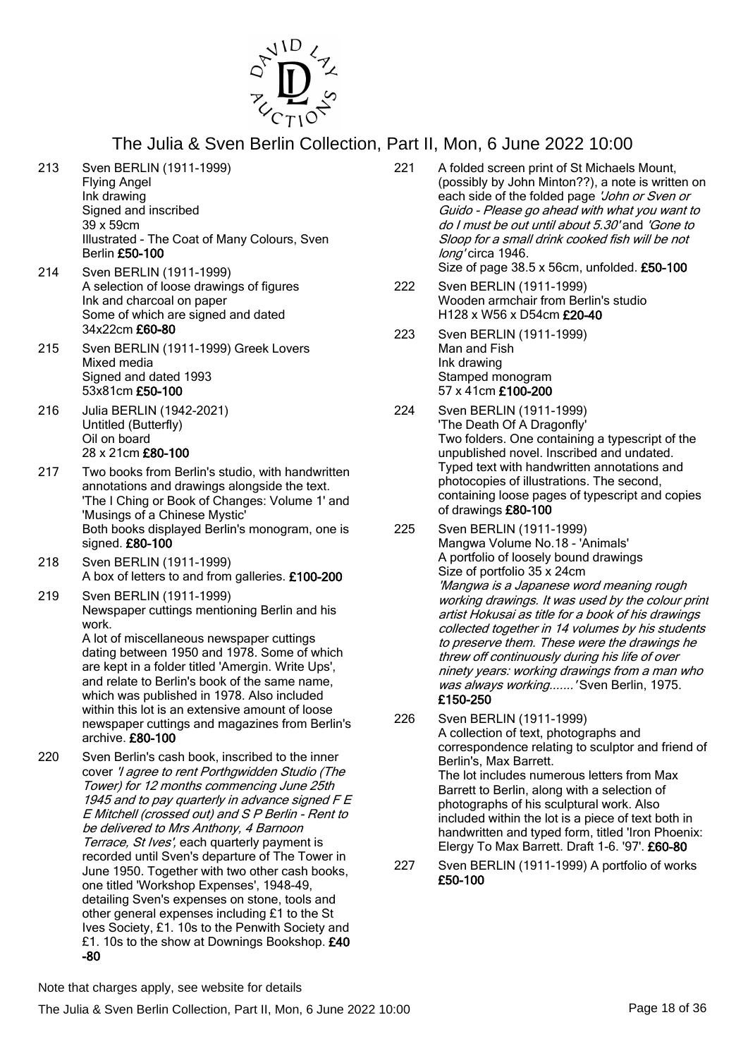# The Julia & Sven Berlin Collection, Part II, Mon, 6 June 2022 10:00

213 Sven BERLIN (1911-1999)
Flying Angel
Ink drawing
Signed and inscribed
39 x 59cm
Illustrated - The Coat of Many Colours, Sven Berlin **£50-100**

214 Sven BERLIN (1911-1999)
A selection of loose drawings of figures
Ink and charcoal on paper
Some of which are signed and dated
34x22cm **£60-80**

215 Sven BERLIN (1911-1999) Greek Lovers
Mixed media
Signed and dated 1993
53x81cm **£50-100**

216 Julia BERLIN (1942-2021)
Untitled (Butterfly)
Oil on board
28 x 21cm **£80-100**

217 Two books from Berlin's studio, with handwritten annotations and drawings alongside the text. 'The I Ching or Book of Changes: Volume 1' and 'Musings of a Chinese Mystic'
Both books displayed Berlin's monogram, one is signed. **£80-100**

218 Sven BERLIN (1911-1999)
A box of letters to and from galleries. **£100-200**

219 Sven BERLIN (1911-1999)
Newspaper cuttings mentioning Berlin and his work.
A lot of miscellaneous newspaper cuttings dating between 1950 and 1978. Some of which are kept in a folder titled 'Amergin. Write Ups', and relate to Berlin's book of the same name, which was published in 1978. Also included within this lot is an extensive amount of loose newspaper cuttings and magazines from Berlin's archive. **£80-100**

220 Sven Berlin's cash book, inscribed to the inner cover *'I agree to rent Porthgwidden Studio (The Tower) for 12 months commencing June 25th 1945 and to pay quarterly in advance signed F E E Mitchell (crossed out) and S P Berlin - Rent to be delivered to Mrs Anthony, 4 Barnoon Terrace, St Ives'*, each quarterly payment is recorded until Sven's departure of The Tower in June 1950. Together with two other cash books, one titled 'Workshop Expenses', 1948-49, detailing Sven's expenses on stone, tools and other general expenses including £1 to the St Ives Society, £1. 10s to the Penwith Society and £1. 10s to the show at Downings Bookshop. **£40-80**

221 A folded screen print of St Michaels Mount, (possibly by John Minton??), a note is written on each side of the folded page *'John or Sven or Guido - Please go ahead with what you want to do I must be out until about 5.30'* and *'Gone to Sloop for a small drink cooked fish will be not long'* circa 1946.
Size of page 38.5 x 56cm, unfolded. **£50-100**

222 Sven BERLIN (1911-1999)
Wooden armchair from Berlin's studio
H128 x W56 x D54cm **£20-40**

223 Sven BERLIN (1911-1999)
Man and Fish
Ink drawing
Stamped monogram
57 x 41cm **£100-200**

224 Sven BERLIN (1911-1999)
'The Death Of A Dragonfly'
Two folders. One containing a typescript of the unpublished novel. Inscribed and undated. Typed text with handwritten annotations and photocopies of illustrations. The second, containing loose pages of typescript and copies of drawings **£80-100**

225 Sven BERLIN (1911-1999)
Mangwa Volume No.18 - 'Animals'
A portfolio of loosely bound drawings
Size of portfolio 35 x 24cm
*'Mangwa is a Japanese word meaning rough working drawings. It was used by the colour print artist Hokusai as title for a book of his drawings collected together in 14 volumes by his students to preserve them. These were the drawings he threw off continuously during his life of over ninety years: working drawings from a man who was always working.......'* Sven Berlin, 1975. **£150-250**

226 Sven BERLIN (1911-1999)
A collection of text, photographs and correspondence relating to sculptor and friend of Berlin's, Max Barrett.
The lot includes numerous letters from Max Barrett to Berlin, along with a selection of photographs of his sculptural work. Also included within the lot is a piece of text both in handwritten and typed form, titled 'Iron Phoenix: Elergy To Max Barrett. Draft 1-6. '97'. **£60-80**

227 Sven BERLIN (1911-1999) A portfolio of works **£50-100**

Note that charges apply, see website for details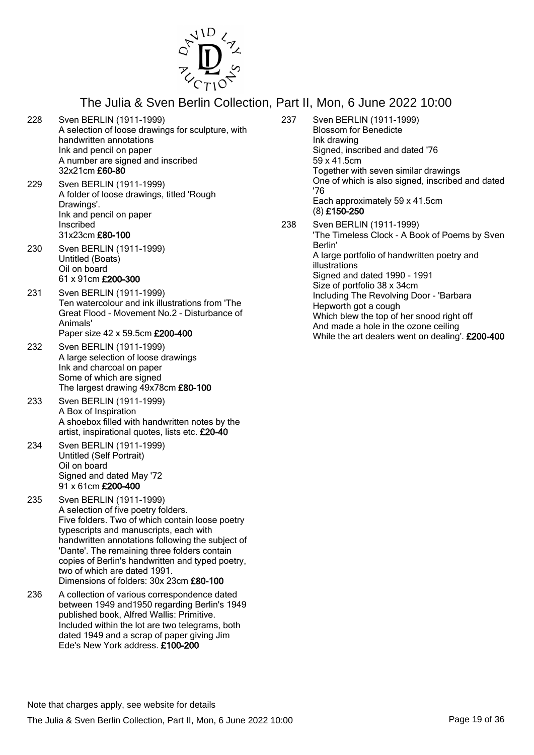228 Sven BERLIN (1911-1999)
A selection of loose drawings for sculpture, with handwritten annotations
Ink and pencil on paper
A number are signed and inscribed
32x21cm **£60-80**

229 Sven BERLIN (1911-1999)
A folder of loose drawings, titled 'Rough Drawings'.
Ink and pencil on paper
Inscribed
31x23cm **£80-100**

230 Sven BERLIN (1911-1999)
Untitled (Boats)
Oil on board
61 x 91cm **£200-300**

231 Sven BERLIN (1911-1999)
Ten watercolour and ink illustrations from 'The Great Flood - Movement No.2 - Disturbance of Animals'
Paper size 42 x 59.5cm **£200-400**

232 Sven BERLIN (1911-1999)
A large selection of loose drawings
Ink and charcoal on paper
Some of which are signed
The largest drawing 49x78cm **£80-100**

233 Sven BERLIN (1911-1999)
A Box of Inspiration
A shoebox filled with handwritten notes by the artist, inspirational quotes, lists etc. **£20-40**

234 Sven BERLIN (1911-1999)
Untitled (Self Portrait)
Oil on board
Signed and dated May '72
91 x 61cm **£200-400**

235 Sven BERLIN (1911-1999)
A selection of five poetry folders.
Five folders. Two of which contain loose poetry typescripts and manuscripts, each with handwritten annotations following the subject of 'Dante'. The remaining three folders contain copies of Berlin's handwritten and typed poetry, two of which are dated 1991.
Dimensions of folders: 30x 23cm **£80-100**

236 A collection of various correspondence dated between 1949 and1950 regarding Berlin's 1949 published book, Alfred Wallis: Primitive. Included within the lot are two telegrams, both dated 1949 and a scrap of paper giving Jim Ede's New York address. **£100-200**

237 Sven BERLIN (1911-1999)
Blossom for Benedicte
Ink drawing
Signed, inscribed and dated '76
59 x 41.5cm
Together with seven similar drawings
One of which is also signed, inscribed and dated '76
Each approximately 59 x 41.5cm
(8) **£150-250**

238 Sven BERLIN (1911-1999)
'The Timeless Clock - A Book of Poems by Sven Berlin'
A large portfolio of handwritten poetry and illustrations
Signed and dated 1990 - 1991
Size of portfolio 38 x 34cm
Including The Revolving Door - 'Barbara Hepworth got a cough
Which blew the top of her snood right off
And made a hole in the ozone ceiling
While the art dealers went on dealing'. **£200-400**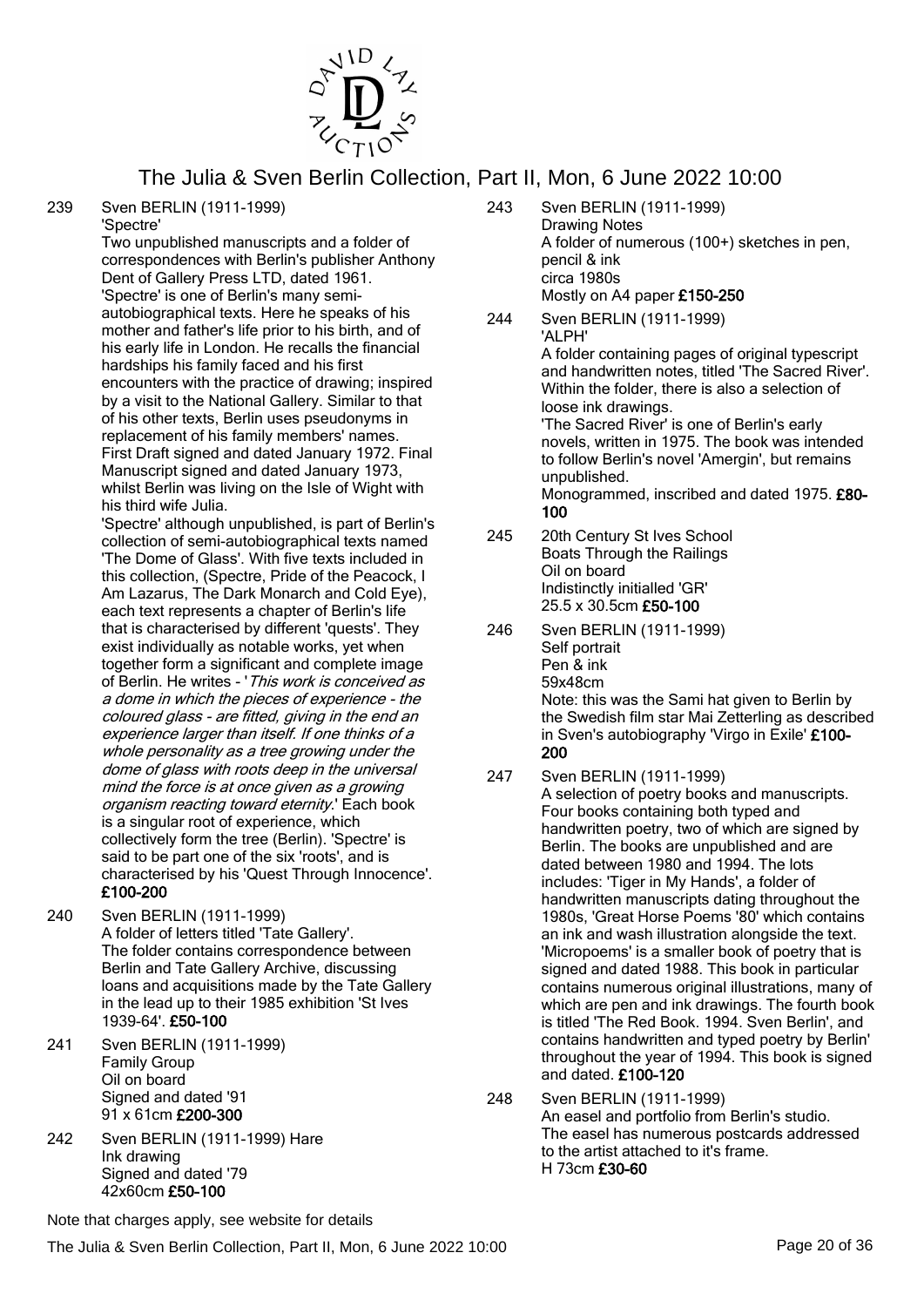## The Julia & Sven Berlin Collection, Part II, Mon, 6 June 2022 10:00

**239** Sven BERLIN (1911-1999)
'Spectre'
Two unpublished manuscripts and a folder of correspondences with Berlin's publisher Anthony Dent of Gallery Press LTD, dated 1961.
'Spectre' is one of Berlin's many semi-autobiographical texts. Here he speaks of his mother and father's life prior to his birth, and of his early life in London. He recalls the financial hardships his family faced and his first encounters with the practice of drawing; inspired by a visit to the National Gallery. Similar to that of his other texts, Berlin uses pseudonyms in replacement of his family members' names. First Draft signed and dated January 1972. Final Manuscript signed and dated January 1973, whilst Berlin was living on the Isle of Wight with his third wife Julia.
'Spectre' although unpublished, is part of Berlin's collection of semi-autobiographical texts named 'The Dome of Glass'. With five texts included in this collection, (Spectre, Pride of the Peacock, I Am Lazarus, The Dark Monarch and Cold Eye), each text represents a chapter of Berlin's life that is characterised by different 'quests'. They exist individually as notable works, yet when together form a significant and complete image of Berlin. He writes - '*This work is conceived as a dome in which the pieces of experience - the coloured glass - are fitted, giving in the end an experience larger than itself. If one thinks of a whole personality as a tree growing under the dome of glass with roots deep in the universal mind the force is at once given as a growing organism reacting toward eternity*.' Each book is a singular root of experience, which collectively form the tree (Berlin). 'Spectre' is said to be part one of the six 'roots', and is characterised by his 'Quest Through Innocence'. **£100-200**

**240** Sven BERLIN (1911-1999)
A folder of letters titled 'Tate Gallery'.
The folder contains correspondence between Berlin and Tate Gallery Archive, discussing loans and acquisitions made by the Tate Gallery in the lead up to their 1985 exhibition 'St Ives 1939-64'. **£50-100**

**241** Sven BERLIN (1911-1999)
Family Group
Oil on board
Signed and dated '91
91 x 61cm **£200-300**

**242** Sven BERLIN (1911-1999) Hare
Ink drawing
Signed and dated '79
42x60cm **£50-100**

**243** Sven BERLIN (1911-1999)
Drawing Notes
A folder of numerous (100+) sketches in pen, pencil & ink
circa 1980s
Mostly on A4 paper **£150-250**

**244** Sven BERLIN (1911-1999)
'ALPH'
A folder containing pages of original typescript and handwritten notes, titled 'The Sacred River'. Within the folder, there is also a selection of loose ink drawings.
'The Sacred River' is one of Berlin's early novels, written in 1975. The book was intended to follow Berlin's novel 'Amergin', but remains unpublished.
Monogrammed, inscribed and dated 1975. **£80-100**

**245** 20th Century St Ives School
Boats Through the Railings
Oil on board
Indistinctly initialled 'GR'
25.5 x 30.5cm **£50-100**

**246** Sven BERLIN (1911-1999)
Self portrait
Pen & ink
59x48cm
Note: this was the Sami hat given to Berlin by the Swedish film star Mai Zetterling as described in Sven's autobiography 'Virgo in Exile' **£100-200**

**247** Sven BERLIN (1911-1999)
A selection of poetry books and manuscripts. Four books containing both typed and handwritten poetry, two of which are signed by Berlin. The books are unpublished and are dated between 1980 and 1994. The lots includes: 'Tiger in My Hands', a folder of handwritten manuscripts dating throughout the 1980s, 'Great Horse Poems '80' which contains an ink and wash illustration alongside the text. 'Micropoems' is a smaller book of poetry that is signed and dated 1988. This book in particular contains numerous original illustrations, many of which are pen and ink drawings. The fourth book is titled 'The Red Book. 1994. Sven Berlin', and contains handwritten and typed poetry by Berlin' throughout the year of 1994. This book is signed and dated. **£100-120**

**248** Sven BERLIN (1911-1999)
An easel and portfolio from Berlin's studio.
The easel has numerous postcards addressed to the artist attached to it's frame.
H 73cm **£30-60**

Note that charges apply, see website for details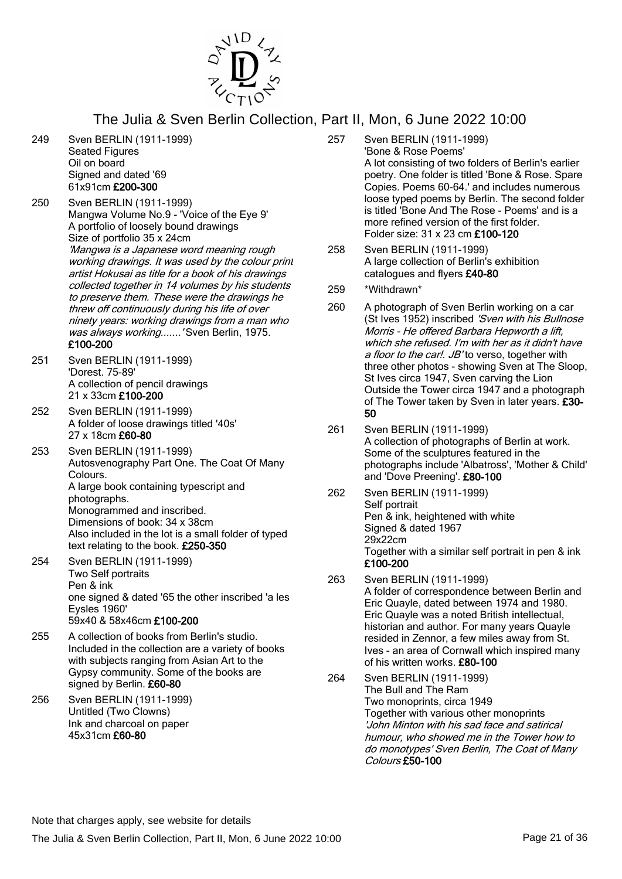# The Julia & Sven Berlin Collection, Part II, Mon, 6 June 2022 10:00

249 Sven BERLIN (1911-1999)
Seated Figures
Oil on board
Signed and dated '69
61x91cm **£200-300**

250 Sven BERLIN (1911-1999)
Mangwa Volume No.9 - 'Voice of the Eye 9'
A portfolio of loosely bound drawings
Size of portfolio 35 x 24cm
*'Mangwa is a Japanese word meaning rough working drawings. It was used by the colour print artist Hokusai as title for a book of his drawings collected together in 14 volumes by his students to preserve them. These were the drawings he threw off continuously during his life of over ninety years: working drawings from a man who was always working.......'* Sven Berlin, 1975.
**£100-200**

251 Sven BERLIN (1911-1999)
'Dorest. 75-89'
A collection of pencil drawings
21 x 33cm **£100-200**

252 Sven BERLIN (1911-1999)
A folder of loose drawings titled '40s'
27 x 18cm **£60-80**

253 Sven BERLIN (1911-1999)
Autosvenography Part One. The Coat Of Many Colours.
A large book containing typescript and photographs.
Monogrammed and inscribed.
Dimensions of book: 34 x 38cm
Also included in the lot is a small folder of typed text relating to the book. **£250-350**

254 Sven BERLIN (1911-1999)
Two Self portraits
Pen & ink
one signed & dated '65 the other inscribed 'a les Eysles 1960'
59x40 & 58x46cm **£100-200**

255 A collection of books from Berlin's studio. Included in the collection are a variety of books with subjects ranging from Asian Art to the Gypsy community. Some of the books are signed by Berlin. **£60-80**

256 Sven BERLIN (1911-1999)
Untitled (Two Clowns)
Ink and charcoal on paper
45x31cm **£60-80**

257 Sven BERLIN (1911-1999)
'Bone & Rose Poems'
A lot consisting of two folders of Berlin's earlier poetry. One folder is titled 'Bone & Rose. Spare Copies. Poems 60-64.' and includes numerous loose typed poems by Berlin. The second folder is titled 'Bone And The Rose - Poems' and is a more refined version of the first folder.
Folder size: 31 x 23 cm **£100-120**

258 Sven BERLIN (1911-1999)
A large collection of Berlin's exhibition catalogues and flyers **£40-80**

259 \*Withdrawn\*

260 A photograph of Sven Berlin working on a car (St Ives 1952) inscribed *'Sven with his Bullnose Morris - He offered Barbara Hepworth a lift, which she refused. I'm with her as it didn't have a floor to the car!. JB'* to verso, together with three other photos - showing Sven at The Sloop, St Ives circa 1947, Sven carving the Lion Outside the Tower circa 1947 and a photograph of The Tower taken by Sven in later years. **£30-50**

261 Sven BERLIN (1911-1999)
A collection of photographs of Berlin at work. Some of the sculptures featured in the photographs include 'Albatross', 'Mother & Child' and 'Dove Preening'. **£80-100**

262 Sven BERLIN (1911-1999)
Self portrait
Pen & ink, heightened with white
Signed & dated 1967
29x22cm
Together with a similar self portrait in pen & ink
**£100-200**

263 Sven BERLIN (1911-1999)
A folder of correspondence between Berlin and Eric Quayle, dated between 1974 and 1980. Eric Quayle was a noted British intellectual, historian and author. For many years Quayle resided in Zennor, a few miles away from St. Ives - an area of Cornwall which inspired many of his written works. **£80-100**

264 Sven BERLIN (1911-1999)
The Bull and The Ram
Two monoprints, circa 1949
Together with various other monoprints
*'John Minton with his sad face and satirical humour, who showed me in the Tower how to do monotypes' Sven Berlin, The Coat of Many Colours* **£50-100**

Note that charges apply, see website for details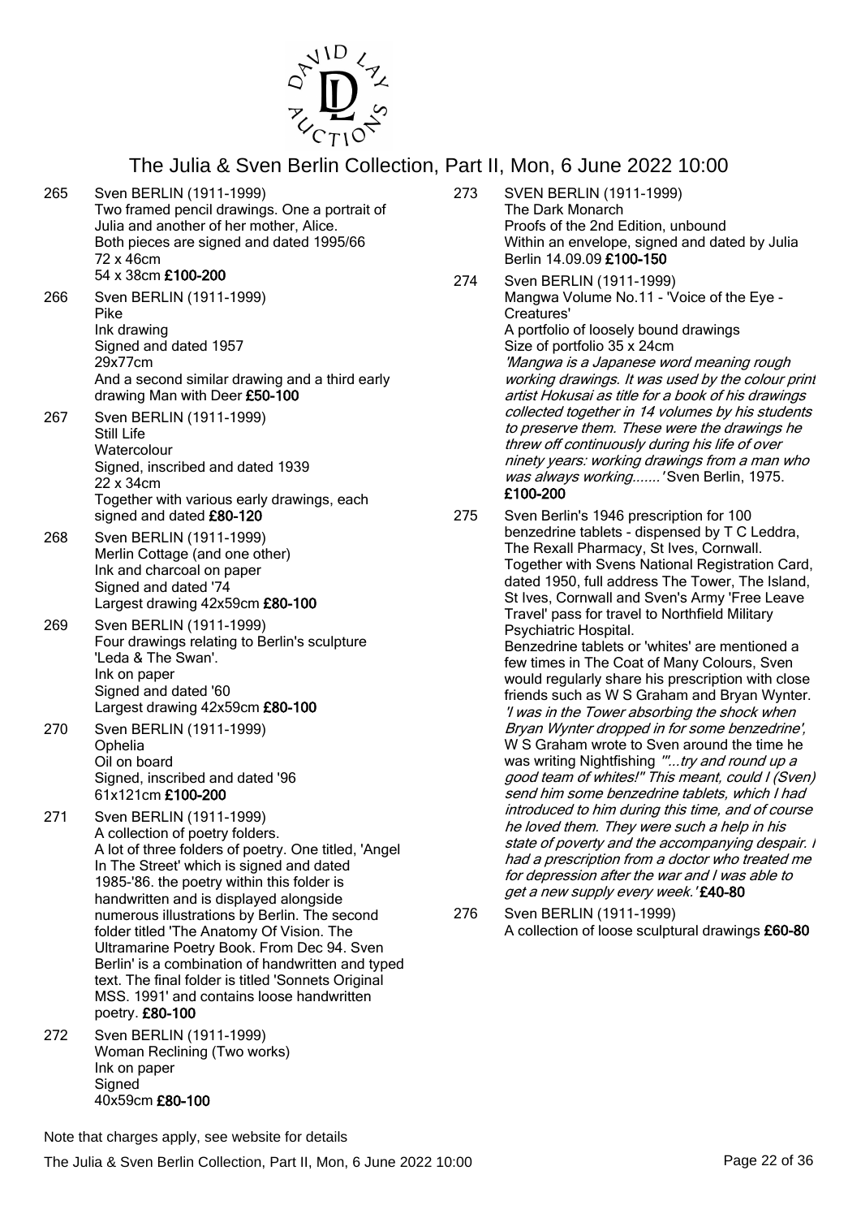# The Julia & Sven Berlin Collection, Part II, Mon, 6 June 2022 10:00

**265** Sven BERLIN (1911-1999)
Two framed pencil drawings. One a portrait of Julia and another of her mother, Alice.
Both pieces are signed and dated 1995/66
72 x 46cm
54 x 38cm **£100-200**

**266** Sven BERLIN (1911-1999)
Pike
Ink drawing
Signed and dated 1957
29x77cm
And a second similar drawing and a third early drawing Man with Deer **£50-100**

**267** Sven BERLIN (1911-1999)
Still Life
Watercolour
Signed, inscribed and dated 1939
22 x 34cm
Together with various early drawings, each signed and dated **£80-120**

**268** Sven BERLIN (1911-1999)
Merlin Cottage (and one other)
Ink and charcoal on paper
Signed and dated '74
Largest drawing 42x59cm **£80-100**

**269** Sven BERLIN (1911-1999)
Four drawings relating to Berlin's sculpture 'Leda & The Swan'.
Ink on paper
Signed and dated '60
Largest drawing 42x59cm **£80-100**

**270** Sven BERLIN (1911-1999)
Ophelia
Oil on board
Signed, inscribed and dated '96
61x121cm **£100-200**

**271** Sven BERLIN (1911-1999)
A collection of poetry folders.
A lot of three folders of poetry. One titled, 'Angel In The Street' which is signed and dated 1985-'86. the poetry within this folder is handwritten and is displayed alongside numerous illustrations by Berlin. The second folder titled 'The Anatomy Of Vision. The Ultramarine Poetry Book. From Dec 94. Sven Berlin' is a combination of handwritten and typed text. The final folder is titled 'Sonnets Original MSS. 1991' and contains loose handwritten poetry. **£80-100**

**272** Sven BERLIN (1911-1999)
Woman Reclining (Two works)
Ink on paper
Signed
40x59cm **£80-100**

**273** SVEN BERLIN (1911-1999)
The Dark Monarch
Proofs of the 2nd Edition, unbound
Within an envelope, signed and dated by Julia Berlin 14.09.09 **£100-150**

**274** Sven BERLIN (1911-1999)
Mangwa Volume No.11 - 'Voice of the Eye - Creatures'
A portfolio of loosely bound drawings
Size of portfolio 35 x 24cm
*'Mangwa is a Japanese word meaning rough working drawings. It was used by the colour print artist Hokusai as title for a book of his drawings collected together in 14 volumes by his students to preserve them. These were the drawings he threw off continuously during his life of over ninety years: working drawings from a man who was always working.......'* Sven Berlin, 1975.
**£100-200**

**275** Sven Berlin's 1946 prescription for 100 benzedrine tablets - dispensed by T C Leddra, The Rexall Pharmacy, St Ives, Cornwall. Together with Svens National Registration Card, dated 1950, full address The Tower, The Island, St Ives, Cornwall and Sven's Army 'Free Leave Travel' pass for travel to Northfield Military Psychiatric Hospital.
Benzedrine tablets or 'whites' are mentioned a few times in The Coat of Many Colours, Sven would regularly share his prescription with close friends such as W S Graham and Bryan Wynter. *'I was in the Tower absorbing the shock when Bryan Wynter dropped in for some benzedrine',* W S Graham wrote to Sven around the time he was writing Nightfishing *'"...try and round up a good team of whites!" This meant, could I (Sven) send him some benzedrine tablets, which I had introduced to him during this time, and of course he loved them. They were such a help in his state of poverty and the accompanying despair. I had a prescription from a doctor who treated me for depression after the war and I was able to get a new supply every week.'* **£40-80**

**276** Sven BERLIN (1911-1999)
A collection of loose sculptural drawings **£60-80**

Note that charges apply, see website for details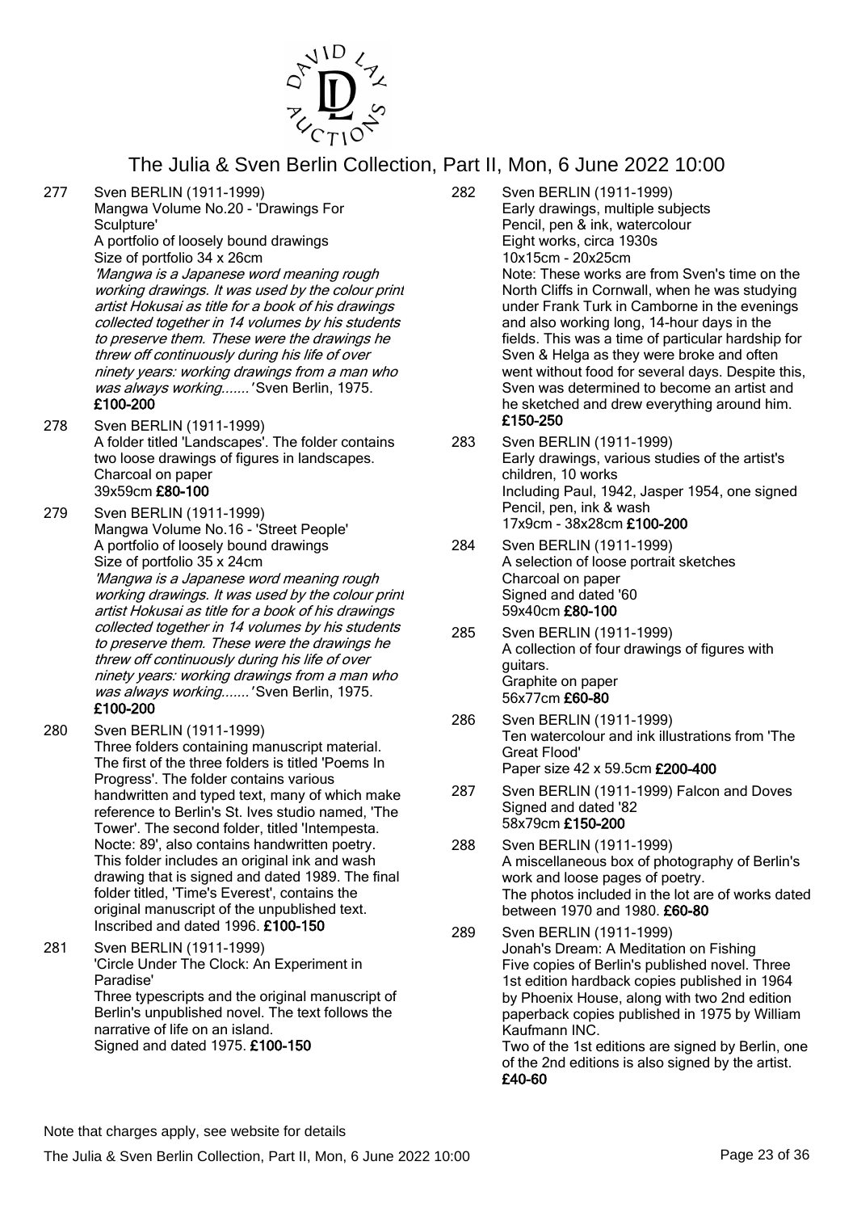277 Sven BERLIN (1911-1999)
Mangwa Volume No.20 - 'Drawings For Sculpture'
A portfolio of loosely bound drawings
Size of portfolio 34 x 26cm
*'Mangwa is a Japanese word meaning rough working drawings. It was used by the colour print artist Hokusai as title for a book of his drawings collected together in 14 volumes by his students to preserve them. These were the drawings he threw off continuously during his life of over ninety years: working drawings from a man who was always working.......'* Sven Berlin, 1975.
**£100-200**

278 Sven BERLIN (1911-1999)
A folder titled 'Landscapes'. The folder contains two loose drawings of figures in landscapes.
Charcoal on paper
39x59cm **£80-100**

279 Sven BERLIN (1911-1999)
Mangwa Volume No.16 - 'Street People'
A portfolio of loosely bound drawings
Size of portfolio 35 x 24cm
*'Mangwa is a Japanese word meaning rough working drawings. It was used by the colour print artist Hokusai as title for a book of his drawings collected together in 14 volumes by his students to preserve them. These were the drawings he threw off continuously during his life of over ninety years: working drawings from a man who was always working.......'* Sven Berlin, 1975.
**£100-200**

280 Sven BERLIN (1911-1999)
Three folders containing manuscript material. The first of the three folders is titled 'Poems In Progress'. The folder contains various handwritten and typed text, many of which make reference to Berlin's St. Ives studio named, 'The Tower'. The second folder, titled 'Intempesta. Nocte: 89', also contains handwritten poetry. This folder includes an original ink and wash drawing that is signed and dated 1989. The final folder titled, 'Time's Everest', contains the original manuscript of the unpublished text. Inscribed and dated 1996. **£100-150**

281 Sven BERLIN (1911-1999)
'Circle Under The Clock: An Experiment in Paradise'
Three typescripts and the original manuscript of Berlin's unpublished novel. The text follows the narrative of life on an island.
Signed and dated 1975. **£100-150**

282 Sven BERLIN (1911-1999)
Early drawings, multiple subjects
Pencil, pen & ink, watercolour
Eight works, circa 1930s
10x15cm - 20x25cm
Note: These works are from Sven's time on the North Cliffs in Cornwall, when he was studying under Frank Turk in Camborne in the evenings and also working long, 14-hour days in the fields. This was a time of particular hardship for Sven & Helga as they were broke and often went without food for several days. Despite this, Sven was determined to become an artist and he sketched and drew everything around him.
**£150-250**

283 Sven BERLIN (1911-1999)
Early drawings, various studies of the artist's children, 10 works
Including Paul, 1942, Jasper 1954, one signed
Pencil, pen, ink & wash
17x9cm - 38x28cm **£100-200**

284 Sven BERLIN (1911-1999)
A selection of loose portrait sketches
Charcoal on paper
Signed and dated '60
59x40cm **£80-100**

285 Sven BERLIN (1911-1999)
A collection of four drawings of figures with guitars.
Graphite on paper
56x77cm **£60-80**

286 Sven BERLIN (1911-1999)
Ten watercolour and ink illustrations from 'The Great Flood'
Paper size 42 x 59.5cm **£200-400**

287 Sven BERLIN (1911-1999) Falcon and Doves
Signed and dated '82
58x79cm **£150-200**

288 Sven BERLIN (1911-1999)
A miscellaneous box of photography of Berlin's work and loose pages of poetry.
The photos included in the lot are of works dated between 1970 and 1980. **£60-80**

289 Sven BERLIN (1911-1999)
Jonah's Dream: A Meditation on Fishing
Five copies of Berlin's published novel. Three 1st edition hardback copies published in 1964 by Phoenix House, along with two 2nd edition paperback copies published in 1975 by William Kaufmann INC.
Two of the 1st editions are signed by Berlin, one of the 2nd editions is also signed by the artist.
**£40-60**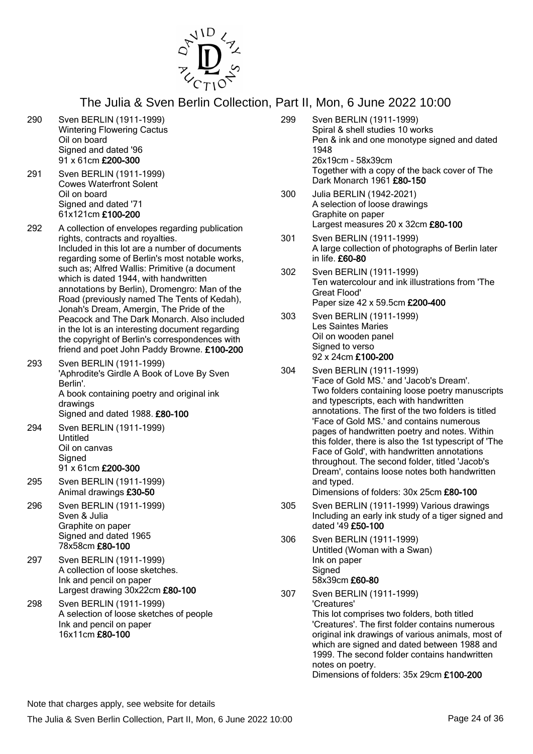# The Julia & Sven Berlin Collection, Part II, Mon, 6 June 2022 10:00

**290** Sven BERLIN (1911-1999)
Wintering Flowering Cactus
Oil on board
Signed and dated '96
91 x 61cm **£200-300**

**291** Sven BERLIN (1911-1999)
Cowes Waterfront Solent
Oil on board
Signed and dated '71
61x121cm **£100-200**

**292** A collection of envelopes regarding publication rights, contracts and royalties.
Included in this lot are a number of documents regarding some of Berlin's most notable works, such as; Alfred Wallis: Primitive (a document which is dated 1944, with handwritten annotations by Berlin), Dromengro: Man of the Road (previously named The Tents of Kedah), Jonah's Dream, Amergin, The Pride of the Peacock and The Dark Monarch. Also included in the lot is an interesting document regarding the copyright of Berlin's correspondences with friend and poet John Paddy Browne. **£100-200**

**293** Sven BERLIN (1911-1999)
'Aphrodite's Girdle A Book of Love By Sven Berlin'.
A book containing poetry and original ink drawings
Signed and dated 1988. **£80-100**

**294** Sven BERLIN (1911-1999)
Untitled
Oil on canvas
Signed
91 x 61cm **£200-300**

**295** Sven BERLIN (1911-1999)
Animal drawings **£30-50**

**296** Sven BERLIN (1911-1999)
Sven & Julia
Graphite on paper
Signed and dated 1965
78x58cm **£80-100**

**297** Sven BERLIN (1911-1999)
A collection of loose sketches.
Ink and pencil on paper
Largest drawing 30x22cm **£80-100**

**298** Sven BERLIN (1911-1999)
A selection of loose sketches of people
Ink and pencil on paper
16x11cm **£80-100**

**299** Sven BERLIN (1911-1999)
Spiral & shell studies 10 works
Pen & ink and one monotype signed and dated 1948
26x19cm - 58x39cm
Together with a copy of the back cover of The Dark Monarch 1961 **£80-150**

**300** Julia BERLIN (1942-2021)
A selection of loose drawings
Graphite on paper
Largest measures 20 x 32cm **£80-100**

**301** Sven BERLIN (1911-1999)
A large collection of photographs of Berlin later in life. **£60-80**

**302** Sven BERLIN (1911-1999)
Ten watercolour and ink illustrations from 'The Great Flood'
Paper size 42 x 59.5cm **£200-400**

**303** Sven BERLIN (1911-1999)
Les Saintes Maries
Oil on wooden panel
Signed to verso
92 x 24cm **£100-200**

**304** Sven BERLIN (1911-1999)
'Face of Gold MS.' and 'Jacob's Dream'.
Two folders containing loose poetry manuscripts and typescripts, each with handwritten annotations. The first of the two folders is titled 'Face of Gold MS.' and contains numerous pages of handwritten poetry and notes. Within this folder, there is also the 1st typescript of 'The Face of Gold', with handwritten annotations throughout. The second folder, titled 'Jacob's Dream', contains loose notes both handwritten and typed.
Dimensions of folders: 30x 25cm **£80-100**

**305** Sven BERLIN (1911-1999) Various drawings
Including an early ink study of a tiger signed and dated '49 **£50-100**

**306** Sven BERLIN (1911-1999)
Untitled (Woman with a Swan)
Ink on paper
Signed
58x39cm **£60-80**

**307** Sven BERLIN (1911-1999)
'Creatures'
This lot comprises two folders, both titled 'Creatures'. The first folder contains numerous original ink drawings of various animals, most of which are signed and dated between 1988 and 1999. The second folder contains handwritten notes on poetry.
Dimensions of folders: 35x 29cm **£100-200**

Note that charges apply, see website for details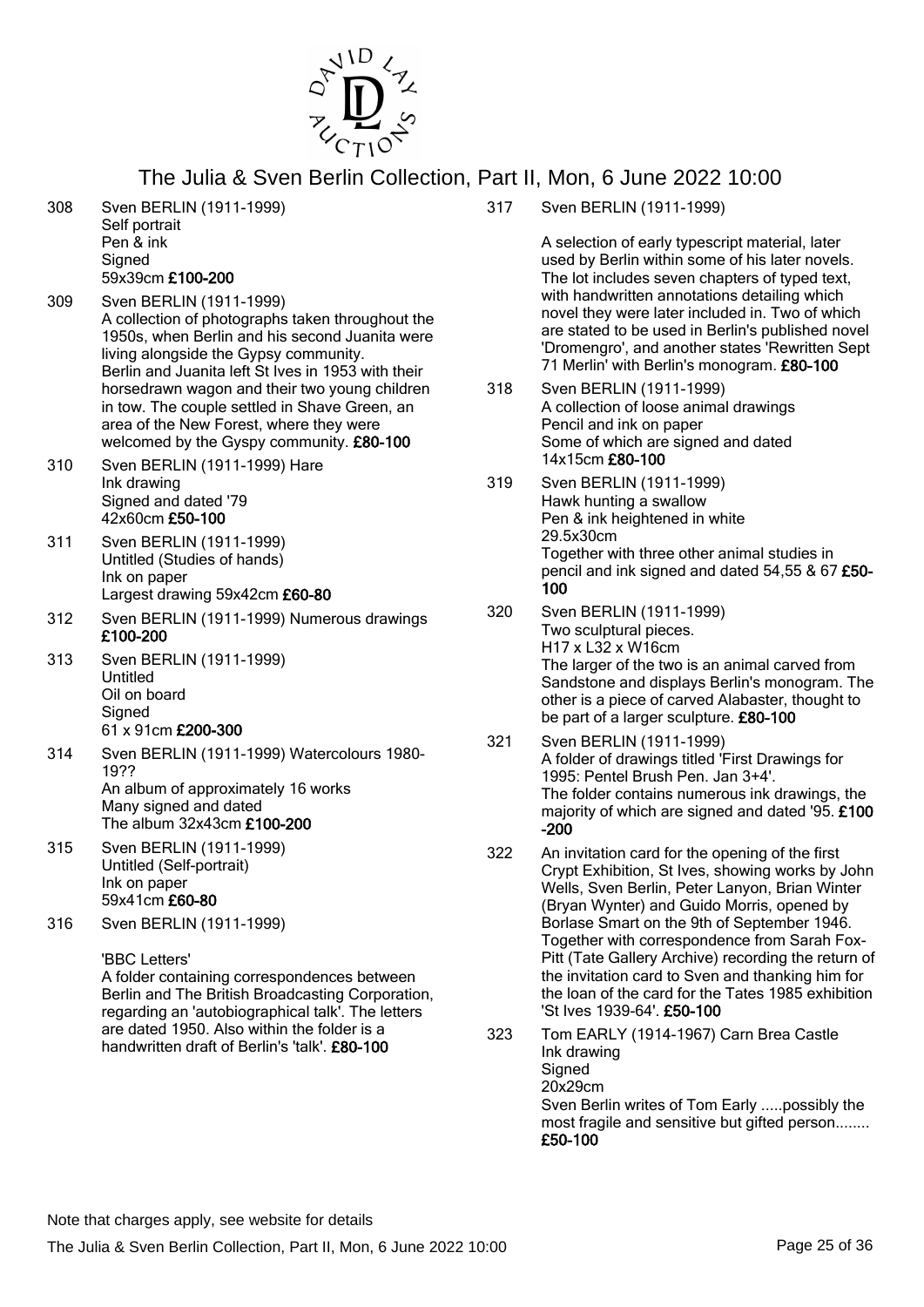308 Sven BERLIN (1911-1999)
Self portrait
Pen & ink
Signed
59x39cm **£100-200**

309 Sven BERLIN (1911-1999)
A collection of photographs taken throughout the 1950s, when Berlin and his second Juanita were living alongside the Gypsy community.
Berlin and Juanita left St Ives in 1953 with their horsedrawn wagon and their two young children in tow. The couple settled in Shave Green, an area of the New Forest, where they were welcomed by the Gyspy community. **£80-100**

310 Sven BERLIN (1911-1999) Hare
Ink drawing
Signed and dated '79
42x60cm **£50-100**

311 Sven BERLIN (1911-1999)
Untitled (Studies of hands)
Ink on paper
Largest drawing 59x42cm **£60-80**

312 Sven BERLIN (1911-1999) Numerous drawings **£100-200**

313 Sven BERLIN (1911-1999)
Untitled
Oil on board
Signed
61 x 91cm **£200-300**

314 Sven BERLIN (1911-1999) Watercolours 1980-19??
An album of approximately 16 works
Many signed and dated
The album 32x43cm **£100-200**

315 Sven BERLIN (1911-1999)
Untitled (Self-portrait)
Ink on paper
59x41cm **£60-80**

316 Sven BERLIN (1911-1999)

'BBC Letters'
A folder containing correspondences between Berlin and The British Broadcasting Corporation, regarding an 'autobiographical talk'. The letters are dated 1950. Also within the folder is a handwritten draft of Berlin's 'talk'. **£80-100**

317 Sven BERLIN (1911-1999)

A selection of early typescript material, later used by Berlin within some of his later novels. The lot includes seven chapters of typed text, with handwritten annotations detailing which novel they were later included in. Two of which are stated to be used in Berlin's published novel 'Dromengro', and another states 'Rewritten Sept 71 Merlin' with Berlin's monogram. **£80-100**

318 Sven BERLIN (1911-1999)
A collection of loose animal drawings
Pencil and ink on paper
Some of which are signed and dated
14x15cm **£80-100**

319 Sven BERLIN (1911-1999)
Hawk hunting a swallow
Pen & ink heightened in white
29.5x30cm
Together with three other animal studies in pencil and ink signed and dated 54,55 & 67 **£50-100**

320 Sven BERLIN (1911-1999)
Two sculptural pieces.
H17 x L32 x W16cm
The larger of the two is an animal carved from Sandstone and displays Berlin's monogram. The other is a piece of carved Alabaster, thought to be part of a larger sculpture. **£80-100**

321 Sven BERLIN (1911-1999)
A folder of drawings titled 'First Drawings for 1995: Pentel Brush Pen. Jan 3+4'.
The folder contains numerous ink drawings, the majority of which are signed and dated '95. **£100-200**

322 An invitation card for the opening of the first Crypt Exhibition, St Ives, showing works by John Wells, Sven Berlin, Peter Lanyon, Brian Winter (Bryan Wynter) and Guido Morris, opened by Borlase Smart on the 9th of September 1946.
Together with correspondence from Sarah Fox-Pitt (Tate Gallery Archive) recording the return of the invitation card to Sven and thanking him for the loan of the card for the Tates 1985 exhibition 'St Ives 1939-64'. **£50-100**

323 Tom EARLY (1914-1967) Carn Brea Castle
Ink drawing
Signed
20x29cm
Sven Berlin writes of Tom Early .....possibly the most fragile and sensitive but gifted person........ **£50-100**

Note that charges apply, see website for details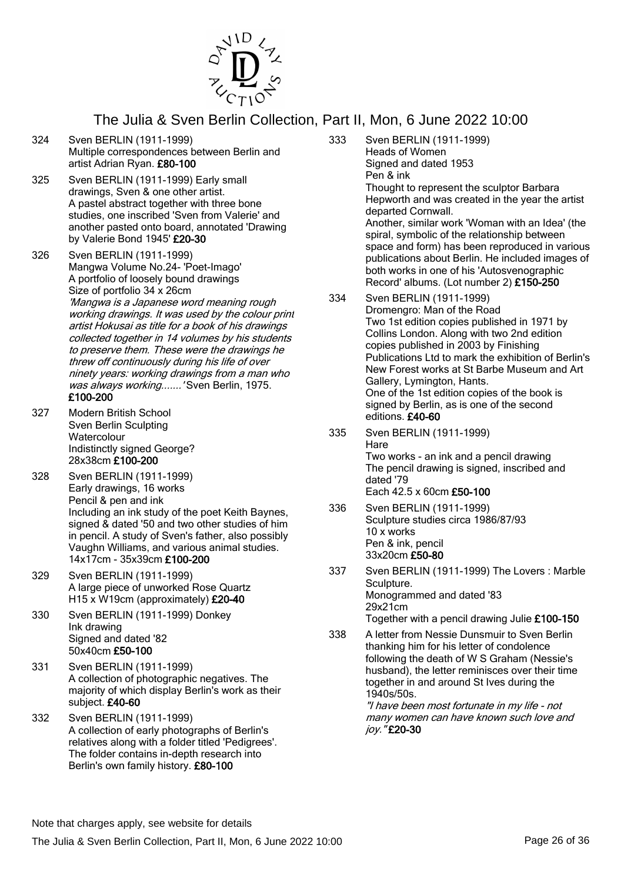## The Julia & Sven Berlin Collection, Part II, Mon, 6 June 2022 10:00

324 Sven BERLIN (1911-1999)
Multiple correspondences between Berlin and artist Adrian Ryan. **£80-100**

325 Sven BERLIN (1911-1999) Early small drawings, Sven & one other artist.
A pastel abstract together with three bone studies, one inscribed 'Sven from Valerie' and another pasted onto board, annotated 'Drawing by Valerie Bond 1945' **£20-30**

326 Sven BERLIN (1911-1999)
Mangwa Volume No.24- 'Poet-Imago'
A portfolio of loosely bound drawings
Size of portfolio 34 x 26cm
*'Mangwa is a Japanese word meaning rough working drawings. It was used by the colour print artist Hokusai as title for a book of his drawings collected together in 14 volumes by his students to preserve them. These were the drawings he threw off continuously during his life of over ninety years: working drawings from a man who was always working.......'* Sven Berlin, 1975.
**£100-200**

327 Modern British School
Sven Berlin Sculpting
Watercolour
Indistinctly signed George?
28x38cm **£100-200**

328 Sven BERLIN (1911-1999)
Early drawings, 16 works
Pencil & pen and ink
Including an ink study of the poet Keith Baynes, signed & dated '50 and two other studies of him in pencil. A study of Sven's father, also possibly Vaughn Williams, and various animal studies.
14x17cm - 35x39cm **£100-200**

329 Sven BERLIN (1911-1999)
A large piece of unworked Rose Quartz
H15 x W19cm (approximately) **£20-40**

330 Sven BERLIN (1911-1999) Donkey
Ink drawing
Signed and dated '82
50x40cm **£50-100**

331 Sven BERLIN (1911-1999)
A collection of photographic negatives. The majority of which display Berlin's work as their subject. **£40-60**

332 Sven BERLIN (1911-1999)
A collection of early photographs of Berlin's relatives along with a folder titled 'Pedigrees'. The folder contains in-depth research into Berlin's own family history. **£80-100**

333 Sven BERLIN (1911-1999)
Heads of Women
Signed and dated 1953
Pen & ink
Thought to represent the sculptor Barbara Hepworth and was created in the year the artist departed Cornwall.
Another, similar work 'Woman with an Idea' (the spiral, symbolic of the relationship between space and form) has been reproduced in various publications about Berlin. He included images of both works in one of his 'Autosvenographic Record' albums. (Lot number 2) **£150-250**

334 Sven BERLIN (1911-1999)
Dromengro: Man of the Road
Two 1st edition copies published in 1971 by Collins London. Along with two 2nd edition copies published in 2003 by Finishing Publications Ltd to mark the exhibition of Berlin's New Forest works at St Barbe Museum and Art Gallery, Lymington, Hants.
One of the 1st edition copies of the book is signed by Berlin, as is one of the second editions. **£40-60**

335 Sven BERLIN (1911-1999)
Hare
Two works - an ink and a pencil drawing
The pencil drawing is signed, inscribed and dated '79
Each 42.5 x 60cm **£50-100**

336 Sven BERLIN (1911-1999)
Sculpture studies circa 1986/87/93
10 x works
Pen & ink, pencil
33x20cm **£50-80**

337 Sven BERLIN (1911-1999) The Lovers : Marble Sculpture.
Monogrammed and dated '83
29x21cm
Together with a pencil drawing Julie **£100-150**

338 A letter from Nessie Dunsmuir to Sven Berlin thanking him for his letter of condolence following the death of W S Graham (Nessie's husband), the letter reminisces over their time together in and around St Ives during the 1940s/50s.
*"I have been most fortunate in my life - not many women can have known such love and joy."* **£20-30**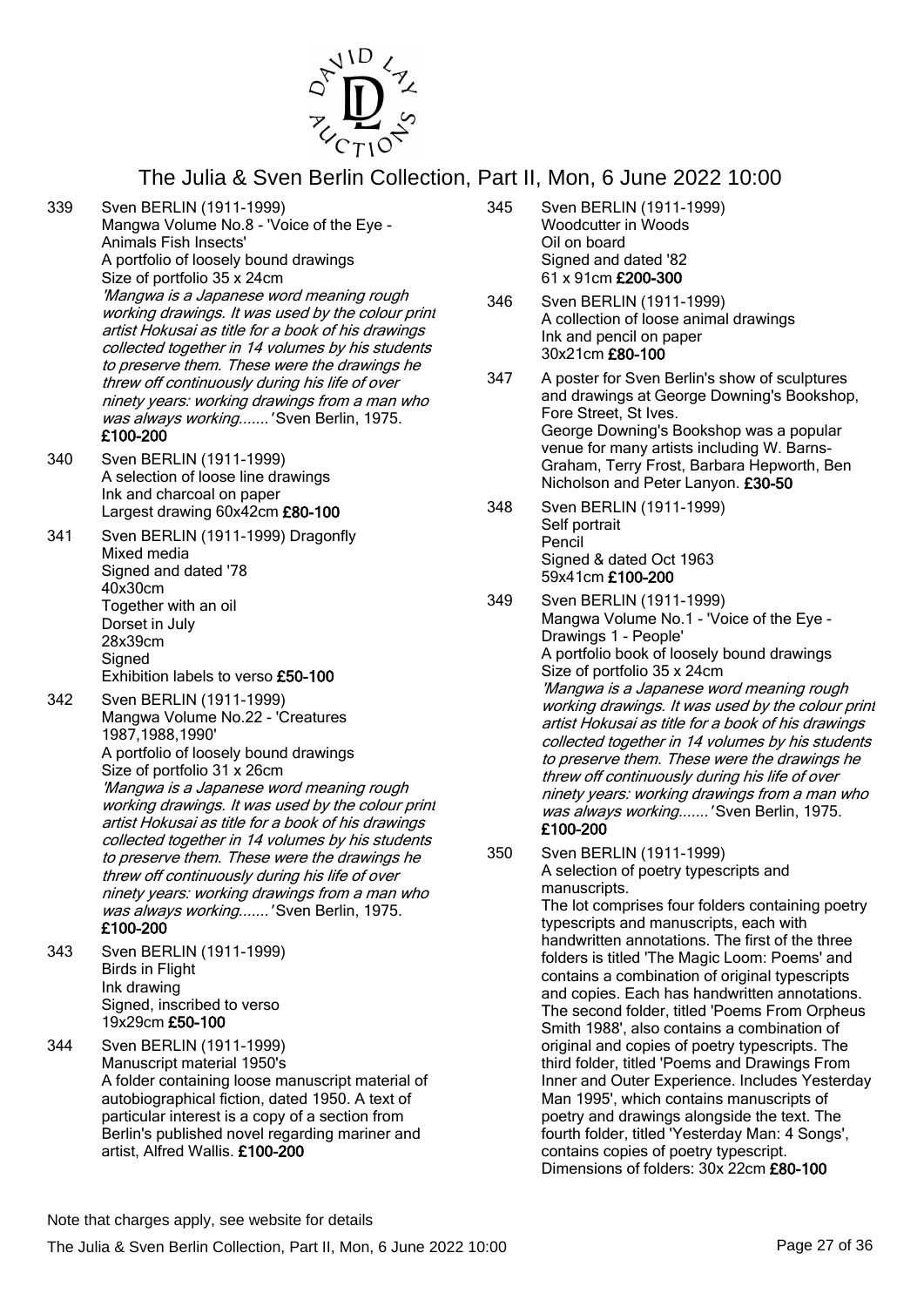339 Sven BERLIN (1911-1999)
Mangwa Volume No.8 - 'Voice of the Eye - Animals Fish Insects'
A portfolio of loosely bound drawings
Size of portfolio 35 x 24cm
*'Mangwa is a Japanese word meaning rough working drawings. It was used by the colour print artist Hokusai as title for a book of his drawings collected together in 14 volumes by his students to preserve them. These were the drawings he threw off continuously during his life of over ninety years: working drawings from a man who was always working.......'* Sven Berlin, 1975.
**£100-200**

340 Sven BERLIN (1911-1999)
A selection of loose line drawings
Ink and charcoal on paper
Largest drawing 60x42cm **£80-100**

341 Sven BERLIN (1911-1999) Dragonfly
Mixed media
Signed and dated '78
40x30cm
Together with an oil
Dorset in July
28x39cm
Signed
Exhibition labels to verso **£50-100**

342 Sven BERLIN (1911-1999)
Mangwa Volume No.22 - 'Creatures 1987,1988,1990'
A portfolio of loosely bound drawings
Size of portfolio 31 x 26cm
*'Mangwa is a Japanese word meaning rough working drawings. It was used by the colour print artist Hokusai as title for a book of his drawings collected together in 14 volumes by his students to preserve them. These were the drawings he threw off continuously during his life of over ninety years: working drawings from a man who was always working.......'* Sven Berlin, 1975.
**£100-200**

343 Sven BERLIN (1911-1999)
Birds in Flight
Ink drawing
Signed, inscribed to verso
19x29cm **£50-100**

344 Sven BERLIN (1911-1999)
Manuscript material 1950's
A folder containing loose manuscript material of autobiographical fiction, dated 1950. A text of particular interest is a copy of a section from Berlin's published novel regarding mariner and artist, Alfred Wallis. **£100-200**

345 Sven BERLIN (1911-1999)
Woodcutter in Woods
Oil on board
Signed and dated '82
61 x 91cm **£200-300**

346 Sven BERLIN (1911-1999)
A collection of loose animal drawings
Ink and pencil on paper
30x21cm **£80-100**

347 A poster for Sven Berlin's show of sculptures and drawings at George Downing's Bookshop, Fore Street, St Ives.
George Downing's Bookshop was a popular venue for many artists including W. Barns-Graham, Terry Frost, Barbara Hepworth, Ben Nicholson and Peter Lanyon. **£30-50**

348 Sven BERLIN (1911-1999)
Self portrait
Pencil
Signed & dated Oct 1963
59x41cm **£100-200**

349 Sven BERLIN (1911-1999)
Mangwa Volume No.1 - 'Voice of the Eye - Drawings 1 - People'
A portfolio book of loosely bound drawings
Size of portfolio 35 x 24cm
*'Mangwa is a Japanese word meaning rough working drawings. It was used by the colour print artist Hokusai as title for a book of his drawings collected together in 14 volumes by his students to preserve them. These were the drawings he threw off continuously during his life of over ninety years: working drawings from a man who was always working.......'* Sven Berlin, 1975.
**£100-200**

350 Sven BERLIN (1911-1999)
A selection of poetry typescripts and manuscripts.
The lot comprises four folders containing poetry typescripts and manuscripts, each with handwritten annotations. The first of the three folders is titled 'The Magic Loom: Poems' and contains a combination of original typescripts and copies. Each has handwritten annotations. The second folder, titled 'Poems From Orpheus Smith 1988', also contains a combination of original and copies of poetry typescripts. The third folder, titled 'Poems and Drawings From Inner and Outer Experience. Includes Yesterday Man 1995', which contains manuscripts of poetry and drawings alongside the text. The fourth folder, titled 'Yesterday Man: 4 Songs', contains copies of poetry typescript.
Dimensions of folders: 30x 22cm **£80-100**

Note that charges apply, see website for details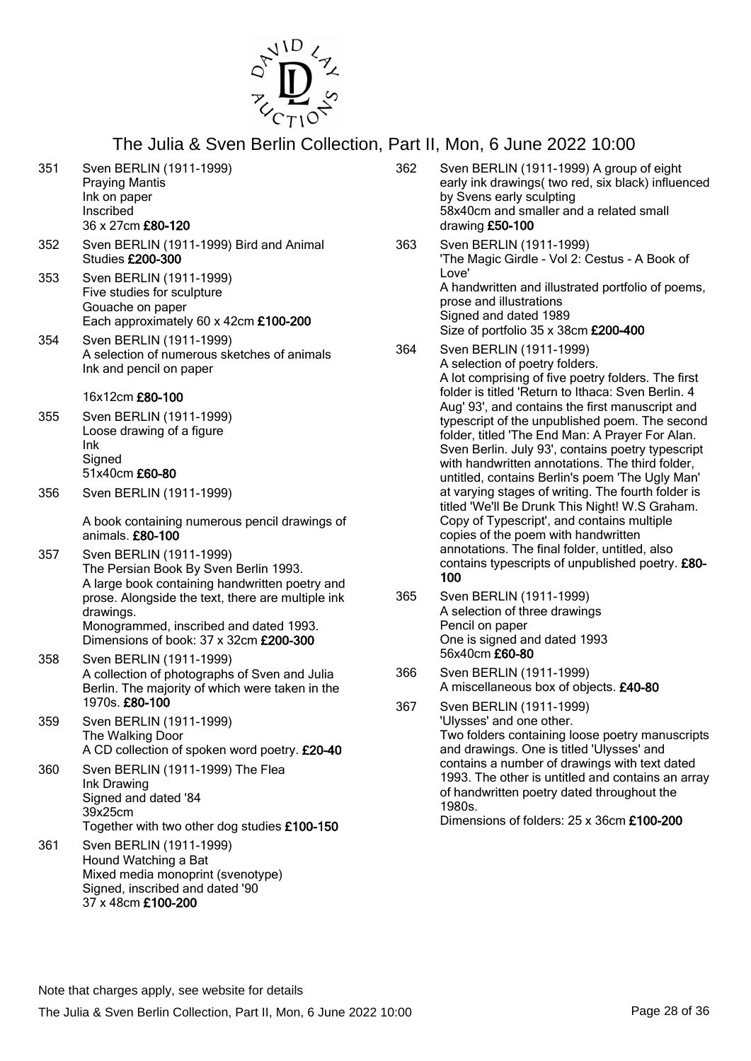351 Sven BERLIN (1911-1999)
Praying Mantis
Ink on paper
Inscribed
36 x 27cm **£80-120**

352 Sven BERLIN (1911-1999) Bird and Animal Studies **£200-300**

353 Sven BERLIN (1911-1999)
Five studies for sculpture
Gouache on paper
Each approximately 60 x 42cm **£100-200**

354 Sven BERLIN (1911-1999)
A selection of numerous sketches of animals
Ink and pencil on paper

16x12cm **£80-100**

355 Sven BERLIN (1911-1999)
Loose drawing of a figure
Ink
Signed
51x40cm **£60-80**

356 Sven BERLIN (1911-1999)

A book containing numerous pencil drawings of animals. **£80-100**

357 Sven BERLIN (1911-1999)
The Persian Book By Sven Berlin 1993.
A large book containing handwritten poetry and prose. Alongside the text, there are multiple ink drawings.
Monogrammed, inscribed and dated 1993.
Dimensions of book: 37 x 32cm **£200-300**

358 Sven BERLIN (1911-1999)
A collection of photographs of Sven and Julia Berlin. The majority of which were taken in the 1970s. **£80-100**

359 Sven BERLIN (1911-1999)
The Walking Door
A CD collection of spoken word poetry. **£20-40**

360 Sven BERLIN (1911-1999) The Flea
Ink Drawing
Signed and dated '84
39x25cm
Together with two other dog studies **£100-150**

361 Sven BERLIN (1911-1999)
Hound Watching a Bat
Mixed media monoprint (svenotype)
Signed, inscribed and dated '90
37 x 48cm **£100-200**

362 Sven BERLIN (1911-1999) A group of eight early ink drawings( two red, six black) influenced by Svens early sculpting
58x40cm and smaller and a related small drawing **£50-100**

363 Sven BERLIN (1911-1999)
'The Magic Girdle - Vol 2: Cestus - A Book of Love'
A handwritten and illustrated portfolio of poems, prose and illustrations
Signed and dated 1989
Size of portfolio 35 x 38cm **£200-400**

364 Sven BERLIN (1911-1999)
A selection of poetry folders.
A lot comprising of five poetry folders. The first folder is titled 'Return to Ithaca: Sven Berlin. 4 Aug' 93', and contains the first manuscript and typescript of the unpublished poem. The second folder, titled 'The End Man: A Prayer For Alan. Sven Berlin. July 93', contains poetry typescript with handwritten annotations. The third folder, untitled, contains Berlin's poem 'The Ugly Man' at varying stages of writing. The fourth folder is titled 'We'll Be Drunk This Night! W.S Graham. Copy of Typescript', and contains multiple copies of the poem with handwritten annotations. The final folder, untitled, also contains typescripts of unpublished poetry. **£80-100**

365 Sven BERLIN (1911-1999)
A selection of three drawings
Pencil on paper
One is signed and dated 1993
56x40cm **£60-80**

366 Sven BERLIN (1911-1999)
A miscellaneous box of objects. **£40-80**

367 Sven BERLIN (1911-1999)
'Ulysses' and one other.
Two folders containing loose poetry manuscripts and drawings. One is titled 'Ulysses' and contains a number of drawings with text dated 1993. The other is untitled and contains an array of handwritten poetry dated throughout the 1980s.
Dimensions of folders: 25 x 36cm **£100-200**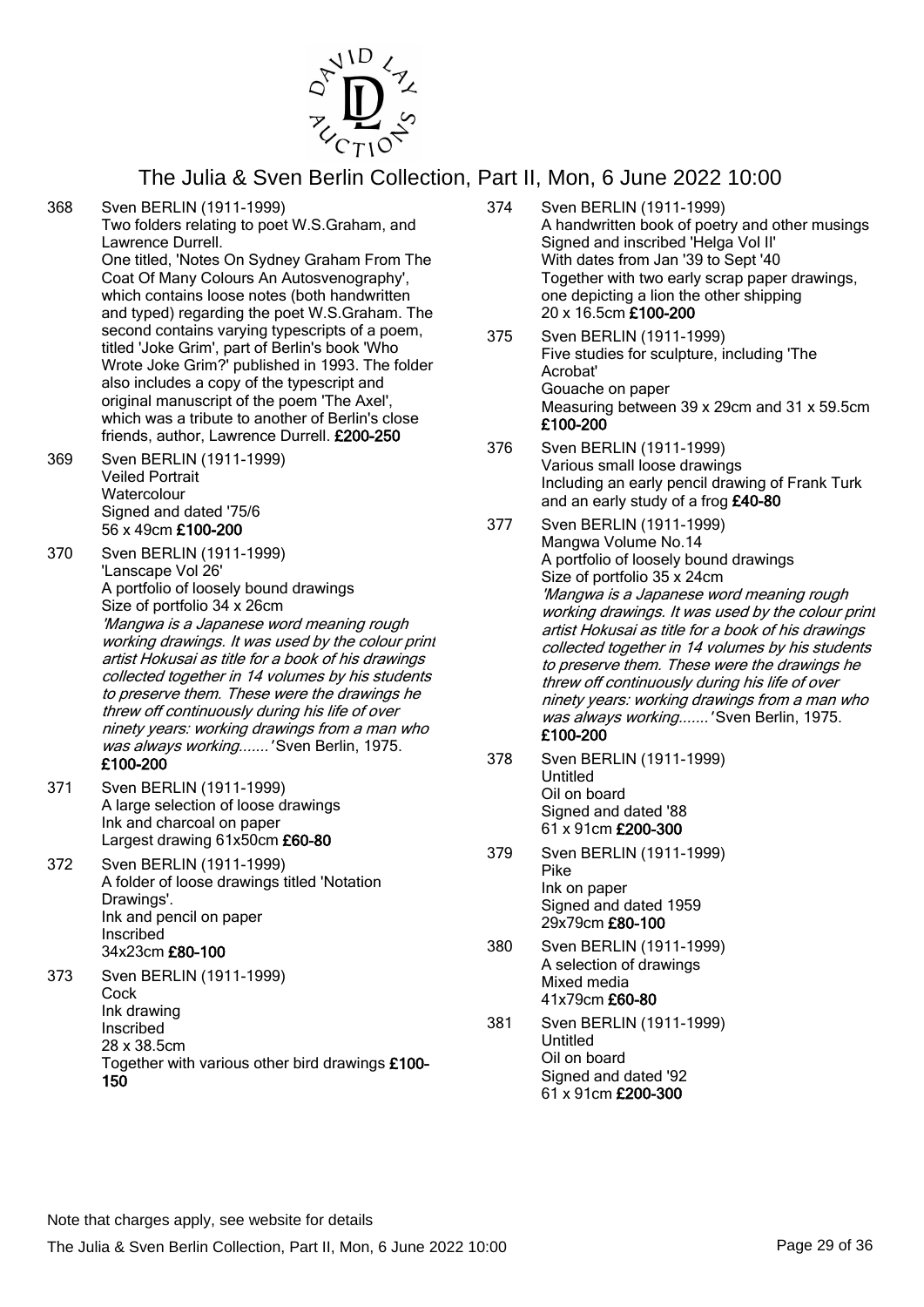# The Julia & Sven Berlin Collection, Part II, Mon, 6 June 2022 10:00

**368** Sven BERLIN (1911-1999)
Two folders relating to poet W.S.Graham, and Lawrence Durrell.
One titled, 'Notes On Sydney Graham From The Coat Of Many Colours An Autosvenography', which contains loose notes (both handwritten and typed) regarding the poet W.S.Graham. The second contains varying typescripts of a poem, titled 'Joke Grim', part of Berlin's book 'Who Wrote Joke Grim?' published in 1993. The folder also includes a copy of the typescript and original manuscript of the poem 'The Axel', which was a tribute to another of Berlin's close friends, author, Lawrence Durrell. **£200-250**

**369** Sven BERLIN (1911-1999)
Veiled Portrait
Watercolour
Signed and dated '75/6
56 x 49cm **£100-200**

**370** Sven BERLIN (1911-1999)
'Lanscape Vol 26'
A portfolio of loosely bound drawings
Size of portfolio 34 x 26cm
*'Mangwa is a Japanese word meaning rough working drawings. It was used by the colour print artist Hokusai as title for a book of his drawings collected together in 14 volumes by his students to preserve them. These were the drawings he threw off continuously during his life of over ninety years: working drawings from a man who was always working.......'* Sven Berlin, 1975.
**£100-200**

**371** Sven BERLIN (1911-1999)
A large selection of loose drawings
Ink and charcoal on paper
Largest drawing 61x50cm **£60-80**

**372** Sven BERLIN (1911-1999)
A folder of loose drawings titled 'Notation Drawings'.
Ink and pencil on paper
Inscribed
34x23cm **£80-100**

**373** Sven BERLIN (1911-1999)
Cock
Ink drawing
Inscribed
28 x 38.5cm
Together with various other bird drawings **£100-150**

**374** Sven BERLIN (1911-1999)
A handwritten book of poetry and other musings
Signed and inscribed 'Helga Vol II'
With dates from Jan '39 to Sept '40
Together with two early scrap paper drawings, one depicting a lion the other shipping
20 x 16.5cm **£100-200**

**375** Sven BERLIN (1911-1999)
Five studies for sculpture, including 'The Acrobat'
Gouache on paper
Measuring between 39 x 29cm and 31 x 59.5cm
**£100-200**

**376** Sven BERLIN (1911-1999)
Various small loose drawings
Including an early pencil drawing of Frank Turk and an early study of a frog **£40-80**

**377** Sven BERLIN (1911-1999)
Mangwa Volume No.14
A portfolio of loosely bound drawings
Size of portfolio 35 x 24cm
*'Mangwa is a Japanese word meaning rough working drawings. It was used by the colour print artist Hokusai as title for a book of his drawings collected together in 14 volumes by his students to preserve them. These were the drawings he threw off continuously during his life of over ninety years: working drawings from a man who was always working.......'* Sven Berlin, 1975.
**£100-200**

**378** Sven BERLIN (1911-1999)
Untitled
Oil on board
Signed and dated '88
61 x 91cm **£200-300**

**379** Sven BERLIN (1911-1999)
Pike
Ink on paper
Signed and dated 1959
29x79cm **£80-100**

**380** Sven BERLIN (1911-1999)
A selection of drawings
Mixed media
41x79cm **£60-80**

**381** Sven BERLIN (1911-1999)
Untitled
Oil on board
Signed and dated '92
61 x 91cm **£200-300**

Note that charges apply, see website for details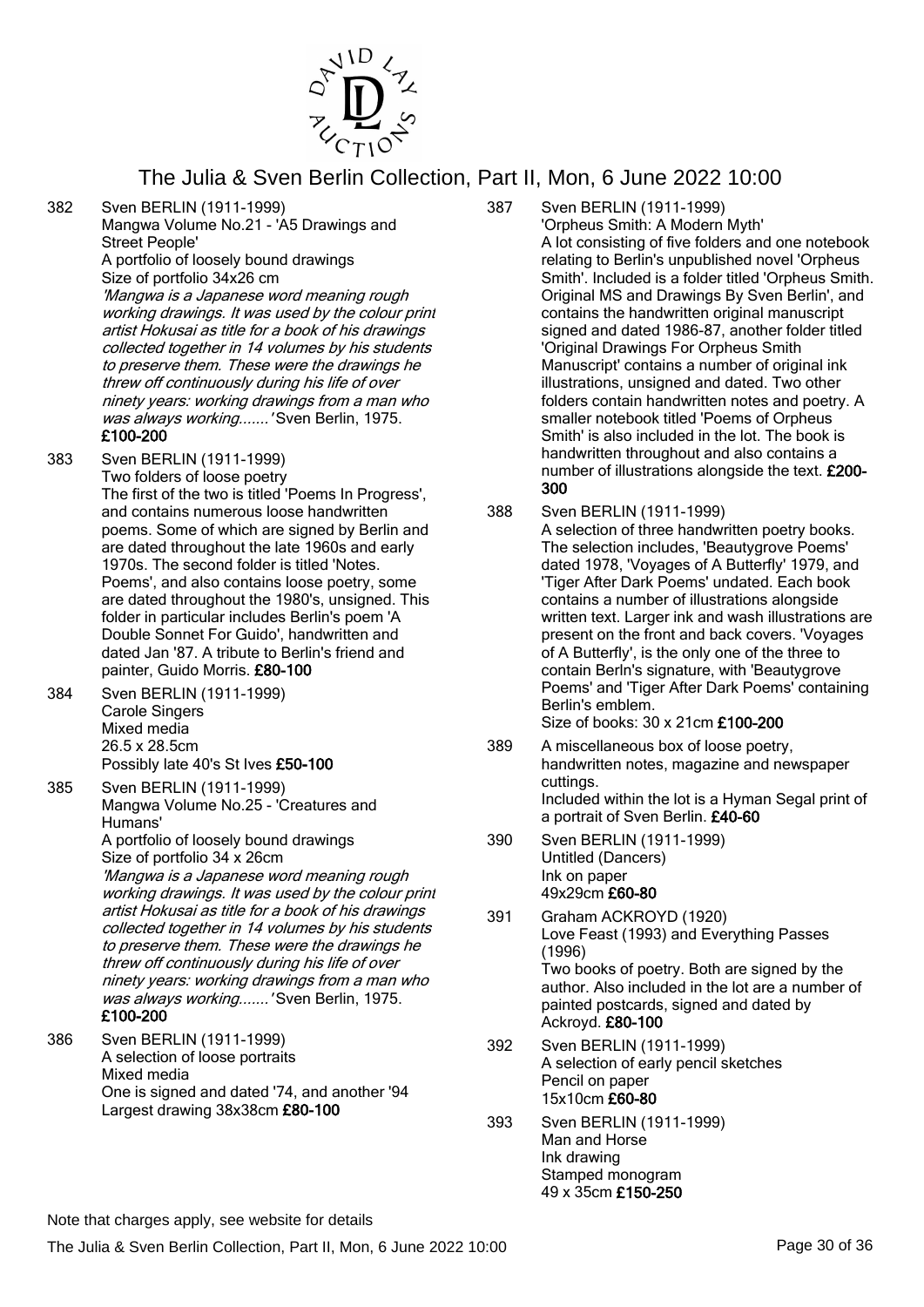382 Sven BERLIN (1911-1999)
Mangwa Volume No.21 - 'A5 Drawings and Street People'
A portfolio of loosely bound drawings
Size of portfolio 34x26 cm
*'Mangwa is a Japanese word meaning rough working drawings. It was used by the colour print artist Hokusai as title for a book of his drawings collected together in 14 volumes by his students to preserve them. These were the drawings he threw off continuously during his life of over ninety years: working drawings from a man who was always working.......'* Sven Berlin, 1975.
**£100-200**

383 Sven BERLIN (1911-1999)
Two folders of loose poetry
The first of the two is titled 'Poems In Progress', and contains numerous loose handwritten poems. Some of which are signed by Berlin and are dated throughout the late 1960s and early 1970s. The second folder is titled 'Notes. Poems', and also contains loose poetry, some are dated throughout the 1980's, unsigned. This folder in particular includes Berlin's poem 'A Double Sonnet For Guido', handwritten and dated Jan '87. A tribute to Berlin's friend and painter, Guido Morris. **£80-100**

384 Sven BERLIN (1911-1999)
Carole Singers
Mixed media
26.5 x 28.5cm
Possibly late 40's St Ives **£50-100**

385 Sven BERLIN (1911-1999)
Mangwa Volume No.25 - 'Creatures and Humans'
A portfolio of loosely bound drawings
Size of portfolio 34 x 26cm
*'Mangwa is a Japanese word meaning rough working drawings. It was used by the colour print artist Hokusai as title for a book of his drawings collected together in 14 volumes by his students to preserve them. These were the drawings he threw off continuously during his life of over ninety years: working drawings from a man who was always working.......'* Sven Berlin, 1975.
**£100-200**

386 Sven BERLIN (1911-1999)
A selection of loose portraits
Mixed media
One is signed and dated '74, and another '94
Largest drawing 38x38cm **£80-100**

387 Sven BERLIN (1911-1999)
'Orpheus Smith: A Modern Myth'
A lot consisting of five folders and one notebook relating to Berlin's unpublished novel 'Orpheus Smith'. Included is a folder titled 'Orpheus Smith. Original MS and Drawings By Sven Berlin', and contains the handwritten original manuscript signed and dated 1986-87, another folder titled 'Original Drawings For Orpheus Smith Manuscript' contains a number of original ink illustrations, unsigned and dated. Two other folders contain handwritten notes and poetry. A smaller notebook titled 'Poems of Orpheus Smith' is also included in the lot. The book is handwritten throughout and also contains a number of illustrations alongside the text. **£200-300**

388 Sven BERLIN (1911-1999)
A selection of three handwritten poetry books. The selection includes, 'Beautygrove Poems' dated 1978, 'Voyages of A Butterfly' 1979, and 'Tiger After Dark Poems' undated. Each book contains a number of illustrations alongside written text. Larger ink and wash illustrations are present on the front and back covers. 'Voyages of A Butterfly', is the only one of the three to contain Berln's signature, with 'Beautygrove Poems' and 'Tiger After Dark Poems' containing Berlin's emblem.
Size of books: 30 x 21cm **£100-200**

389 A miscellaneous box of loose poetry, handwritten notes, magazine and newspaper cuttings.
Included within the lot is a Hyman Segal print of a portrait of Sven Berlin. **£40-60**

390 Sven BERLIN (1911-1999)
Untitled (Dancers)
Ink on paper
49x29cm **£60-80**

391 Graham ACKROYD (1920)
Love Feast (1993) and Everything Passes (1996)
Two books of poetry. Both are signed by the author. Also included in the lot are a number of painted postcards, signed and dated by Ackroyd. **£80-100**

392 Sven BERLIN (1911-1999)
A selection of early pencil sketches
Pencil on paper
15x10cm **£60-80**

393 Sven BERLIN (1911-1999)
Man and Horse
Ink drawing
Stamped monogram
49 x 35cm **£150-250**

Note that charges apply, see website for details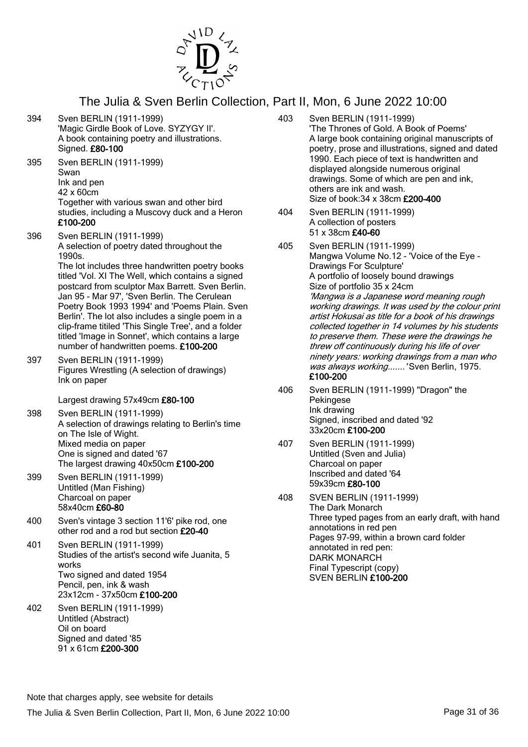# The Julia & Sven Berlin Collection, Part II, Mon, 6 June 2022 10:00

394 Sven BERLIN (1911-1999)
'Magic Girdle Book of Love. SYZYGY II'.
A book containing poetry and illustrations.
Signed. **£80-100**

395 Sven BERLIN (1911-1999)
Swan
Ink and pen
42 x 60cm
Together with various swan and other bird studies, including a Muscovy duck and a Heron
**£100-200**

396 Sven BERLIN (1911-1999)
A selection of poetry dated throughout the 1990s.
The lot includes three handwritten poetry books titled 'Vol. XI The Well, which contains a signed postcard from sculptor Max Barrett. Sven Berlin. Jan 95 - Mar 97', 'Sven Berlin. The Cerulean Poetry Book 1993 1994' and 'Poems Plain. Sven Berlin'. The lot also includes a single poem in a clip-frame titiled 'This Single Tree', and a folder titled 'Image in Sonnet', which contains a large number of handwritten poems. **£100-200**

397 Sven BERLIN (1911-1999)
Figures Wrestling (A selection of drawings)
Ink on paper

Largest drawing 57x49cm **£80-100**

398 Sven BERLIN (1911-1999)
A selection of drawings relating to Berlin's time on The Isle of Wight.
Mixed media on paper
One is signed and dated '67
The largest drawing 40x50cm **£100-200**

399 Sven BERLIN (1911-1999)
Untitled (Man Fishing)
Charcoal on paper
58x40cm **£60-80**

400 Sven's vintage 3 section 11'6' pike rod, one other rod and a rod but section **£20-40**

401 Sven BERLIN (1911-1999)
Studies of the artist's second wife Juanita, 5 works
Two signed and dated 1954
Pencil, pen, ink & wash
23x12cm - 37x50cm **£100-200**

402 Sven BERLIN (1911-1999)
Untitled (Abstract)
Oil on board
Signed and dated '85
91 x 61cm **£200-300**

403 Sven BERLIN (1911-1999)
'The Thrones of Gold. A Book of Poems'
A large book containing original manuscripts of poetry, prose and illustrations, signed and dated 1990. Each piece of text is handwritten and displayed alongside numerous original drawings. Some of which are pen and ink, others are ink and wash.
Size of book:34 x 38cm **£200-400**

404 Sven BERLIN (1911-1999)
A collection of posters
51 x 38cm **£40-60**

405 Sven BERLIN (1911-1999)
Mangwa Volume No.12 - 'Voice of the Eye - Drawings For Sculpture'
A portfolio of loosely bound drawings
Size of portfolio 35 x 24cm
*'Mangwa is a Japanese word meaning rough working drawings. It was used by the colour print artist Hokusai as title for a book of his drawings collected together in 14 volumes by his students to preserve them. These were the drawings he threw off continuously during his life of over ninety years: working drawings from a man who was always working.......'* Sven Berlin, 1975.
**£100-200**

406 Sven BERLIN (1911-1999) "Dragon" the Pekingese
Ink drawing
Signed, inscribed and dated '92
33x20cm **£100-200**

407 Sven BERLIN (1911-1999)
Untitled (Sven and Julia)
Charcoal on paper
Inscribed and dated '64
59x39cm **£80-100**

408 SVEN BERLIN (1911-1999)
The Dark Monarch
Three typed pages from an early draft, with hand annotations in red pen
Pages 97-99, within a brown card folder annotated in red pen:
DARK MONARCH
Final Typescript (copy)
SVEN BERLIN **£100-200**

Note that charges apply, see website for details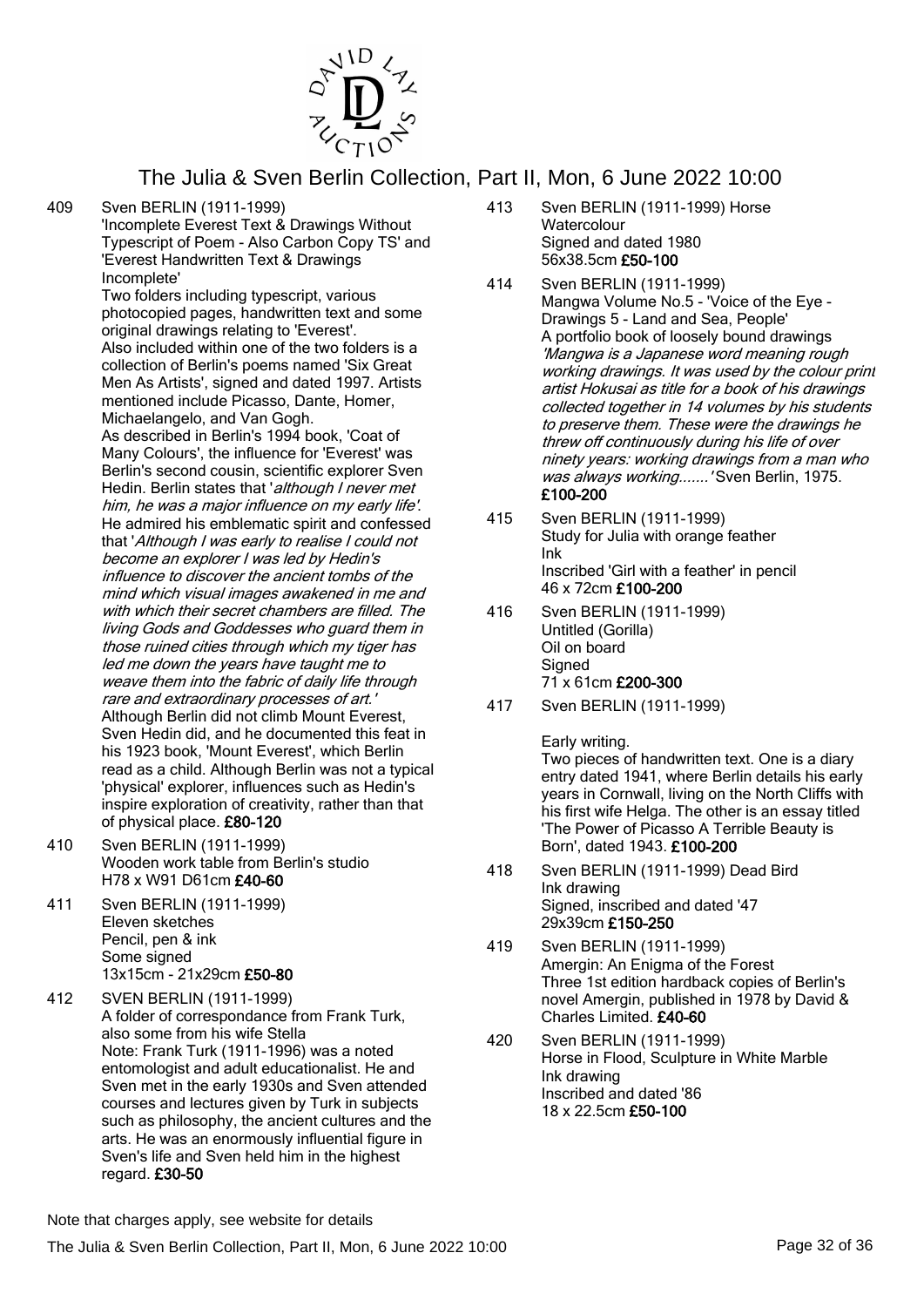409 Sven BERLIN (1911-1999)
'Incomplete Everest Text & Drawings Without Typescript of Poem - Also Carbon Copy TS' and 'Everest Handwritten Text & Drawings Incomplete'
Two folders including typescript, various photocopied pages, handwritten text and some original drawings relating to 'Everest'.
Also included within one of the two folders is a collection of Berlin's poems named 'Six Great Men As Artists', signed and dated 1997. Artists mentioned include Picasso, Dante, Homer, Michaelangelo, and Van Gogh.
As described in Berlin's 1994 book, 'Coat of Many Colours', the influence for 'Everest' was Berlin's second cousin, scientific explorer Sven Hedin. Berlin states that '*although I never met him, he was a major influence on my early life*'. He admired his emblematic spirit and confessed that '*Although I was early to realise I could not become an explorer I was led by Hedin's influence to discover the ancient tombs of the mind which visual images awakened in me and with which their secret chambers are filled. The living Gods and Goddesses who guard them in those ruined cities through which my tiger has led me down the years have taught me to weave them into the fabric of daily life through rare and extraordinary processes of art.*'
Although Berlin did not climb Mount Everest, Sven Hedin did, and he documented this feat in his 1923 book, 'Mount Everest', which Berlin read as a child. Although Berlin was not a typical 'physical' explorer, influences such as Hedin's inspire exploration of creativity, rather than that of physical place. **£80-120**

410 Sven BERLIN (1911-1999)
Wooden work table from Berlin's studio
H78 x W91 D61cm **£40-60**

411 Sven BERLIN (1911-1999)
Eleven sketches
Pencil, pen & ink
Some signed
13x15cm - 21x29cm **£50-80**

412 SVEN BERLIN (1911-1999)
A folder of correspondance from Frank Turk, also some from his wife Stella
Note: Frank Turk (1911-1996) was a noted entomologist and adult educationalist. He and Sven met in the early 1930s and Sven attended courses and lectures given by Turk in subjects such as philosophy, the ancient cultures and the arts. He was an enormously influential figure in Sven's life and Sven held him in the highest regard. **£30-50**

413 Sven BERLIN (1911-1999) Horse
Watercolour
Signed and dated 1980
56x38.5cm **£50-100**

414 Sven BERLIN (1911-1999)
Mangwa Volume No.5 - 'Voice of the Eye - Drawings 5 - Land and Sea, People'
A portfolio book of loosely bound drawings
*'Mangwa is a Japanese word meaning rough working drawings. It was used by the colour print artist Hokusai as title for a book of his drawings collected together in 14 volumes by his students to preserve them. These were the drawings he threw off continuously during his life of over ninety years: working drawings from a man who was always working.......'* Sven Berlin, 1975. **£100-200**

415 Sven BERLIN (1911-1999)
Study for Julia with orange feather
Ink
Inscribed 'Girl with a feather' in pencil
46 x 72cm **£100-200**

416 Sven BERLIN (1911-1999)
Untitled (Gorilla)
Oil on board
Signed
71 x 61cm **£200-300**

417 Sven BERLIN (1911-1999)

Early writing.
Two pieces of handwritten text. One is a diary entry dated 1941, where Berlin details his early years in Cornwall, living on the North Cliffs with his first wife Helga. The other is an essay titled 'The Power of Picasso A Terrible Beauty is Born', dated 1943. **£100-200**

418 Sven BERLIN (1911-1999) Dead Bird
Ink drawing
Signed, inscribed and dated '47
29x39cm **£150-250**

419 Sven BERLIN (1911-1999)
Amergin: An Enigma of the Forest
Three 1st edition hardback copies of Berlin's novel Amergin, published in 1978 by David & Charles Limited. **£40-60**

420 Sven BERLIN (1911-1999)
Horse in Flood, Sculpture in White Marble
Ink drawing
Inscribed and dated '86
18 x 22.5cm **£50-100**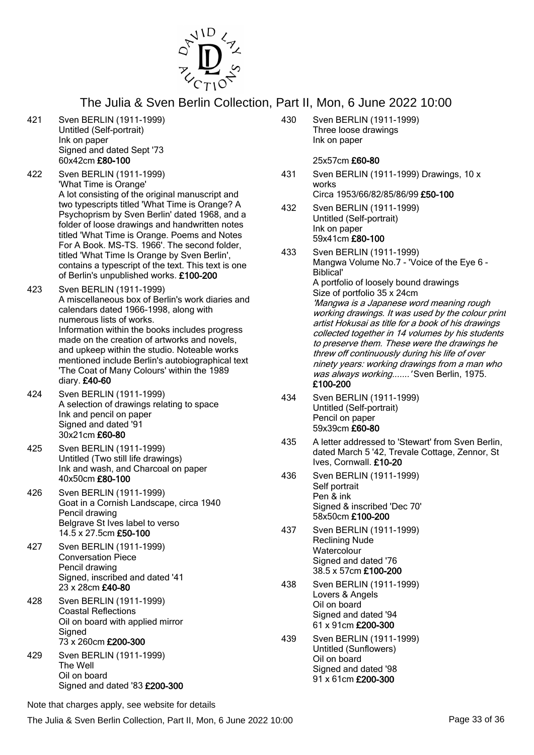421 Sven BERLIN (1911-1999)
Untitled (Self-portrait)
Ink on paper
Signed and dated Sept '73
60x42cm **£80-100**

422 Sven BERLIN (1911-1999)
'What Time is Orange'
A lot consisting of the original manuscript and two typescripts titled 'What Time is Orange? A Psychoprism by Sven Berlin' dated 1968, and a folder of loose drawings and handwritten notes titled 'What Time is Orange. Poems and Notes For A Book. MS-TS. 1966'. The second folder, titled 'What Time Is Orange by Sven Berlin', contains a typescript of the text. This text is one of Berlin's unpublished works. **£100-200**

423 Sven BERLIN (1911-1999)
A miscellaneous box of Berlin's work diaries and calendars dated 1966-1998, along with numerous lists of works.
Information within the books includes progress made on the creation of artworks and novels, and upkeep within the studio. Noteable works mentioned include Berlin's autobiographical text 'The Coat of Many Colours' within the 1989 diary. **£40-60**

424 Sven BERLIN (1911-1999)
A selection of drawings relating to space
Ink and pencil on paper
Signed and dated '91
30x21cm **£60-80**

425 Sven BERLIN (1911-1999)
Untitled (Two still life drawings)
Ink and wash, and Charcoal on paper
40x50cm **£80-100**

426 Sven BERLIN (1911-1999)
Goat in a Cornish Landscape, circa 1940
Pencil drawing
Belgrave St Ives label to verso
14.5 x 27.5cm **£50-100**

427 Sven BERLIN (1911-1999)
Conversation Piece
Pencil drawing
Signed, inscribed and dated '41
23 x 28cm **£40-80**

428 Sven BERLIN (1911-1999)
Coastal Reflections
Oil on board with applied mirror
Signed
73 x 260cm **£200-300**

429 Sven BERLIN (1911-1999)
The Well
Oil on board
Signed and dated '83 **£200-300**

430 Sven BERLIN (1911-1999)
Three loose drawings
Ink on paper

25x57cm **£60-80**

431 Sven BERLIN (1911-1999) Drawings, 10 x works
Circa 1953/66/82/85/86/99 **£50-100**

432 Sven BERLIN (1911-1999)
Untitled (Self-portrait)
Ink on paper
59x41cm **£80-100**

433 Sven BERLIN (1911-1999)
Mangwa Volume No.7 - 'Voice of the Eye 6 - Biblical'
A portfolio of loosely bound drawings
Size of portfolio 35 x 24cm
*'Mangwa is a Japanese word meaning rough working drawings. It was used by the colour print artist Hokusai as title for a book of his drawings collected together in 14 volumes by his students to preserve them. These were the drawings he threw off continuously during his life of over ninety years: working drawings from a man who was always working.......'* Sven Berlin, 1975.
**£100-200**

434 Sven BERLIN (1911-1999)
Untitled (Self-portrait)
Pencil on paper
59x39cm **£60-80**

435 A letter addressed to 'Stewart' from Sven Berlin, dated March 5 '42, Trevale Cottage, Zennor, St Ives, Cornwall. **£10-20**

436 Sven BERLIN (1911-1999)
Self portrait
Pen & ink
Signed & inscribed 'Dec 70'
58x50cm **£100-200**

437 Sven BERLIN (1911-1999)
Reclining Nude
Watercolour
Signed and dated '76
38.5 x 57cm **£100-200**

438 Sven BERLIN (1911-1999)
Lovers & Angels
Oil on board
Signed and dated '94
61 x 91cm **£200-300**

439 Sven BERLIN (1911-1999)
Untitled (Sunflowers)
Oil on board
Signed and dated '98
91 x 61cm **£200-300**

Note that charges apply, see website for details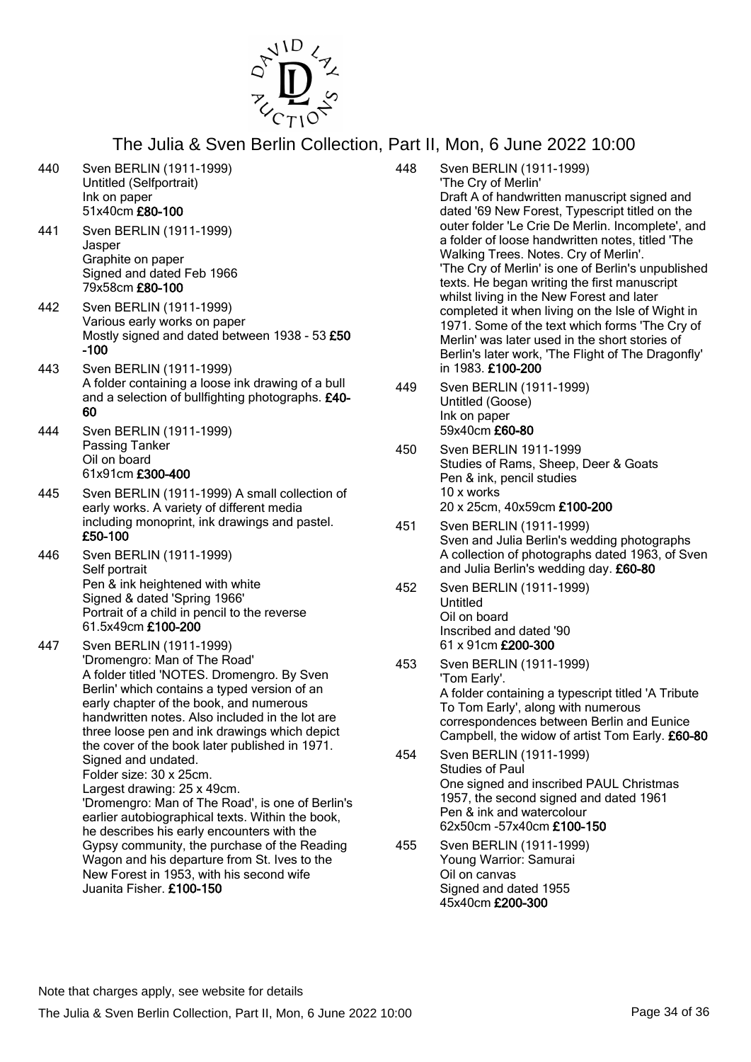# The Julia & Sven Berlin Collection, Part II, Mon, 6 June 2022 10:00

440 Sven BERLIN (1911-1999)
Untitled (Selfportrait)
Ink on paper
51x40cm **£80-100**

441 Sven BERLIN (1911-1999)
Jasper
Graphite on paper
Signed and dated Feb 1966
79x58cm **£80-100**

442 Sven BERLIN (1911-1999)
Various early works on paper
Mostly signed and dated between 1938 - 53 **£50-100**

443 Sven BERLIN (1911-1999)
A folder containing a loose ink drawing of a bull and a selection of bullfighting photographs. **£40-60**

444 Sven BERLIN (1911-1999)
Passing Tanker
Oil on board
61x91cm **£300-400**

445 Sven BERLIN (1911-1999) A small collection of early works. A variety of different media including monoprint, ink drawings and pastel. **£50-100**

446 Sven BERLIN (1911-1999)
Self portrait
Pen & ink heightened with white
Signed & dated 'Spring 1966'
Portrait of a child in pencil to the reverse
61.5x49cm **£100-200**

447 Sven BERLIN (1911-1999)
'Dromengro: Man of The Road'
A folder titled 'NOTES. Dromengro. By Sven Berlin' which contains a typed version of an early chapter of the book, and numerous handwritten notes. Also included in the lot are three loose pen and ink drawings which depict the cover of the book later published in 1971.
Signed and undated.
Folder size: 30 x 25cm.
Largest drawing: 25 x 49cm.
'Dromengro: Man of The Road', is one of Berlin's earlier autobiographical texts. Within the book, he describes his early encounters with the Gypsy community, the purchase of the Reading Wagon and his departure from St. Ives to the New Forest in 1953, with his second wife Juanita Fisher. **£100-150**

448 Sven BERLIN (1911-1999)
'The Cry of Merlin'
Draft A of handwritten manuscript signed and dated '69 New Forest, Typescript titled on the outer folder 'Le Crie De Merlin. Incomplete', and a folder of loose handwritten notes, titled 'The Walking Trees. Notes. Cry of Merlin'.
'The Cry of Merlin' is one of Berlin's unpublished texts. He began writing the first manuscript whilst living in the New Forest and later completed it when living on the Isle of Wight in 1971. Some of the text which forms 'The Cry of Merlin' was later used in the short stories of Berlin's later work, 'The Flight of The Dragonfly' in 1983. **£100-200**

449 Sven BERLIN (1911-1999)
Untitled (Goose)
Ink on paper
59x40cm **£60-80**

450 Sven BERLIN 1911-1999
Studies of Rams, Sheep, Deer & Goats
Pen & ink, pencil studies
10 x works
20 x 25cm, 40x59cm **£100-200**

451 Sven BERLIN (1911-1999)
Sven and Julia Berlin's wedding photographs
A collection of photographs dated 1963, of Sven and Julia Berlin's wedding day. **£60-80**

452 Sven BERLIN (1911-1999)
Untitled
Oil on board
Inscribed and dated '90
61 x 91cm **£200-300**

453 Sven BERLIN (1911-1999)
'Tom Early'.
A folder containing a typescript titled 'A Tribute To Tom Early', along with numerous correspondences between Berlin and Eunice Campbell, the widow of artist Tom Early. **£60-80**

454 Sven BERLIN (1911-1999)
Studies of Paul
One signed and inscribed PAUL Christmas 1957, the second signed and dated 1961
Pen & ink and watercolour
62x50cm -57x40cm **£100-150**

455 Sven BERLIN (1911-1999)
Young Warrior: Samurai
Oil on canvas
Signed and dated 1955
45x40cm **£200-300**

Note that charges apply, see website for details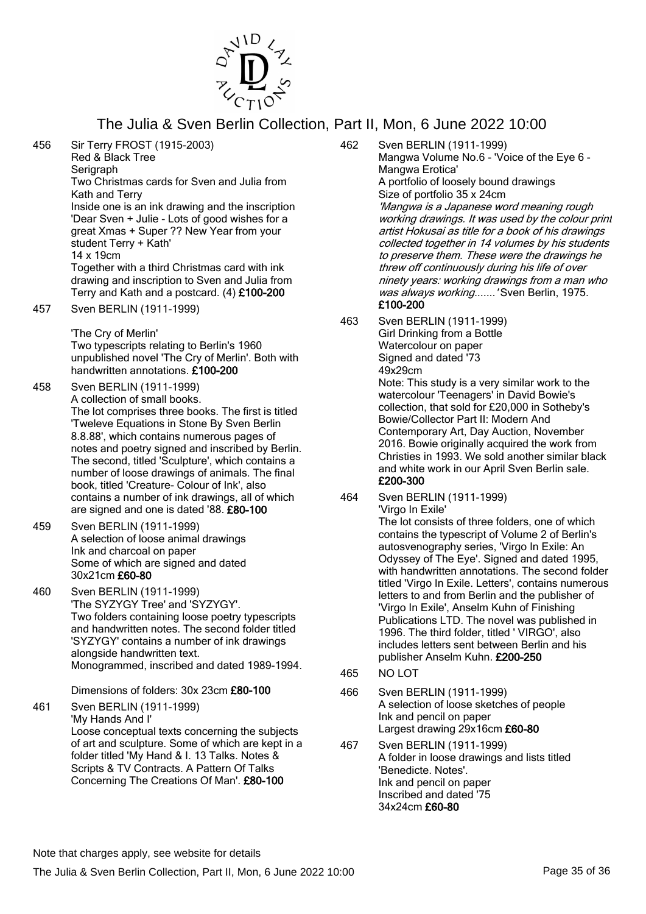456 Sir Terry FROST (1915-2003)
Red & Black Tree
Serigraph
Two Christmas cards for Sven and Julia from Kath and Terry
Inside one is an ink drawing and the inscription 'Dear Sven + Julie - Lots of good wishes for a great Xmas + Super ?? New Year from your student Terry + Kath'
14 x 19cm
Together with a third Christmas card with ink drawing and inscription to Sven and Julia from Terry and Kath and a postcard. (4) **£100-200**

457 Sven BERLIN (1911-1999)

'The Cry of Merlin'
Two typescripts relating to Berlin's 1960 unpublished novel 'The Cry of Merlin'. Both with handwritten annotations. **£100-200**

458 Sven BERLIN (1911-1999)
A collection of small books.
The lot comprises three books. The first is titled 'Tweleve Equations in Stone By Sven Berlin 8.8.88', which contains numerous pages of notes and poetry signed and inscribed by Berlin. The second, titled 'Sculpture', which contains a number of loose drawings of animals. The final book, titled 'Creature- Colour of Ink', also contains a number of ink drawings, all of which are signed and one is dated '88. **£80-100**

459 Sven BERLIN (1911-1999)
A selection of loose animal drawings
Ink and charcoal on paper
Some of which are signed and dated
30x21cm **£60-80**

460 Sven BERLIN (1911-1999)
'The SYZYGY Tree' and 'SYZYGY'.
Two folders containing loose poetry typescripts and handwritten notes. The second folder titled 'SYZYGY' contains a number of ink drawings alongside handwritten text.
Monogrammed, inscribed and dated 1989-1994.

Dimensions of folders: 30x 23cm **£80-100**

461 Sven BERLIN (1911-1999)
'My Hands And I'
Loose conceptual texts concerning the subjects of art and sculpture. Some of which are kept in a folder titled 'My Hand & I. 13 Talks. Notes & Scripts & TV Contracts. A Pattern Of Talks Concerning The Creations Of Man'. **£80-100**

462 Sven BERLIN (1911-1999)
Mangwa Volume No.6 - 'Voice of the Eye 6 - Mangwa Erotica'
A portfolio of loosely bound drawings
Size of portfolio 35 x 24cm
*'Mangwa is a Japanese word meaning rough working drawings. It was used by the colour print artist Hokusai as title for a book of his drawings collected together in 14 volumes by his students to preserve them. These were the drawings he threw off continuously during his life of over ninety years: working drawings from a man who was always working.......'* Sven Berlin, 1975.
**£100-200**

463 Sven BERLIN (1911-1999)
Girl Drinking from a Bottle
Watercolour on paper
Signed and dated '73
49x29cm
Note: This study is a very similar work to the watercolour 'Teenagers' in David Bowie's collection, that sold for £20,000 in Sotheby's Bowie/Collector Part II: Modern And Contemporary Art, Day Auction, November 2016. Bowie originally acquired the work from Christies in 1993. We sold another similar black and white work in our April Sven Berlin sale.
**£200-300**

464 Sven BERLIN (1911-1999)
'Virgo In Exile'
The lot consists of three folders, one of which contains the typescript of Volume 2 of Berlin's autosvenography series, 'Virgo In Exile: An Odyssey of The Eye'. Signed and dated 1995, with handwritten annotations. The second folder titled 'Virgo In Exile. Letters', contains numerous letters to and from Berlin and the publisher of 'Virgo In Exile', Anselm Kuhn of Finishing Publications LTD. The novel was published in 1996. The third folder, titled ' VIRGO', also includes letters sent between Berlin and his publisher Anselm Kuhn. **£200-250**

465 NO LOT

466 Sven BERLIN (1911-1999)
A selection of loose sketches of people
Ink and pencil on paper
Largest drawing 29x16cm **£60-80**

467 Sven BERLIN (1911-1999)
A folder in loose drawings and lists titled 'Benedicte. Notes'.
Ink and pencil on paper
Inscribed and dated '75
34x24cm **£60-80**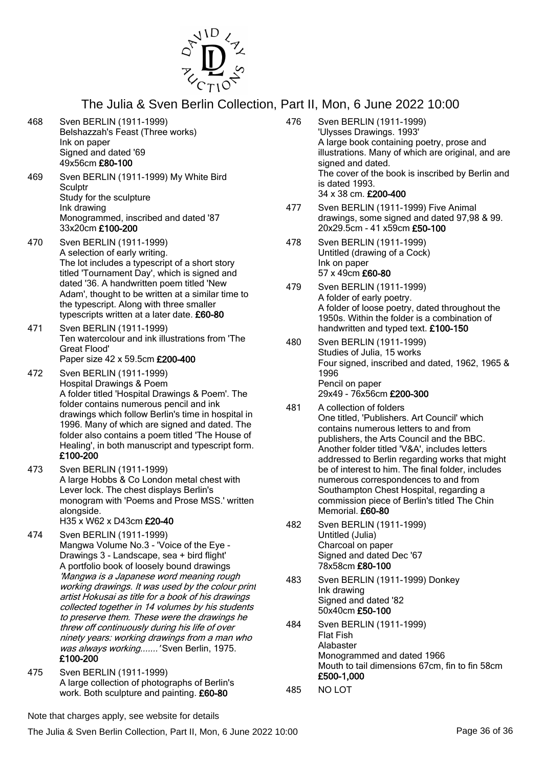# The Julia & Sven Berlin Collection, Part II, Mon, 6 June 2022 10:00

468 Sven BERLIN (1911-1999)
Belshazzah's Feast (Three works)
Ink on paper
Signed and dated '69
49x56cm **£80-100**

469 Sven BERLIN (1911-1999) My White Bird Sculptr
Study for the sculpture
Ink drawing
Monogrammed, inscribed and dated '87
33x20cm **£100-200**

470 Sven BERLIN (1911-1999)
A selection of early writing.
The lot includes a typescript of a short story titled 'Tournament Day', which is signed and dated '36. A handwritten poem titled 'New Adam', thought to be written at a similar time to the typescript. Along with three smaller typescripts written at a later date. **£60-80**

471 Sven BERLIN (1911-1999)
Ten watercolour and ink illustrations from 'The Great Flood'
Paper size 42 x 59.5cm **£200-400**

472 Sven BERLIN (1911-1999)
Hospital Drawings & Poem
A folder titled 'Hospital Drawings & Poem'. The folder contains numerous pencil and ink drawings which follow Berlin's time in hospital in 1996. Many of which are signed and dated. The folder also contains a poem titled 'The House of Healing', in both manuscript and typescript form. **£100-200**

473 Sven BERLIN (1911-1999)
A large Hobbs & Co London metal chest with Lever lock. The chest displays Berlin's monogram with 'Poems and Prose MSS.' written alongside.
H35 x W62 x D43cm **£20-40**

474 Sven BERLIN (1911-1999)
Mangwa Volume No.3 - 'Voice of the Eye - Drawings 3 - Landscape, sea + bird flight'
A portfolio book of loosely bound drawings
*'Mangwa is a Japanese word meaning rough working drawings. It was used by the colour print artist Hokusai as title for a book of his drawings collected together in 14 volumes by his students to preserve them. These were the drawings he threw off continuously during his life of over ninety years: working drawings from a man who was always working.......'* Sven Berlin, 1975. **£100-200**

475 Sven BERLIN (1911-1999)
A large collection of photographs of Berlin's work. Both sculpture and painting. **£60-80**

476 Sven BERLIN (1911-1999)
'Ulysses Drawings. 1993'
A large book containing poetry, prose and illustrations. Many of which are original, and are signed and dated.
The cover of the book is inscribed by Berlin and is dated 1993.
34 x 38 cm. **£200-400**

477 Sven BERLIN (1911-1999) Five Animal drawings, some signed and dated 97,98 & 99.
20x29.5cm - 41 x59cm **£50-100**

478 Sven BERLIN (1911-1999)
Untitled (drawing of a Cock)
Ink on paper
57 x 49cm **£60-80**

479 Sven BERLIN (1911-1999)
A folder of early poetry.
A folder of loose poetry, dated throughout the 1950s. Within the folder is a combination of handwritten and typed text. **£100-150**

480 Sven BERLIN (1911-1999)
Studies of Julia, 15 works
Four signed, inscribed and dated, 1962, 1965 & 1996
Pencil on paper
29x49 - 76x56cm **£200-300**

481 A collection of folders
One titled, 'Publishers. Art Council' which contains numerous letters to and from publishers, the Arts Council and the BBC. Another folder titled 'V&A', includes letters addressed to Berlin regarding works that might be of interest to him. The final folder, includes numerous correspondences to and from Southampton Chest Hospital, regarding a commission piece of Berlin's titled The Chin Memorial. **£60-80**

482 Sven BERLIN (1911-1999)
Untitled (Julia)
Charcoal on paper
Signed and dated Dec '67
78x58cm **£80-100**

483 Sven BERLIN (1911-1999) Donkey
Ink drawing
Signed and dated '82
50x40cm **£50-100**

484 Sven BERLIN (1911-1999)
Flat Fish
Alabaster
Monogrammed and dated 1966
Mouth to tail dimensions 67cm, fin to fin 58cm
**£500-1,000**

485 NO LOT

Note that charges apply, see website for details